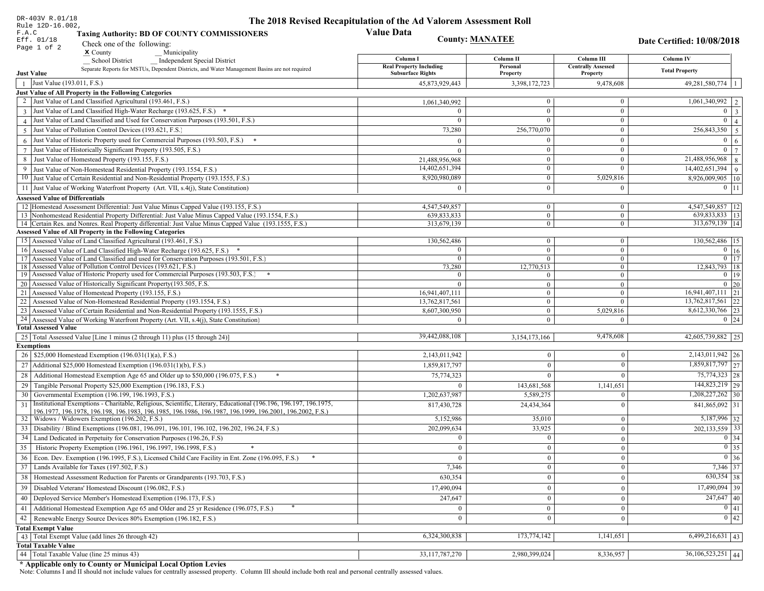DR-403V R.01/18
Rule 12D-16.002, F.A.C
Eff. 01/18

# The 2018 Revised Recapitulation of the Ad Valorem Assessment Roll

## Value Data

**Taxing Authority: BD OF COUNTY COMMISSIONERS**

**County: MANATEE**

**Date Certified: 10/08/2018**

Check one of the following:
X County __ Municipality
__ School District __ Independent Special District

Separate Reports for MSTUs, Dependent Districts, and Water Management Basins are not required

| Line | Just Value | Column I Real Property Including Subsurface Rights | Column II Personal Property | Column III Centrally Assessed Property | Column IV Total Property | Line |
|---|---|---|---|---|---|---|
| 1 | Just Value (193.011, F.S.) | 45,873,929,443 | 3,398,172,723 | 9,478,608 | 49,281,580,774 | 1 |
| | **Just Value of All Property in the Following Categories** | | | | | |
| 2 | Just Value of Land Classified Agricultural (193.461, F.S.) | 1,061,340,992 | 0 | 0 | 1,061,340,992 | 2 |
| 3 | Just Value of Land Classified High-Water Recharge (193.625, F.S.) * | 0 | 0 | 0 | 0 | 3 |
| 4 | Just Value of Land Classified and Used for Conservation Purposes (193.501, F.S.) | 0 | 0 | 0 | 0 | 4 |
| 5 | Just Value of Pollution Control Devices (193.621, F.S.) | 73,280 | 256,770,070 | 0 | 256,843,350 | 5 |
| 6 | Just Value of Historic Property used for Commercial Purposes (193.503, F.S.) * | 0 | 0 | 0 | 0 | 6 |
| 7 | Just Value of Historically Significant Property (193.505, F.S.) | 0 | 0 | 0 | 0 | 7 |
| 8 | Just Value of Homestead Property (193.155, F.S.) | 21,488,956,968 | 0 | 0 | 21,488,956,968 | 8 |
| 9 | Just Value of Non-Homestead Residential Property (193.1554, F.S.) | 14,402,651,394 | 0 | 0 | 14,402,651,394 | 9 |
| 10 | Just Value of Certain Residential and Non-Residential Property (193.1555, F.S.) | 8,920,980,089 | 0 | 5,029,816 | 8,926,009,905 | 10 |
| 11 | Just Value of Working Waterfront Property (Art. VII, s.4(j), State Constitution) | 0 | 0 | 0 | 0 | 11 |
| | **Assessed Value of Differentials** | | | | | |
| 12 | Homestead Assessment Differential: Just Value Minus Capped Value (193.155, F.S.) | 4,547,549,857 | 0 | 0 | 4,547,549,857 | 12 |
| 13 | Nonhomestead Residential Property Differential: Just Value Minus Capped Value (193.1554, F.S.) | 639,833,833 | 0 | 0 | 639,833,833 | 13 |
| 14 | Certain Res. and Nonres. Real Property differential: Just Value Minus Capped Value (193.1555, F.S.) | 313,679,139 | 0 | 0 | 313,679,139 | 14 |
| | **Assessed Value of All Property in the Following Categories** | | | | | |
| 15 | Assessed Value of Land Classified Agricultural (193.461, F.S.) | 130,562,486 | 0 | 0 | 130,562,486 | 15 |
| 16 | Assessed Value of Land Classified High-Water Recharge (193.625, F.S.) * | 0 | 0 | 0 | 0 | 16 |
| 17 | Assessed Value of Land Classified and used for Conservation Purposes (193.501, F.S.) | 0 | 0 | 0 | 0 | 17 |
| 18 | Assessed Value of Pollution Control Devices (193.621, F.S.) | 73,280 | 12,770,513 | 0 | 12,843,793 | 18 |
| 19 | Assessed Value of Historic Property used for Commercial Purposes (193.503, F.S.) * | 0 | 0 | 0 | 0 | 19 |
| 20 | Assessed Value of Historically Significant Property(193.505, F.S. | 0 | 0 | 0 | 0 | 20 |
| 21 | Assessed Value of Homestead Property (193.155, F.S.) | 16,941,407,111 | 0 | 0 | 16,941,407,111 | 21 |
| 22 | Assessed Value of Non-Homestead Residential Property (193.1554, F.S.) | 13,762,817,561 | 0 | 0 | 13,762,817,561 | 22 |
| 23 | Assessed Value of Certain Residential and Non-Residential Property (193.1555, F.S.) | 8,607,300,950 | 0 | 5,029,816 | 8,612,330,766 | 23 |
| 24 | Assessed Value of Working Waterfront Property (Art. VII, s.4(j), State Constitution) | 0 | 0 | 0 | 0 | 24 |
| | **Total Assessed Value** | | | | | |
| 25 | Total Assessed Value [Line 1 minus (2 through 11) plus (15 through 24)] | 39,442,088,108 | 3,154,173,166 | 9,478,608 | 42,605,739,882 | 25 |
| | **Exemptions** | | | | | |
| 26 | $25,000 Homestead Exemption (196.031(1)(a), F.S.) | 2,143,011,942 | 0 | 0 | 2,143,011,942 | 26 |
| 27 | Additional $25,000 Homestead Exemption (196.031(1)(b), F.S.) | 1,859,817,797 | 0 | 0 | 1,859,817,797 | 27 |
| 28 | Additional Homestead Exemption Age 65 and Older up to $50,000 (196.075, F.S.) * | 75,774,323 | 0 | 0 | 75,774,323 | 28 |
| 29 | Tangible Personal Property $25,000 Exemption (196.183, F.S.) | 0 | 143,681,568 | 1,141,651 | 144,823,219 | 29 |
| 30 | Governmental Exemption (196.199, 196.1993, F.S.) | 1,202,637,987 | 5,589,275 | 0 | 1,208,227,262 | 30 |
| 31 | Institutional Exemptions - Charitable, Religious, Scientific, Literary, Educational (196.196, 196.197, 196.1975, 196.1977, 196.1978, 196.198, 196.1983, 196.1985, 196.1986, 196.1987, 196.1999, 196.2001, 196.2002, F.S.) | 817,430,728 | 24,434,364 | 0 | 841,865,092 | 31 |
| 32 | Widows / Widowers Exemption (196.202, F.S.) | 5,152,986 | 35,010 | 0 | 5,187,996 | 32 |
| 33 | Disability / Blind Exemptions (196.081, 196.091, 196.101, 196.102, 196.202, 196.24, F.S.) | 202,099,634 | 33,925 | 0 | 202,133,559 | 33 |
| 34 | Land Dedicated in Perpetuity for Conservation Purposes (196.26, F.S) | 0 | 0 | 0 | 0 | 34 |
| 35 | Historic Property Exemption (196.1961, 196.1997, 196.1998, F.S.) * | 0 | 0 | 0 | 0 | 35 |
| 36 | Econ. Dev. Exemption (196.1995, F.S.), Licensed Child Care Facility in Ent. Zone (196.095, F.S.) * | 0 | 0 | 0 | 0 | 36 |
| 37 | Lands Available for Taxes (197.502, F.S.) | 7,346 | 0 | 0 | 7,346 | 37 |
| 38 | Homestead Assessment Reduction for Parents or Grandparents (193.703, F.S.) | 630,354 | 0 | 0 | 630,354 | 38 |
| 39 | Disabled Veterans' Homestead Discount (196.082, F.S.) | 17,490,094 | 0 | 0 | 17,490,094 | 39 |
| 40 | Deployed Service Member's Homestead Exemption (196.173, F.S.) | 247,647 | 0 | 0 | 247,647 | 40 |
| 41 | Additional Homestead Exemption Age 65 and Older and 25 yr Residence (196.075, F.S.) * | 0 | 0 | 0 | 0 | 41 |
| 42 | Renewable Energy Source Devices 80% Exemption (196.182, F.S.) | 0 | 0 | 0 | 0 | 42 |
| | **Total Exempt Value** | | | | | |
| 43 | Total Exempt Value (add lines 26 through 42) | 6,324,300,838 | 173,774,142 | 1,141,651 | 6,499,216,631 | 43 |
| | **Total Taxable Value** | | | | | |
| 44 | Total Taxable Value (line 25 minus 43) | 33,117,787,270 | 2,980,399,024 | 8,336,957 | 36,106,523,251 | 44 |

**\* Applicable only to County or Municipal Local Option Levies**

Note: Columns I and II should not include values for centrally assessed property. Column III should include both real and personal centrally assessed values.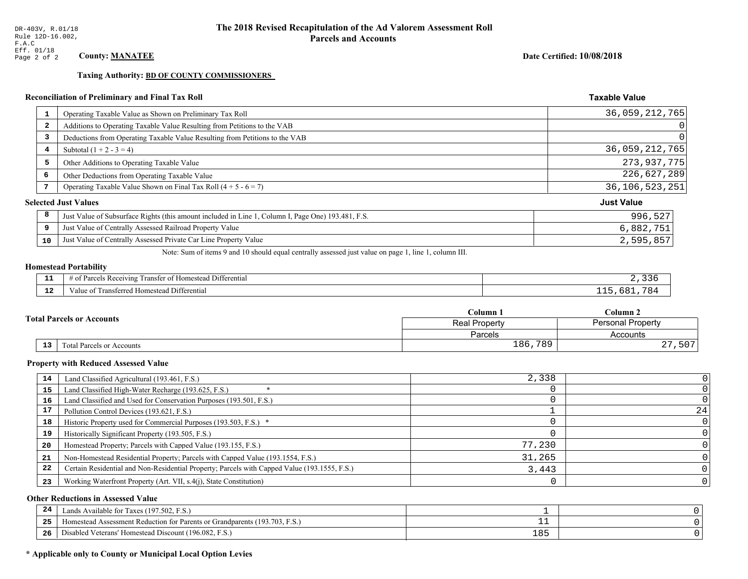DR-403V, R.01/18
Rule 12D-16.002, F.A.C
Eff. 01/18

# The 2018 Revised Recapitulation of the Ad Valorem Assessment Roll
## Parcels and Accounts

**County: MANATEE**

**Date Certified: 10/08/2018**

**Taxing Authority: BD OF COUNTY COMMISSIONERS**

### Reconciliation of Preliminary and Final Tax Roll

| | | Taxable Value |
|---|---|---|
| 1 | Operating Taxable Value as Shown on Preliminary Tax Roll | 36,059,212,765 |
| 2 | Additions to Operating Taxable Value Resulting from Petitions to the VAB | 0 |
| 3 | Deductions from Operating Taxable Value Resulting from Petitions to the VAB | 0 |
| 4 | Subtotal (1 + 2 - 3 = 4) | 36,059,212,765 |
| 5 | Other Additions to Operating Taxable Value | 273,937,775 |
| 6 | Other Deductions from Operating Taxable Value | 226,627,289 |
| 7 | Operating Taxable Value Shown on Final Tax Roll (4 + 5 - 6 = 7) | 36,106,523,251 |

### Selected Just Values

| | | Just Value |
|---|---|---|
| 8 | Just Value of Subsurface Rights (this amount included in Line 1, Column I, Page One) 193.481, F.S. | 996,527 |
| 9 | Just Value of Centrally Assessed Railroad Property Value | 6,882,751 |
| 10 | Just Value of Centrally Assessed Private Car Line Property Value | 2,595,857 |

Note: Sum of items 9 and 10 should equal centrally assessed just value on page 1, line 1, column III.

### Homestead Portability

| | | |
|---|---|---|
| 11 | # of Parcels Receiving Transfer of Homestead Differential | 2,336 |
| 12 | Value of Transferred Homestead Differential | 115,681,784 |

### Total Parcels or Accounts

| | | Column 1 | Column 2 |
|---|---|---|---|
| | | Real Property | Personal Property |
| | | Parcels | Accounts |
| 13 | Total Parcels or Accounts | 186,789 | 27,507 |

### Property with Reduced Assessed Value

| | | Column 1 | Column 2 |
|---|---|---|---|
| 14 | Land Classified Agricultural (193.461, F.S.) | 2,338 | 0 |
| 15 | Land Classified High-Water Recharge (193.625, F.S.) * | 0 | 0 |
| 16 | Land Classified and Used for Conservation Purposes (193.501, F.S.) | 0 | 0 |
| 17 | Pollution Control Devices (193.621, F.S.) | 1 | 24 |
| 18 | Historic Property used for Commercial Purposes (193.503, F.S.) * | 0 | 0 |
| 19 | Historically Significant Property (193.505, F.S.) | 0 | 0 |
| 20 | Homestead Property; Parcels with Capped Value (193.155, F.S.) | 77,230 | 0 |
| 21 | Non-Homestead Residential Property; Parcels with Capped Value (193.1554, F.S.) | 31,265 | 0 |
| 22 | Certain Residential and Non-Residential Property; Parcels with Capped Value (193.1555, F.S.) | 3,443 | 0 |
| 23 | Working Waterfront Property (Art. VII, s.4(j), State Constitution) | 0 | 0 |

### Other Reductions in Assessed Value

| | | Column 1 | Column 2 |
|---|---|---|---|
| 24 | Lands Available for Taxes (197.502, F.S.) | 1 | 0 |
| 25 | Homestead Assessment Reduction for Parents or Grandparents (193.703, F.S.) | 11 | 0 |
| 26 | Disabled Veterans' Homestead Discount (196.082, F.S.) | 185 | 0 |

**\* Applicable only to County or Municipal Local Option Levies**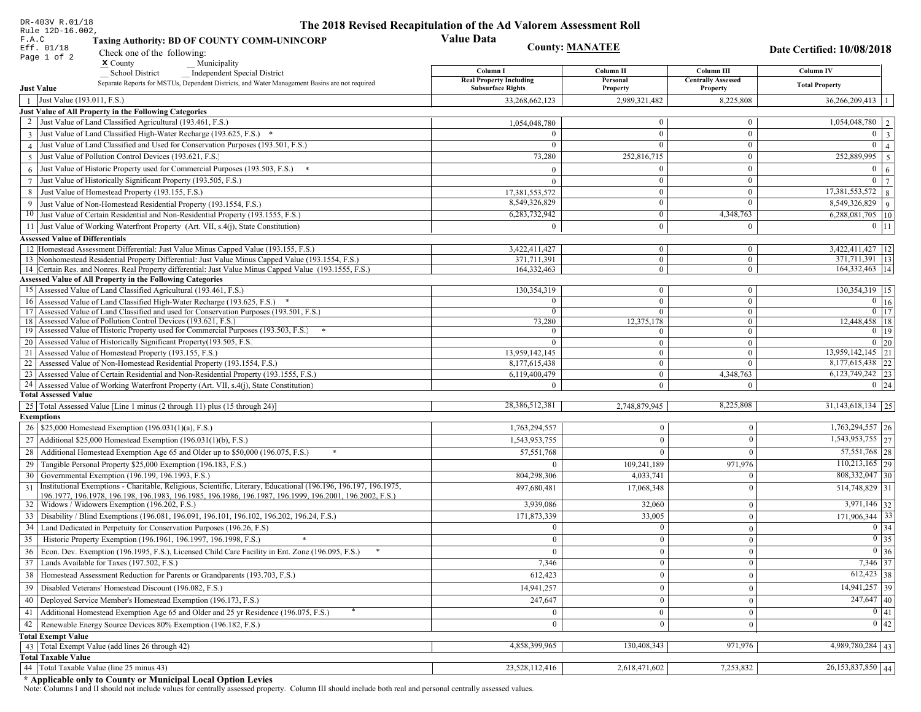DR-403V R.01/18
Rule 12D-16.002, F.A.C
Eff. 01/18

# The 2018 Revised Recapitulation of the Ad Valorem Assessment Roll

## Value Data

**Taxing Authority: BD OF COUNTY COMM-UNINCORP**

**County: MANATEE**

**Date Certified: 10/08/2018**

Check one of the following:
**X** County __ Municipality
__ School District __ Independent Special District

Separate Reports for MSTUs, Dependent Districts, and Water Management Basins are not required

| | | Column I Real Property Including Subsurface Rights | Column II Personal Property | Column III Centrally Assessed Property | Column IV Total Property | |
|---|---|---|---|---|---|---|
| **Just Value** | | | | | | |
| 1 | Just Value (193.011, F.S.) | 33,268,662,123 | 2,989,321,482 | 8,225,808 | 36,266,209,413 | 1 |
| **Just Value of All Property in the Following Categories** | | | | | | |
| 2 | Just Value of Land Classified Agricultural (193.461, F.S.) | 1,054,048,780 | 0 | 0 | 1,054,048,780 | 2 |
| 3 | Just Value of Land Classified High-Water Recharge (193.625, F.S.) * | 0 | 0 | 0 | 0 | 3 |
| 4 | Just Value of Land Classified and Used for Conservation Purposes (193.501, F.S.) | 0 | 0 | 0 | 0 | 4 |
| 5 | Just Value of Pollution Control Devices (193.621, F.S.) | 73,280 | 252,816,715 | 0 | 252,889,995 | 5 |
| 6 | Just Value of Historic Property used for Commercial Purposes (193.503, F.S.) * | 0 | 0 | 0 | 0 | 6 |
| 7 | Just Value of Historically Significant Property (193.505, F.S.) | 0 | 0 | 0 | 0 | 7 |
| 8 | Just Value of Homestead Property (193.155, F.S.) | 17,381,553,572 | 0 | 0 | 17,381,553,572 | 8 |
| 9 | Just Value of Non-Homestead Residential Property (193.1554, F.S.) | 8,549,326,829 | 0 | 0 | 8,549,326,829 | 9 |
| 10 | Just Value of Certain Residential and Non-Residential Property (193.1555, F.S.) | 6,283,732,942 | 0 | 4,348,763 | 6,288,081,705 | 10 |
| 11 | Just Value of Working Waterfront Property (Art. VII, s.4(j), State Constitution) | 0 | 0 | 0 | 0 | 11 |
| **Assessed Value of Differentials** | | | | | | |
| 12 | Homestead Assessment Differential: Just Value Minus Capped Value (193.155, F.S.) | 3,422,411,427 | 0 | 0 | 3,422,411,427 | 12 |
| 13 | Nonhomestead Residential Property Differential: Just Value Minus Capped Value (193.1554, F.S.) | 371,711,391 | 0 | 0 | 371,711,391 | 13 |
| 14 | Certain Res. and Nonres. Real Property differential: Just Value Minus Capped Value (193.1555, F.S.) | 164,332,463 | 0 | 0 | 164,332,463 | 14 |
| **Assessed Value of All Property in the Following Categories** | | | | | | |
| 15 | Assessed Value of Land Classified Agricultural (193.461, F.S.) | 130,354,319 | 0 | 0 | 130,354,319 | 15 |
| 16 | Assessed Value of Land Classified High-Water Recharge (193.625, F.S.) * | 0 | 0 | 0 | 0 | 16 |
| 17 | Assessed Value of Land Classified and used for Conservation Purposes (193.501, F.S.) | 0 | 0 | 0 | 0 | 17 |
| 18 | Assessed Value of Pollution Control Devices (193.621, F.S.) | 73,280 | 12,375,178 | 0 | 12,448,458 | 18 |
| 19 | Assessed Value of Historic Property used for Commercial Purposes (193.503, F.S.) * | 0 | 0 | 0 | 0 | 19 |
| 20 | Assessed Value of Historically Significant Property(193.505, F.S. | 0 | 0 | 0 | 0 | 20 |
| 21 | Assessed Value of Homestead Property (193.155, F.S.) | 13,959,142,145 | 0 | 0 | 13,959,142,145 | 21 |
| 22 | Assessed Value of Non-Homestead Residential Property (193.1554, F.S.) | 8,177,615,438 | 0 | 0 | 8,177,615,438 | 22 |
| 23 | Assessed Value of Certain Residential and Non-Residential Property (193.1555, F.S.) | 6,119,400,479 | 0 | 4,348,763 | 6,123,749,242 | 23 |
| 24 | Assessed Value of Working Waterfront Property (Art. VII, s.4(j), State Constitution) | 0 | 0 | 0 | 0 | 24 |
| **Total Assessed Value** | | | | | | |
| 25 | Total Assessed Value [Line 1 minus (2 through 11) plus (15 through 24)] | 28,386,512,381 | 2,748,879,945 | 8,225,808 | 31,143,618,134 | 25 |
| **Exemptions** | | | | | | |
| 26 | $25,000 Homestead Exemption (196.031(1)(a), F.S.) | 1,763,294,557 | 0 | 0 | 1,763,294,557 | 26 |
| 27 | Additional $25,000 Homestead Exemption (196.031(1)(b), F.S.) | 1,543,953,755 | 0 | 0 | 1,543,953,755 | 27 |
| 28 | Additional Homestead Exemption Age 65 and Older up to $50,000 (196.075, F.S.) * | 57,551,768 | 0 | 0 | 57,551,768 | 28 |
| 29 | Tangible Personal Property $25,000 Exemption (196.183, F.S.) | 0 | 109,241,189 | 971,976 | 110,213,165 | 29 |
| 30 | Governmental Exemption (196.199, 196.1993, F.S.) | 804,298,306 | 4,033,741 | 0 | 808,332,047 | 30 |
| 31 | Institutional Exemptions - Charitable, Religious, Scientific, Literary, Educational (196.196, 196.197, 196.1975, 196.1977, 196.1978, 196.198, 196.1983, 196.1985, 196.1986, 196.1987, 196.1999, 196.2001, 196.2002, F.S.) | 497,680,481 | 17,068,348 | 0 | 514,748,829 | 31 |
| 32 | Widows / Widowers Exemption (196.202, F.S.) | 3,939,086 | 32,060 | 0 | 3,971,146 | 32 |
| 33 | Disability / Blind Exemptions (196.081, 196.091, 196.101, 196.102, 196.202, 196.24, F.S.) | 171,873,339 | 33,005 | 0 | 171,906,344 | 33 |
| 34 | Land Dedicated in Perpetuity for Conservation Purposes (196.26, F.S) | 0 | 0 | 0 | 0 | 34 |
| 35 | Historic Property Exemption (196.1961, 196.1997, 196.1998, F.S.) * | 0 | 0 | 0 | 0 | 35 |
| 36 | Econ. Dev. Exemption (196.1995, F.S.), Licensed Child Care Facility in Ent. Zone (196.095, F.S.) * | 0 | 0 | 0 | 0 | 36 |
| 37 | Lands Available for Taxes (197.502, F.S.) | 7,346 | 0 | 0 | 7,346 | 37 |
| 38 | Homestead Assessment Reduction for Parents or Grandparents (193.703, F.S.) | 612,423 | 0 | 0 | 612,423 | 38 |
| 39 | Disabled Veterans' Homestead Discount (196.082, F.S.) | 14,941,257 | 0 | 0 | 14,941,257 | 39 |
| 40 | Deployed Service Member's Homestead Exemption (196.173, F.S.) | 247,647 | 0 | 0 | 247,647 | 40 |
| 41 | Additional Homestead Exemption Age 65 and Older and 25 yr Residence (196.075, F.S.) * | 0 | 0 | 0 | 0 | 41 |
| 42 | Renewable Energy Source Devices 80% Exemption (196.182, F.S.) | 0 | 0 | 0 | 0 | 42 |
| **Total Exempt Value** | | | | | | |
| 43 | Total Exempt Value (add lines 26 through 42) | 4,858,399,965 | 130,408,343 | 971,976 | 4,989,780,284 | 43 |
| **Total Taxable Value** | | | | | | |
| 44 | Total Taxable Value (line 25 minus 43) | 23,528,112,416 | 2,618,471,602 | 7,253,832 | 26,153,837,850 | 44 |

**\* Applicable only to County or Municipal Local Option Levies**

Note: Columns I and II should not include values for centrally assessed property. Column III should include both real and personal centrally assessed values.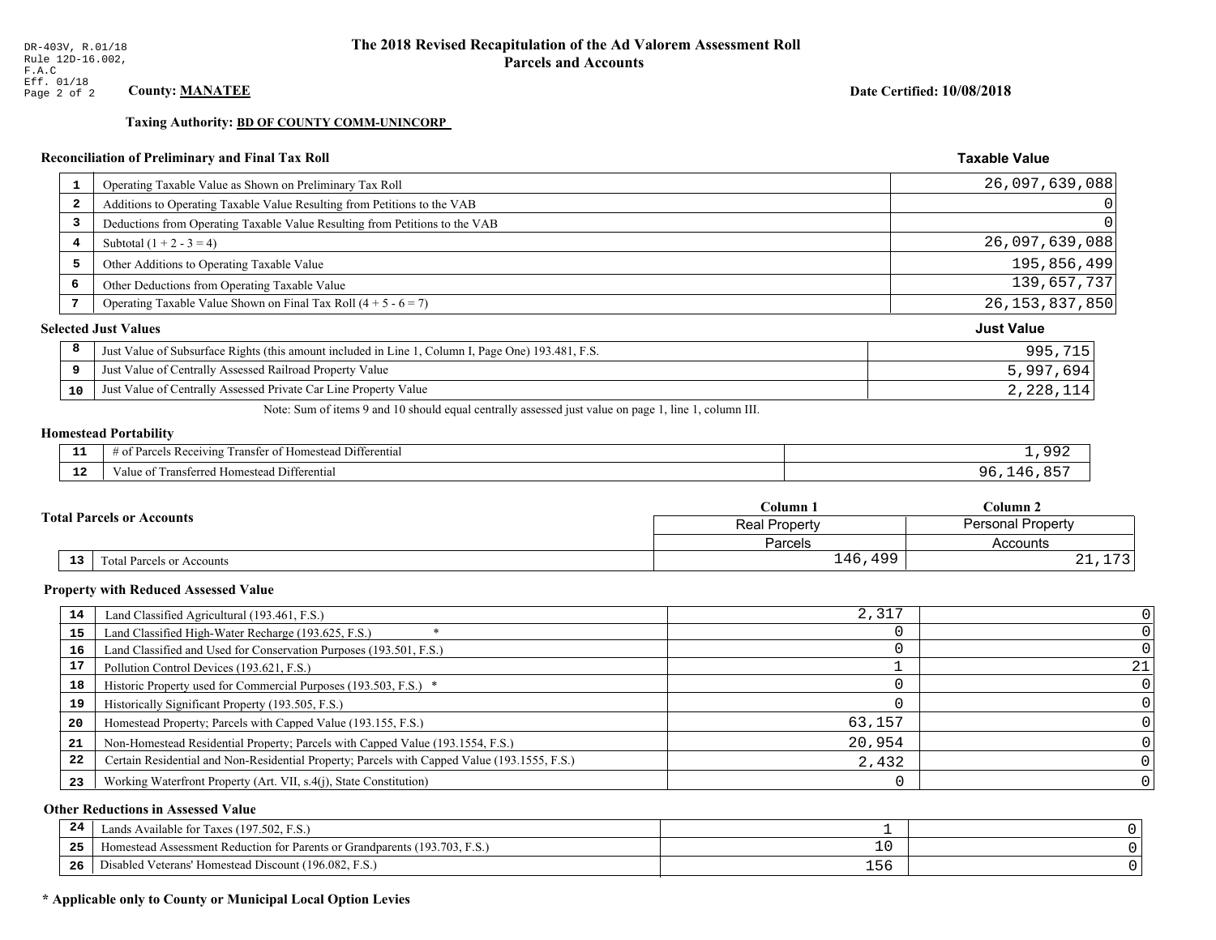DR-403V, R.01/18
Rule 12D-16.002, F.A.C
Eff. 01/18

# The 2018 Revised Recapitulation of the Ad Valorem Assessment Roll
## Parcels and Accounts

**County: MANATEE** | **Date Certified: 10/08/2018**

**Taxing Authority: BD OF COUNTY COMM-UNINCORP**

### Reconciliation of Preliminary and Final Tax Roll

| | | Taxable Value |
|---|---|---|
| 1 | Operating Taxable Value as Shown on Preliminary Tax Roll | 26,097,639,088 |
| 2 | Additions to Operating Taxable Value Resulting from Petitions to the VAB | 0 |
| 3 | Deductions from Operating Taxable Value Resulting from Petitions to the VAB | 0 |
| 4 | Subtotal (1 + 2 - 3 = 4) | 26,097,639,088 |
| 5 | Other Additions to Operating Taxable Value | 195,856,499 |
| 6 | Other Deductions from Operating Taxable Value | 139,657,737 |
| 7 | Operating Taxable Value Shown on Final Tax Roll (4 + 5 - 6 = 7) | 26,153,837,850 |

### Selected Just Values

| | | Just Value |
|---|---|---|
| 8 | Just Value of Subsurface Rights (this amount included in Line 1, Column I, Page One) 193.481, F.S. | 995,715 |
| 9 | Just Value of Centrally Assessed Railroad Property Value | 5,997,694 |
| 10 | Just Value of Centrally Assessed Private Car Line Property Value | 2,228,114 |

Note: Sum of items 9 and 10 should equal centrally assessed just value on page 1, line 1, column III.

### Homestead Portability

| | | |
|---|---|---|
| 11 | # of Parcels Receiving Transfer of Homestead Differential | 1,992 |
| 12 | Value of Transferred Homestead Differential | 96,146,857 |

### Total Parcels or Accounts

| | | Column 1 Real Property Parcels | Column 2 Personal Property Accounts |
|---|---|---|---|
| 13 | Total Parcels or Accounts | 146,499 | 21,173 |

### Property with Reduced Assessed Value

| | | Column 1 | Column 2 |
|---|---|---|---|
| 14 | Land Classified Agricultural (193.461, F.S.) | 2,317 | 0 |
| 15 | Land Classified High-Water Recharge (193.625, F.S.) * | 0 | 0 |
| 16 | Land Classified and Used for Conservation Purposes (193.501, F.S.) | 0 | 0 |
| 17 | Pollution Control Devices (193.621, F.S.) | 1 | 21 |
| 18 | Historic Property used for Commercial Purposes (193.503, F.S.) * | 0 | 0 |
| 19 | Historically Significant Property (193.505, F.S.) | 0 | 0 |
| 20 | Homestead Property; Parcels with Capped Value (193.155, F.S.) | 63,157 | 0 |
| 21 | Non-Homestead Residential Property; Parcels with Capped Value (193.1554, F.S.) | 20,954 | 0 |
| 22 | Certain Residential and Non-Residential Property; Parcels with Capped Value (193.1555, F.S.) | 2,432 | 0 |
| 23 | Working Waterfront Property (Art. VII, s.4(j), State Constitution) | 0 | 0 |

### Other Reductions in Assessed Value

| | | Column 1 | Column 2 |
|---|---|---|---|
| 24 | Lands Available for Taxes (197.502, F.S.) | 1 | 0 |
| 25 | Homestead Assessment Reduction for Parents or Grandparents (193.703, F.S.) | 10 | 0 |
| 26 | Disabled Veterans' Homestead Discount (196.082, F.S.) | 156 | 0 |

**\* Applicable only to County or Municipal Local Option Levies**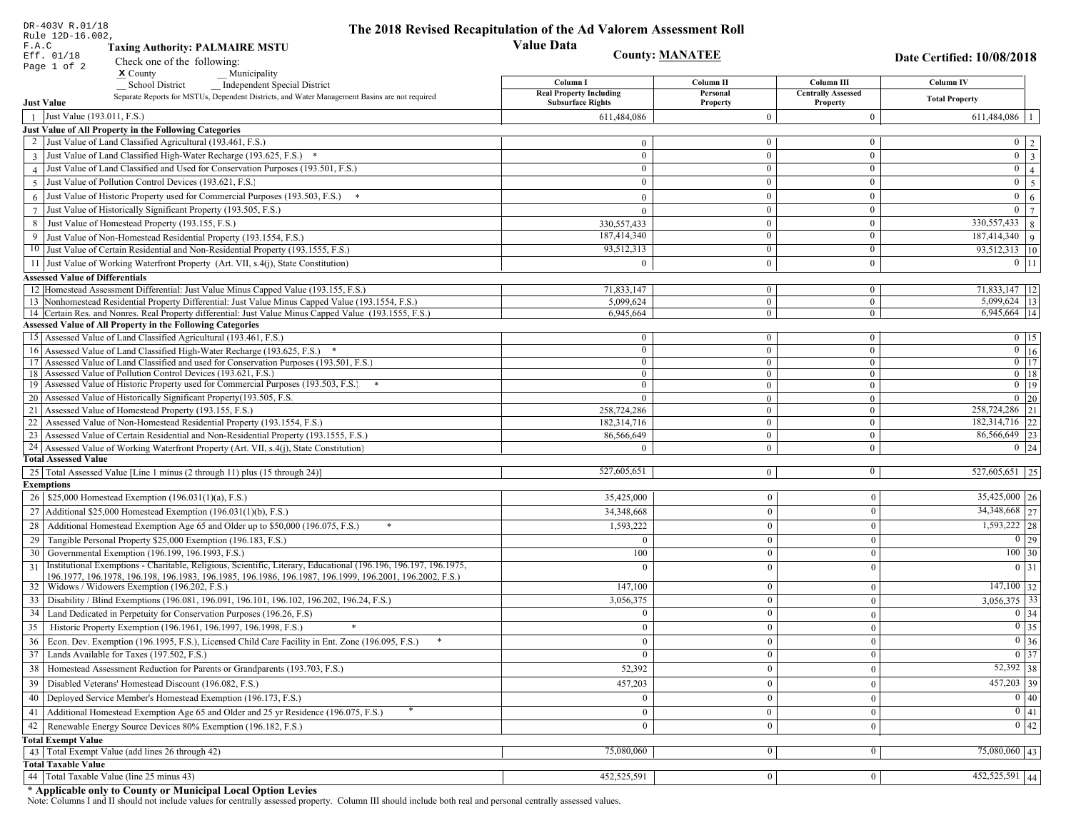DR-403V R.01/18
Rule 12D-16.002,
F.A.C
Eff. 01/18
Page 1 of 2

# The 2018 Revised Recapitulation of the Ad Valorem Assessment Roll
## Value Data

**Taxing Authority: PALMAIRE MSTU**

**County: MANATEE**

**Date Certified: 10/08/2018**

Check one of the following:
X County
__ Municipality
__ School District
__ Independent Special District

Separate Reports for MSTUs, Dependent Districts, and Water Management Basins are not required

| | | Column I Real Property Including Subsurface Rights | Column II Personal Property | Column III Centrally Assessed Property | Column IV Total Property | |
|---|---|---|---|---|---|---|
| **Just Value** | | | | | | |
| 1 | Just Value (193.011, F.S.) | 611,484,086 | 0 | 0 | 611,484,086 | 1 |
| **Just Value of All Property in the Following Categories** | | | | | | |
| 2 | Just Value of Land Classified Agricultural (193.461, F.S.) | 0 | 0 | 0 | 0 | 2 |
| 3 | Just Value of Land Classified High-Water Recharge (193.625, F.S.) * | 0 | 0 | 0 | 0 | 3 |
| 4 | Just Value of Land Classified and Used for Conservation Purposes (193.501, F.S.) | 0 | 0 | 0 | 0 | 4 |
| 5 | Just Value of Pollution Control Devices (193.621, F.S.) | 0 | 0 | 0 | 0 | 5 |
| 6 | Just Value of Historic Property used for Commercial Purposes (193.503, F.S.) * | 0 | 0 | 0 | 0 | 6 |
| 7 | Just Value of Historically Significant Property (193.505, F.S.) | 0 | 0 | 0 | 0 | 7 |
| 8 | Just Value of Homestead Property (193.155, F.S.) | 330,557,433 | 0 | 0 | 330,557,433 | 8 |
| 9 | Just Value of Non-Homestead Residential Property (193.1554, F.S.) | 187,414,340 | 0 | 0 | 187,414,340 | 9 |
| 10 | Just Value of Certain Residential and Non-Residential Property (193.1555, F.S.) | 93,512,313 | 0 | 0 | 93,512,313 | 10 |
| 11 | Just Value of Working Waterfront Property (Art. VII, s.4(j), State Constitution) | 0 | 0 | 0 | 0 | 11 |
| **Assessed Value of Differentials** | | | | | | |
| 12 | Homestead Assessment Differential: Just Value Minus Capped Value (193.155, F.S.) | 71,833,147 | 0 | 0 | 71,833,147 | 12 |
| 13 | Nonhomestead Residential Property Differential: Just Value Minus Capped Value (193.1554, F.S.) | 5,099,624 | 0 | 0 | 5,099,624 | 13 |
| 14 | Certain Res. and Nonres. Real Property differential: Just Value Minus Capped Value (193.1555, F.S.) | 6,945,664 | 0 | 0 | 6,945,664 | 14 |
| **Assessed Value of All Property in the Following Categories** | | | | | | |
| 15 | Assessed Value of Land Classified Agricultural (193.461, F.S.) | 0 | 0 | 0 | 0 | 15 |
| 16 | Assessed Value of Land Classified High-Water Recharge (193.625, F.S.) * | 0 | 0 | 0 | 0 | 16 |
| 17 | Assessed Value of Land Classified and used for Conservation Purposes (193.501, F.S.) | 0 | 0 | 0 | 0 | 17 |
| 18 | Assessed Value of Pollution Control Devices (193.621, F.S.) | 0 | 0 | 0 | 0 | 18 |
| 19 | Assessed Value of Historic Property used for Commercial Purposes (193.503, F.S.) * | 0 | 0 | 0 | 0 | 19 |
| 20 | Assessed Value of Historically Significant Property(193.505, F.S. | 0 | 0 | 0 | 0 | 20 |
| 21 | Assessed Value of Homestead Property (193.155, F.S.) | 258,724,286 | 0 | 0 | 258,724,286 | 21 |
| 22 | Assessed Value of Non-Homestead Residential Property (193.1554, F.S.) | 182,314,716 | 0 | 0 | 182,314,716 | 22 |
| 23 | Assessed Value of Certain Residential and Non-Residential Property (193.1555, F.S.) | 86,566,649 | 0 | 0 | 86,566,649 | 23 |
| 24 | Assessed Value of Working Waterfront Property (Art. VII, s.4(j), State Constitution) | 0 | 0 | 0 | 0 | 24 |
| **Total Assessed Value** | | | | | | |
| 25 | Total Assessed Value [Line 1 minus (2 through 11) plus (15 through 24)] | 527,605,651 | 0 | 0 | 527,605,651 | 25 |
| **Exemptions** | | | | | | |
| 26 | $25,000 Homestead Exemption (196.031(1)(a), F.S.) | 35,425,000 | 0 | 0 | 35,425,000 | 26 |
| 27 | Additional $25,000 Homestead Exemption (196.031(1)(b), F.S.) | 34,348,668 | 0 | 0 | 34,348,668 | 27 |
| 28 | Additional Homestead Exemption Age 65 and Older up to $50,000 (196.075, F.S.) * | 1,593,222 | 0 | 0 | 1,593,222 | 28 |
| 29 | Tangible Personal Property $25,000 Exemption (196.183, F.S.) | 0 | 0 | 0 | 0 | 29 |
| 30 | Governmental Exemption (196.199, 196.1993, F.S.) | 100 | 0 | 0 | 100 | 30 |
| 31 | Institutional Exemptions - Charitable, Religious, Scientific, Literary, Educational (196.196, 196.197, 196.1975, 196.1977, 196.1978, 196.198, 196.1983, 196.1985, 196.1986, 196.1987, 196.1999, 196.2001, 196.2002, F.S.) | 0 | 0 | 0 | 0 | 31 |
| 32 | Widows / Widowers Exemption (196.202, F.S.) | 147,100 | 0 | 0 | 147,100 | 32 |
| 33 | Disability / Blind Exemptions (196.081, 196.091, 196.101, 196.102, 196.202, 196.24, F.S.) | 3,056,375 | 0 | 0 | 3,056,375 | 33 |
| 34 | Land Dedicated in Perpetuity for Conservation Purposes (196.26, F.S) | 0 | 0 | 0 | 0 | 34 |
| 35 | Historic Property Exemption (196.1961, 196.1997, 196.1998, F.S.) * | 0 | 0 | 0 | 0 | 35 |
| 36 | Econ. Dev. Exemption (196.1995, F.S.), Licensed Child Care Facility in Ent. Zone (196.095, F.S.) * | 0 | 0 | 0 | 0 | 36 |
| 37 | Lands Available for Taxes (197.502, F.S.) | 0 | 0 | 0 | 0 | 37 |
| 38 | Homestead Assessment Reduction for Parents or Grandparents (193.703, F.S.) | 52,392 | 0 | 0 | 52,392 | 38 |
| 39 | Disabled Veterans' Homestead Discount (196.082, F.S.) | 457,203 | 0 | 0 | 457,203 | 39 |
| 40 | Deployed Service Member's Homestead Exemption (196.173, F.S.) | 0 | 0 | 0 | 0 | 40 |
| 41 | Additional Homestead Exemption Age 65 and Older and 25 yr Residence (196.075, F.S.) * | 0 | 0 | 0 | 0 | 41 |
| 42 | Renewable Energy Source Devices 80% Exemption (196.182, F.S.) | 0 | 0 | 0 | 0 | 42 |
| **Total Exempt Value** | | | | | | |
| 43 | Total Exempt Value (add lines 26 through 42) | 75,080,060 | 0 | 0 | 75,080,060 | 43 |
| **Total Taxable Value** | | | | | | |
| 44 | Total Taxable Value (line 25 minus 43) | 452,525,591 | 0 | 0 | 452,525,591 | 44 |

**\* Applicable only to County or Municipal Local Option Levies**

Note: Columns I and II should not include values for centrally assessed property. Column III should include both real and personal centrally assessed values.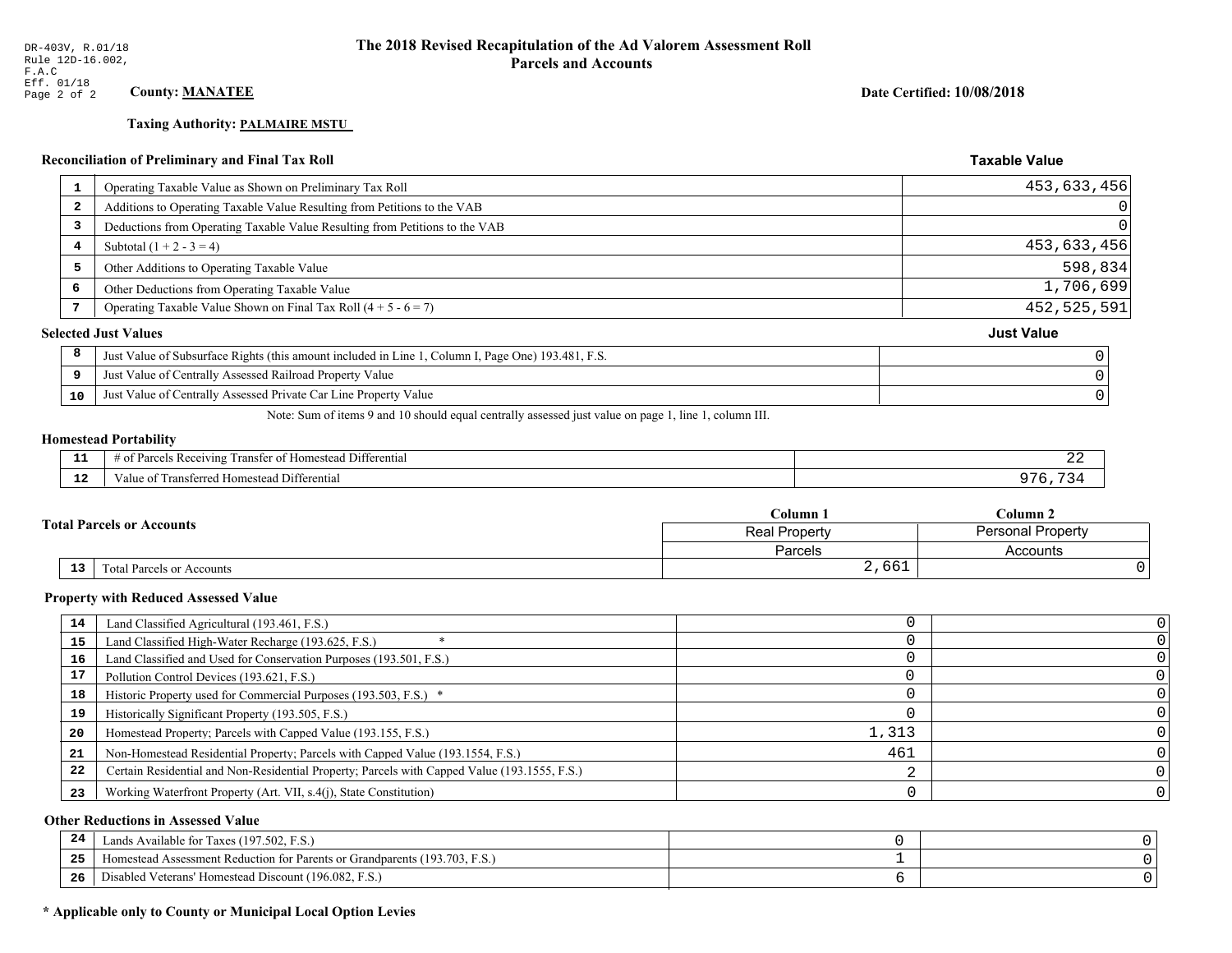DR-403V, R.01/18
Rule 12D-16.002, F.A.C
Eff. 01/18

# The 2018 Revised Recapitulation of the Ad Valorem Assessment Roll
## Parcels and Accounts

**County: MANATEE**

**Date Certified: 10/08/2018**

**Taxing Authority: PALMAIRE MSTU**

### Reconciliation of Preliminary and Final Tax Roll

| | | Taxable Value |
|---|---|---|
| 1 | Operating Taxable Value as Shown on Preliminary Tax Roll | 453,633,456 |
| 2 | Additions to Operating Taxable Value Resulting from Petitions to the VAB | 0 |
| 3 | Deductions from Operating Taxable Value Resulting from Petitions to the VAB | 0 |
| 4 | Subtotal (1 + 2 - 3 = 4) | 453,633,456 |
| 5 | Other Additions to Operating Taxable Value | 598,834 |
| 6 | Other Deductions from Operating Taxable Value | 1,706,699 |
| 7 | Operating Taxable Value Shown on Final Tax Roll (4 + 5 - 6 = 7) | 452,525,591 |

### Selected Just Values

| | | Just Value |
|---|---|---|
| 8 | Just Value of Subsurface Rights (this amount included in Line 1, Column I, Page One) 193.481, F.S. | 0 |
| 9 | Just Value of Centrally Assessed Railroad Property Value | 0 |
| 10 | Just Value of Centrally Assessed Private Car Line Property Value | 0 |

Note: Sum of items 9 and 10 should equal centrally assessed just value on page 1, line 1, column III.

### Homestead Portability

| | | |
|---|---|---|
| 11 | # of Parcels Receiving Transfer of Homestead Differential | 22 |
| 12 | Value of Transferred Homestead Differential | 976,734 |

### Total Parcels or Accounts

| | | Column 1<br>Real Property<br>Parcels | Column 2<br>Personal Property<br>Accounts |
|---|---|---|---|
| 13 | Total Parcels or Accounts | 2,661 | 0 |

### Property with Reduced Assessed Value

| | | Column 1 | Column 2 |
|---|---|---|---|
| 14 | Land Classified Agricultural (193.461, F.S.) | 0 | 0 |
| 15 | Land Classified High-Water Recharge (193.625, F.S.) * | 0 | 0 |
| 16 | Land Classified and Used for Conservation Purposes (193.501, F.S.) | 0 | 0 |
| 17 | Pollution Control Devices (193.621, F.S.) | 0 | 0 |
| 18 | Historic Property used for Commercial Purposes (193.503, F.S.) * | 0 | 0 |
| 19 | Historically Significant Property (193.505, F.S.) | 0 | 0 |
| 20 | Homestead Property; Parcels with Capped Value (193.155, F.S.) | 1,313 | 0 |
| 21 | Non-Homestead Residential Property; Parcels with Capped Value (193.1554, F.S.) | 461 | 0 |
| 22 | Certain Residential and Non-Residential Property; Parcels with Capped Value (193.1555, F.S.) | 2 | 0 |
| 23 | Working Waterfront Property (Art. VII, s.4(j), State Constitution) | 0 | 0 |

### Other Reductions in Assessed Value

| | | Column 1 | Column 2 |
|---|---|---|---|
| 24 | Lands Available for Taxes (197.502, F.S.) | 0 | 0 |
| 25 | Homestead Assessment Reduction for Parents or Grandparents (193.703, F.S.) | 1 | 0 |
| 26 | Disabled Veterans' Homestead Discount (196.082, F.S.) | 6 | 0 |

**\* Applicable only to County or Municipal Local Option Levies**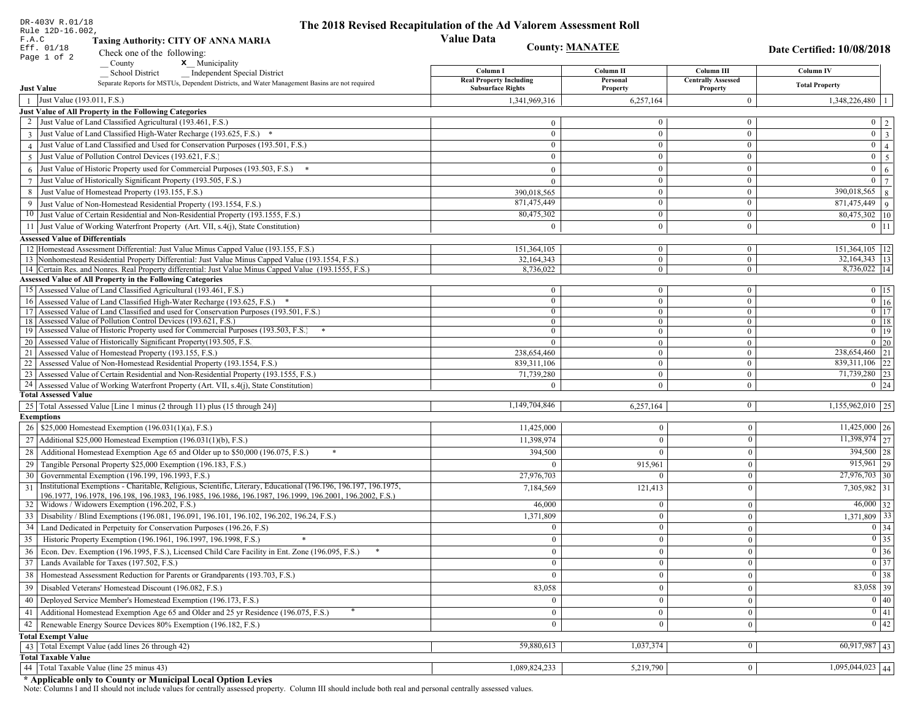DR-403V R.01/18
Rule 12D-16.002, F.A.C
Eff. 01/18

# The 2018 Revised Recapitulation of the Ad Valorem Assessment Roll

## Value Data

**Taxing Authority: CITY OF ANNA MARIA**

**County: MANATEE**

**Date Certified: 10/08/2018**

Check one of the following:
__ County  **X** Municipality
__ School District  __ Independent Special District

Separate Reports for MSTUs, Dependent Districts, and Water Management Basins are not required

| | | Column I<br>Real Property Including Subsurface Rights | Column II<br>Personal Property | Column III<br>Centrally Assessed Property | Column IV<br>Total Property | |
|---|---|---|---|---|---|---|
| **Just Value** | | | | | | |
| 1 | Just Value (193.011, F.S.) | 1,341,969,316 | 6,257,164 | 0 | 1,348,226,480 | 1 |
| **Just Value of All Property in the Following Categories** | | | | | | |
| 2 | Just Value of Land Classified Agricultural (193.461, F.S.) | 0 | 0 | 0 | 0 | 2 |
| 3 | Just Value of Land Classified High-Water Recharge (193.625, F.S.) * | 0 | 0 | 0 | 0 | 3 |
| 4 | Just Value of Land Classified and Used for Conservation Purposes (193.501, F.S.) | 0 | 0 | 0 | 0 | 4 |
| 5 | Just Value of Pollution Control Devices (193.621, F.S.) | 0 | 0 | 0 | 0 | 5 |
| 6 | Just Value of Historic Property used for Commercial Purposes (193.503, F.S.) * | 0 | 0 | 0 | 0 | 6 |
| 7 | Just Value of Historically Significant Property (193.505, F.S.) | 0 | 0 | 0 | 0 | 7 |
| 8 | Just Value of Homestead Property (193.155, F.S.) | 390,018,565 | 0 | 0 | 390,018,565 | 8 |
| 9 | Just Value of Non-Homestead Residential Property (193.1554, F.S.) | 871,475,449 | 0 | 0 | 871,475,449 | 9 |
| 10 | Just Value of Certain Residential and Non-Residential Property (193.1555, F.S.) | 80,475,302 | 0 | 0 | 80,475,302 | 10 |
| 11 | Just Value of Working Waterfront Property (Art. VII, s.4(j), State Constitution) | 0 | 0 | 0 | 0 | 11 |
| **Assessed Value of Differentials** | | | | | | |
| 12 | Homestead Assessment Differential: Just Value Minus Capped Value (193.155, F.S.) | 151,364,105 | 0 | 0 | 151,364,105 | 12 |
| 13 | Nonhomestead Residential Property Differential: Just Value Minus Capped Value (193.1554, F.S.) | 32,164,343 | 0 | 0 | 32,164,343 | 13 |
| 14 | Certain Res. and Nonres. Real Property differential: Just Value Minus Capped Value (193.1555, F.S.) | 8,736,022 | 0 | 0 | 8,736,022 | 14 |
| **Assessed Value of All Property in the Following Categories** | | | | | | |
| 15 | Assessed Value of Land Classified Agricultural (193.461, F.S.) | 0 | 0 | 0 | 0 | 15 |
| 16 | Assessed Value of Land Classified High-Water Recharge (193.625, F.S.) * | 0 | 0 | 0 | 0 | 16 |
| 17 | Assessed Value of Land Classified and used for Conservation Purposes (193.501, F.S.) | 0 | 0 | 0 | 0 | 17 |
| 18 | Assessed Value of Pollution Control Devices (193.621, F.S.) | 0 | 0 | 0 | 0 | 18 |
| 19 | Assessed Value of Historic Property used for Commercial Purposes (193.503, F.S.) * | 0 | 0 | 0 | 0 | 19 |
| 20 | Assessed Value of Historically Significant Property(193.505, F.S. | 0 | 0 | 0 | 0 | 20 |
| 21 | Assessed Value of Homestead Property (193.155, F.S.) | 238,654,460 | 0 | 0 | 238,654,460 | 21 |
| 22 | Assessed Value of Non-Homestead Residential Property (193.1554, F.S.) | 839,311,106 | 0 | 0 | 839,311,106 | 22 |
| 23 | Assessed Value of Certain Residential and Non-Residential Property (193.1555, F.S.) | 71,739,280 | 0 | 0 | 71,739,280 | 23 |
| 24 | Assessed Value of Working Waterfront Property (Art. VII, s.4(j), State Constitution) | 0 | 0 | 0 | 0 | 24 |
| **Total Assessed Value** | | | | | | |
| 25 | Total Assessed Value [Line 1 minus (2 through 11) plus (15 through 24)] | 1,149,704,846 | 6,257,164 | 0 | 1,155,962,010 | 25 |
| **Exemptions** | | | | | | |
| 26 | $25,000 Homestead Exemption (196.031(1)(a), F.S.) | 11,425,000 | 0 | 0 | 11,425,000 | 26 |
| 27 | Additional $25,000 Homestead Exemption (196.031(1)(b), F.S.) | 11,398,974 | 0 | 0 | 11,398,974 | 27 |
| 28 | Additional Homestead Exemption Age 65 and Older up to $50,000 (196.075, F.S.) * | 394,500 | 0 | 0 | 394,500 | 28 |
| 29 | Tangible Personal Property $25,000 Exemption (196.183, F.S.) | 0 | 915,961 | 0 | 915,961 | 29 |
| 30 | Governmental Exemption (196.199, 196.1993, F.S.) | 27,976,703 | 0 | 0 | 27,976,703 | 30 |
| 31 | Institutional Exemptions - Charitable, Religious, Scientific, Literary, Educational (196.196, 196.197, 196.1975, 196.1977, 196.1978, 196.198, 196.1983, 196.1985, 196.1986, 196.1987, 196.1999, 196.2001, 196.2002, F.S.) | 7,184,569 | 121,413 | 0 | 7,305,982 | 31 |
| 32 | Widows / Widowers Exemption (196.202, F.S.) | 46,000 | 0 | 0 | 46,000 | 32 |
| 33 | Disability / Blind Exemptions (196.081, 196.091, 196.101, 196.102, 196.202, 196.24, F.S.) | 1,371,809 | 0 | 0 | 1,371,809 | 33 |
| 34 | Land Dedicated in Perpetuity for Conservation Purposes (196.26, F.S) | 0 | 0 | 0 | 0 | 34 |
| 35 | Historic Property Exemption (196.1961, 196.1997, 196.1998, F.S.) * | 0 | 0 | 0 | 0 | 35 |
| 36 | Econ. Dev. Exemption (196.1995, F.S.), Licensed Child Care Facility in Ent. Zone (196.095, F.S.) * | 0 | 0 | 0 | 0 | 36 |
| 37 | Lands Available for Taxes (197.502, F.S.) | 0 | 0 | 0 | 0 | 37 |
| 38 | Homestead Assessment Reduction for Parents or Grandparents (193.703, F.S.) | 0 | 0 | 0 | 0 | 38 |
| 39 | Disabled Veterans' Homestead Discount (196.082, F.S.) | 83,058 | 0 | 0 | 83,058 | 39 |
| 40 | Deployed Service Member's Homestead Exemption (196.173, F.S.) | 0 | 0 | 0 | 0 | 40 |
| 41 | Additional Homestead Exemption Age 65 and Older and 25 yr Residence (196.075, F.S.) * | 0 | 0 | 0 | 0 | 41 |
| 42 | Renewable Energy Source Devices 80% Exemption (196.182, F.S.) | 0 | 0 | 0 | 0 | 42 |
| **Total Exempt Value** | | | | | | |
| 43 | Total Exempt Value (add lines 26 through 42) | 59,880,613 | 1,037,374 | 0 | 60,917,987 | 43 |
| **Total Taxable Value** | | | | | | |
| 44 | Total Taxable Value (line 25 minus 43) | 1,089,824,233 | 5,219,790 | 0 | 1,095,044,023 | 44 |

**\* Applicable only to County or Municipal Local Option Levies**

Note: Columns I and II should not include values for centrally assessed property. Column III should include both real and personal centrally assessed values.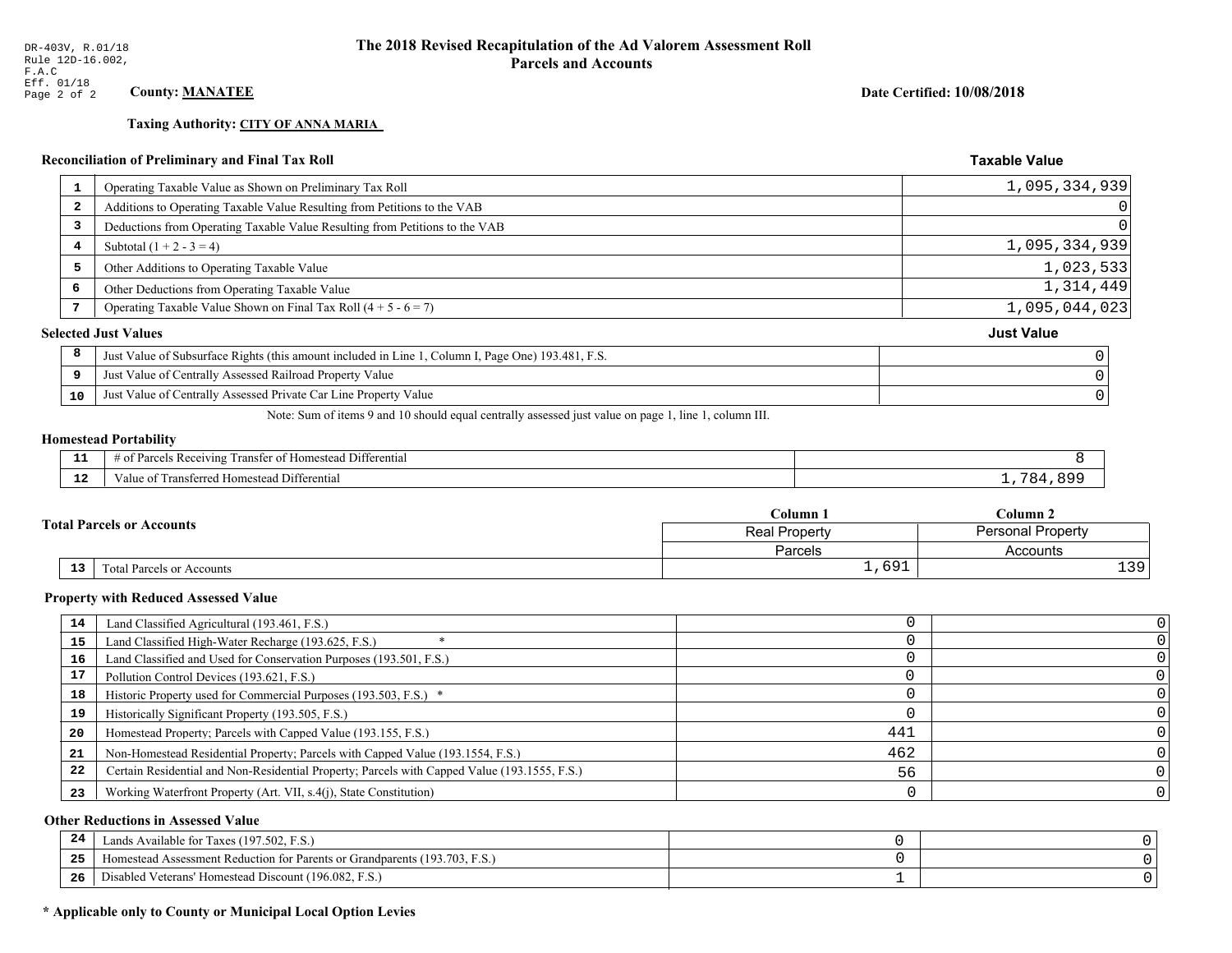DR-403V, R.01/18
Rule 12D-16.002, F.A.C
Eff. 01/18

# The 2018 Revised Recapitulation of the Ad Valorem Assessment Roll
## Parcels and Accounts

**County: MANATEE**

**Date Certified: 10/08/2018**

**Taxing Authority: CITY OF ANNA MARIA**

### Reconciliation of Preliminary and Final Tax Roll

| | | Taxable Value |
|---|---|---|
| 1 | Operating Taxable Value as Shown on Preliminary Tax Roll | 1,095,334,939 |
| 2 | Additions to Operating Taxable Value Resulting from Petitions to the VAB | 0 |
| 3 | Deductions from Operating Taxable Value Resulting from Petitions to the VAB | 0 |
| 4 | Subtotal (1 + 2 - 3 = 4) | 1,095,334,939 |
| 5 | Other Additions to Operating Taxable Value | 1,023,533 |
| 6 | Other Deductions from Operating Taxable Value | 1,314,449 |
| 7 | Operating Taxable Value Shown on Final Tax Roll (4 + 5 - 6 = 7) | 1,095,044,023 |

### Selected Just Values

| | | Just Value |
|---|---|---|
| 8 | Just Value of Subsurface Rights (this amount included in Line 1, Column I, Page One) 193.481, F.S. | 0 |
| 9 | Just Value of Centrally Assessed Railroad Property Value | 0 |
| 10 | Just Value of Centrally Assessed Private Car Line Property Value | 0 |

Note: Sum of items 9 and 10 should equal centrally assessed just value on page 1, line 1, column III.

### Homestead Portability

| | | |
|---|---|---|
| 11 | # of Parcels Receiving Transfer of Homestead Differential | 8 |
| 12 | Value of Transferred Homestead Differential | 1,784,899 |

### Total Parcels or Accounts

| | | Column 1<br>Real Property<br>Parcels | Column 2<br>Personal Property<br>Accounts |
|---|---|---|---|
| 13 | Total Parcels or Accounts | 1,691 | 139 |

### Property with Reduced Assessed Value

| | | Column 1 | Column 2 |
|---|---|---|---|
| 14 | Land Classified Agricultural (193.461, F.S.) | 0 | 0 |
| 15 | Land Classified High-Water Recharge (193.625, F.S.) * | 0 | 0 |
| 16 | Land Classified and Used for Conservation Purposes (193.501, F.S.) | 0 | 0 |
| 17 | Pollution Control Devices (193.621, F.S.) | 0 | 0 |
| 18 | Historic Property used for Commercial Purposes (193.503, F.S.) * | 0 | 0 |
| 19 | Historically Significant Property (193.505, F.S.) | 0 | 0 |
| 20 | Homestead Property; Parcels with Capped Value (193.155, F.S.) | 441 | 0 |
| 21 | Non-Homestead Residential Property; Parcels with Capped Value (193.1554, F.S.) | 462 | 0 |
| 22 | Certain Residential and Non-Residential Property; Parcels with Capped Value (193.1555, F.S.) | 56 | 0 |
| 23 | Working Waterfront Property (Art. VII, s.4(j), State Constitution) | 0 | 0 |

### Other Reductions in Assessed Value

| | | Column 1 | Column 2 |
|---|---|---|---|
| 24 | Lands Available for Taxes (197.502, F.S.) | 0 | 0 |
| 25 | Homestead Assessment Reduction for Parents or Grandparents (193.703, F.S.) | 0 | 0 |
| 26 | Disabled Veterans' Homestead Discount (196.082, F.S.) | 1 | 0 |

**\* Applicable only to County or Municipal Local Option Levies**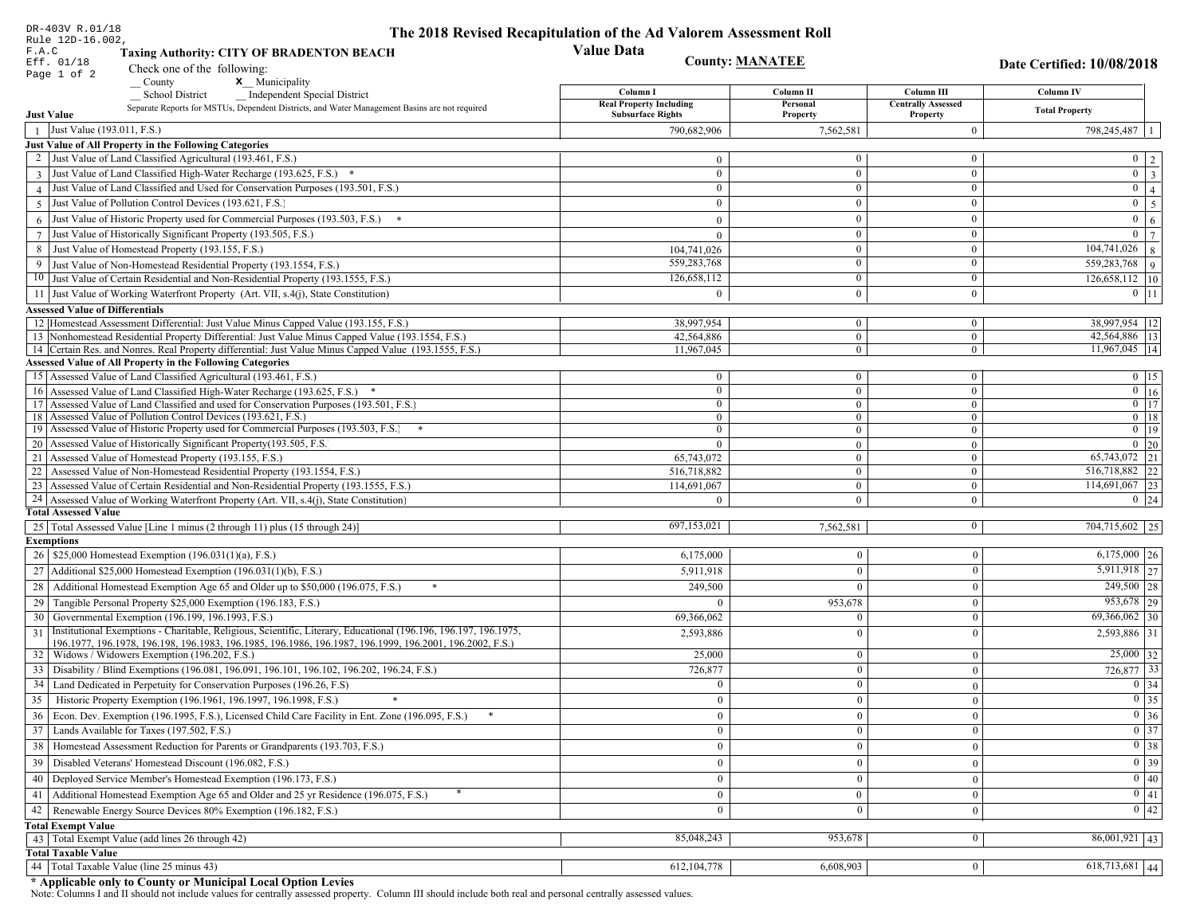DR-403V R.01/18
Rule 12D-16.002, F.A.C
Eff. 01/18

# The 2018 Revised Recapitulation of the Ad Valorem Assessment Roll

## Value Data

**Taxing Authority: CITY OF BRADENTON BEACH**

**County: MANATEE**

**Date Certified: 10/08/2018**

Check one of the following:
__ County
X__ Municipality
__ School District
__ Independent Special District

Separate Reports for MSTUs, Dependent Districts, and Water Management Basins are not required

| | | Column I Real Property Including Subsurface Rights | Column II Personal Property | Column III Centrally Assessed Property | Column IV Total Property | |
|---|---|---|---|---|---|---|
| **Just Value** | | | | | | |
| 1 | Just Value (193.011, F.S.) | 790,682,906 | 7,562,581 | 0 | 798,245,487 | 1 |
| **Just Value of All Property in the Following Categories** | | | | | | |
| 2 | Just Value of Land Classified Agricultural (193.461, F.S.) | 0 | 0 | 0 | 0 | 2 |
| 3 | Just Value of Land Classified High-Water Recharge (193.625, F.S.) * | 0 | 0 | 0 | 0 | 3 |
| 4 | Just Value of Land Classified and Used for Conservation Purposes (193.501, F.S.) | 0 | 0 | 0 | 0 | 4 |
| 5 | Just Value of Pollution Control Devices (193.621, F.S.) | 0 | 0 | 0 | 0 | 5 |
| 6 | Just Value of Historic Property used for Commercial Purposes (193.503, F.S.) * | 0 | 0 | 0 | 0 | 6 |
| 7 | Just Value of Historically Significant Property (193.505, F.S.) | 0 | 0 | 0 | 0 | 7 |
| 8 | Just Value of Homestead Property (193.155, F.S.) | 104,741,026 | 0 | 0 | 104,741,026 | 8 |
| 9 | Just Value of Non-Homestead Residential Property (193.1554, F.S.) | 559,283,768 | 0 | 0 | 559,283,768 | 9 |
| 10 | Just Value of Certain Residential and Non-Residential Property (193.1555, F.S.) | 126,658,112 | 0 | 0 | 126,658,112 | 10 |
| 11 | Just Value of Working Waterfront Property (Art. VII, s.4(j), State Constitution) | 0 | 0 | 0 | 0 | 11 |
| **Assessed Value of Differentials** | | | | | | |
| 12 | Homestead Assessment Differential: Just Value Minus Capped Value (193.155, F.S.) | 38,997,954 | 0 | 0 | 38,997,954 | 12 |
| 13 | Nonhomestead Residential Property Differential: Just Value Minus Capped Value (193.1554, F.S.) | 42,564,886 | 0 | 0 | 42,564,886 | 13 |
| 14 | Certain Res. and Nonres. Real Property differential: Just Value Minus Capped Value (193.1555, F.S.) | 11,967,045 | 0 | 0 | 11,967,045 | 14 |
| **Assessed Value of All Property in the Following Categories** | | | | | | |
| 15 | Assessed Value of Land Classified Agricultural (193.461, F.S.) | 0 | 0 | 0 | 0 | 15 |
| 16 | Assessed Value of Land Classified High-Water Recharge (193.625, F.S.) * | 0 | 0 | 0 | 0 | 16 |
| 17 | Assessed Value of Land Classified and used for Conservation Purposes (193.501, F.S.) | 0 | 0 | 0 | 0 | 17 |
| 18 | Assessed Value of Pollution Control Devices (193.621, F.S.) | 0 | 0 | 0 | 0 | 18 |
| 19 | Assessed Value of Historic Property used for Commercial Purposes (193.503, F.S.) * | 0 | 0 | 0 | 0 | 19 |
| 20 | Assessed Value of Historically Significant Property(193.505, F.S. | 0 | 0 | 0 | 0 | 20 |
| 21 | Assessed Value of Homestead Property (193.155, F.S.) | 65,743,072 | 0 | 0 | 65,743,072 | 21 |
| 22 | Assessed Value of Non-Homestead Residential Property (193.1554, F.S.) | 516,718,882 | 0 | 0 | 516,718,882 | 22 |
| 23 | Assessed Value of Certain Residential and Non-Residential Property (193.1555, F.S.) | 114,691,067 | 0 | 0 | 114,691,067 | 23 |
| 24 | Assessed Value of Working Waterfront Property (Art. VII, s.4(j), State Constitution) | 0 | 0 | 0 | 0 | 24 |
| **Total Assessed Value** | | | | | | |
| 25 | Total Assessed Value [Line 1 minus (2 through 11) plus (15 through 24)] | 697,153,021 | 7,562,581 | 0 | 704,715,602 | 25 |
| **Exemptions** | | | | | | |
| 26 | $25,000 Homestead Exemption (196.031(1)(a), F.S.) | 6,175,000 | 0 | 0 | 6,175,000 | 26 |
| 27 | Additional $25,000 Homestead Exemption (196.031(1)(b), F.S.) | 5,911,918 | 0 | 0 | 5,911,918 | 27 |
| 28 | Additional Homestead Exemption Age 65 and Older up to $50,000 (196.075, F.S.) * | 249,500 | 0 | 0 | 249,500 | 28 |
| 29 | Tangible Personal Property $25,000 Exemption (196.183, F.S.) | 0 | 953,678 | 0 | 953,678 | 29 |
| 30 | Governmental Exemption (196.199, 196.1993, F.S.) | 69,366,062 | 0 | 0 | 69,366,062 | 30 |
| 31 | Institutional Exemptions - Charitable, Religious, Scientific, Literary, Educational (196.196, 196.197, 196.1975, 196.1977, 196.1978, 196.198, 196.1983, 196.1985, 196.1986, 196.1987, 196.1999, 196.2001, 196.2002, F.S.) | 2,593,886 | 0 | 0 | 2,593,886 | 31 |
| 32 | Widows / Widowers Exemption (196.202, F.S.) | 25,000 | 0 | 0 | 25,000 | 32 |
| 33 | Disability / Blind Exemptions (196.081, 196.091, 196.101, 196.102, 196.202, 196.24, F.S.) | 726,877 | 0 | 0 | 726,877 | 33 |
| 34 | Land Dedicated in Perpetuity for Conservation Purposes (196.26, F.S) | 0 | 0 | 0 | 0 | 34 |
| 35 | Historic Property Exemption (196.1961, 196.1997, 196.1998, F.S.) * | 0 | 0 | 0 | 0 | 35 |
| 36 | Econ. Dev. Exemption (196.1995, F.S.), Licensed Child Care Facility in Ent. Zone (196.095, F.S.) * | 0 | 0 | 0 | 0 | 36 |
| 37 | Lands Available for Taxes (197.502, F.S.) | 0 | 0 | 0 | 0 | 37 |
| 38 | Homestead Assessment Reduction for Parents or Grandparents (193.703, F.S.) | 0 | 0 | 0 | 0 | 38 |
| 39 | Disabled Veterans' Homestead Discount (196.082, F.S.) | 0 | 0 | 0 | 0 | 39 |
| 40 | Deployed Service Member's Homestead Exemption (196.173, F.S.) | 0 | 0 | 0 | 0 | 40 |
| 41 | Additional Homestead Exemption Age 65 and Older and 25 yr Residence (196.075, F.S.) * | 0 | 0 | 0 | 0 | 41 |
| 42 | Renewable Energy Source Devices 80% Exemption (196.182, F.S.) | 0 | 0 | 0 | 0 | 42 |
| **Total Exempt Value** | | | | | | |
| 43 | Total Exempt Value (add lines 26 through 42) | 85,048,243 | 953,678 | 0 | 86,001,921 | 43 |
| **Total Taxable Value** | | | | | | |
| 44 | Total Taxable Value (line 25 minus 43) | 612,104,778 | 6,608,903 | 0 | 618,713,681 | 44 |

**\* Applicable only to County or Municipal Local Option Levies**

Note: Columns I and II should not include values for centrally assessed property. Column III should include both real and personal centrally assessed values.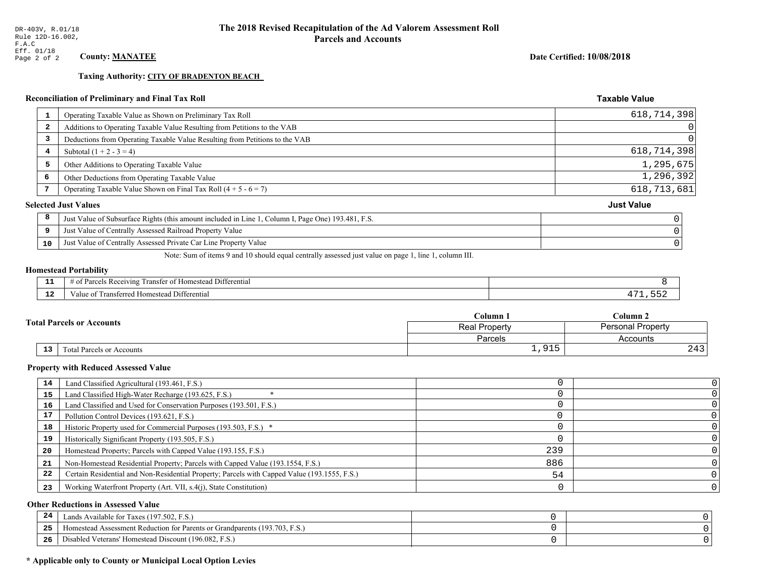DR-403V, R.01/18
Rule 12D-16.002, F.A.C
Eff. 01/18
Page 2 of 2

# The 2018 Revised Recapitulation of the Ad Valorem Assessment Roll
## Parcels and Accounts

**County:** **MANATEE**

**Date Certified: 10/08/2018**

**Taxing Authority:** **CITY OF BRADENTON BEACH**

### Reconciliation of Preliminary and Final Tax Roll

| | | Taxable Value |
|---|---|---|
| 1 | Operating Taxable Value as Shown on Preliminary Tax Roll | 618,714,398 |
| 2 | Additions to Operating Taxable Value Resulting from Petitions to the VAB | 0 |
| 3 | Deductions from Operating Taxable Value Resulting from Petitions to the VAB | 0 |
| 4 | Subtotal (1 + 2 - 3 = 4) | 618,714,398 |
| 5 | Other Additions to Operating Taxable Value | 1,295,675 |
| 6 | Other Deductions from Operating Taxable Value | 1,296,392 |
| 7 | Operating Taxable Value Shown on Final Tax Roll (4 + 5 - 6 = 7) | 618,713,681 |

### Selected Just Values

| | | Just Value |
|---|---|---|
| 8 | Just Value of Subsurface Rights (this amount included in Line 1, Column I, Page One) 193.481, F.S. | 0 |
| 9 | Just Value of Centrally Assessed Railroad Property Value | 0 |
| 10 | Just Value of Centrally Assessed Private Car Line Property Value | 0 |

Note: Sum of items 9 and 10 should equal centrally assessed just value on page 1, line 1, column III.

### Homestead Portability

| | | |
|---|---|---|
| 11 | # of Parcels Receiving Transfer of Homestead Differential | 8 |
| 12 | Value of Transferred Homestead Differential | 471,552 |

### Total Parcels or Accounts

| | | Column 1 | Column 2 |
|---|---|---|---|
| | | Real Property | Personal Property |
| | | Parcels | Accounts |
| 13 | Total Parcels or Accounts | 1,915 | 243 |

### Property with Reduced Assessed Value

| | | Column 1 | Column 2 |
|---|---|---|---|
| 14 | Land Classified Agricultural (193.461, F.S.) | 0 | 0 |
| 15 | Land Classified High-Water Recharge (193.625, F.S.) * | 0 | 0 |
| 16 | Land Classified and Used for Conservation Purposes (193.501, F.S.) | 0 | 0 |
| 17 | Pollution Control Devices (193.621, F.S.) | 0 | 0 |
| 18 | Historic Property used for Commercial Purposes (193.503, F.S.) * | 0 | 0 |
| 19 | Historically Significant Property (193.505, F.S.) | 0 | 0 |
| 20 | Homestead Property; Parcels with Capped Value (193.155, F.S.) | 239 | 0 |
| 21 | Non-Homestead Residential Property; Parcels with Capped Value (193.1554, F.S.) | 886 | 0 |
| 22 | Certain Residential and Non-Residential Property; Parcels with Capped Value (193.1555, F.S.) | 54 | 0 |
| 23 | Working Waterfront Property (Art. VII, s.4(j), State Constitution) | 0 | 0 |

### Other Reductions in Assessed Value

| | | Column 1 | Column 2 |
|---|---|---|---|
| 24 | Lands Available for Taxes (197.502, F.S.) | 0 | 0 |
| 25 | Homestead Assessment Reduction for Parents or Grandparents (193.703, F.S.) | 0 | 0 |
| 26 | Disabled Veterans' Homestead Discount (196.082, F.S.) | 0 | 0 |

**\* Applicable only to County or Municipal Local Option Levies**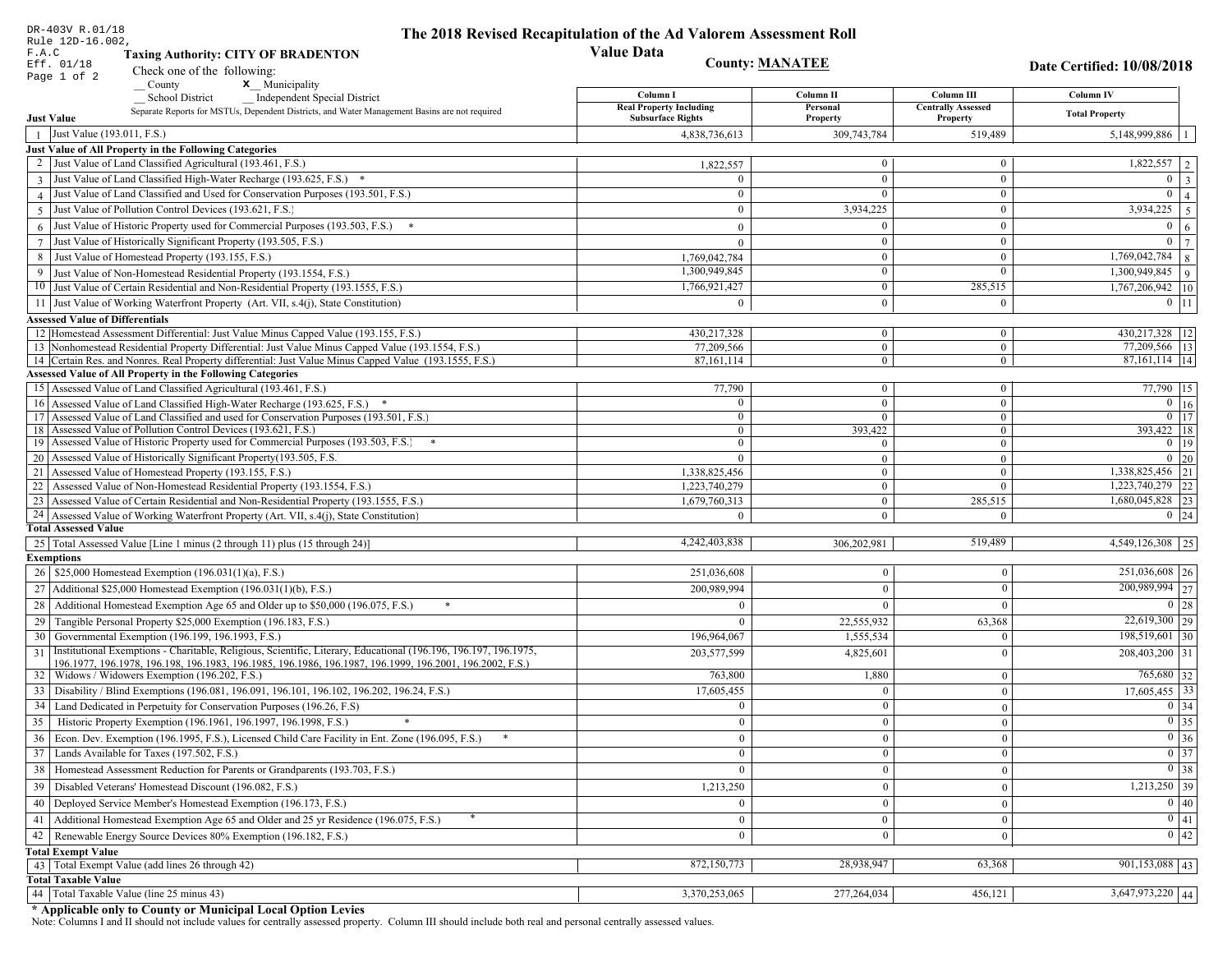DR-403V R.01/18
Rule 12D-16.002, F.A.C
Eff. 01/18

# The 2018 Revised Recapitulation of the Ad Valorem Assessment Roll

## Value Data

**Taxing Authority: CITY OF BRADENTON**

**County: MANATEE**

**Date Certified: 10/08/2018**

Check one of the following:
__ County  **X** Municipality
__ School District  __ Independent Special District

Separate Reports for MSTUs, Dependent Districts, and Water Management Basins are not required

| | | Column I Real Property Including Subsurface Rights | Column II Personal Property | Column III Centrally Assessed Property | Column IV Total Property | |
|---|---|---|---|---|---|---|
| **Just Value** | | | | | | |
| 1 | Just Value (193.011, F.S.) | 4,838,736,613 | 309,743,784 | 519,489 | 5,148,999,886 | 1 |
| **Just Value of All Property in the Following Categories** | | | | | | |
| 2 | Just Value of Land Classified Agricultural (193.461, F.S.) | 1,822,557 | 0 | 0 | 1,822,557 | 2 |
| 3 | Just Value of Land Classified High-Water Recharge (193.625, F.S.) * | 0 | 0 | 0 | 0 | 3 |
| 4 | Just Value of Land Classified and Used for Conservation Purposes (193.501, F.S.) | 0 | 0 | 0 | 0 | 4 |
| 5 | Just Value of Pollution Control Devices (193.621, F.S.) | 0 | 3,934,225 | 0 | 3,934,225 | 5 |
| 6 | Just Value of Historic Property used for Commercial Purposes (193.503, F.S.) * | 0 | 0 | 0 | 0 | 6 |
| 7 | Just Value of Historically Significant Property (193.505, F.S.) | 0 | 0 | 0 | 0 | 7 |
| 8 | Just Value of Homestead Property (193.155, F.S.) | 1,769,042,784 | 0 | 0 | 1,769,042,784 | 8 |
| 9 | Just Value of Non-Homestead Residential Property (193.1554, F.S.) | 1,300,949,845 | 0 | 0 | 1,300,949,845 | 9 |
| 10 | Just Value of Certain Residential and Non-Residential Property (193.1555, F.S.) | 1,766,921,427 | 0 | 285,515 | 1,767,206,942 | 10 |
| 11 | Just Value of Working Waterfront Property (Art. VII, s.4(j), State Constitution) | 0 | 0 | 0 | 0 | 11 |
| **Assessed Value of Differentials** | | | | | | |
| 12 | Homestead Assessment Differential: Just Value Minus Capped Value (193.155, F.S.) | 430,217,328 | 0 | 0 | 430,217,328 | 12 |
| 13 | Nonhomestead Residential Property Differential: Just Value Minus Capped Value (193.1554, F.S.) | 77,209,566 | 0 | 0 | 77,209,566 | 13 |
| 14 | Certain Res. and Nonres. Real Property differential: Just Value Minus Capped Value (193.1555, F.S.) | 87,161,114 | 0 | 0 | 87,161,114 | 14 |
| **Assessed Value of All Property in the Following Categories** | | | | | | |
| 15 | Assessed Value of Land Classified Agricultural (193.461, F.S.) | 77,790 | 0 | 0 | 77,790 | 15 |
| 16 | Assessed Value of Land Classified High-Water Recharge (193.625, F.S.) * | 0 | 0 | 0 | 0 | 16 |
| 17 | Assessed Value of Land Classified and used for Conservation Purposes (193.501, F.S.) | 0 | 0 | 0 | 0 | 17 |
| 18 | Assessed Value of Pollution Control Devices (193.621, F.S.) | 0 | 393,422 | 0 | 393,422 | 18 |
| 19 | Assessed Value of Historic Property used for Commercial Purposes (193.503, F.S.) * | 0 | 0 | 0 | 0 | 19 |
| 20 | Assessed Value of Historically Significant Property(193.505, F.S. | 0 | 0 | 0 | 0 | 20 |
| 21 | Assessed Value of Homestead Property (193.155, F.S.) | 1,338,825,456 | 0 | 0 | 1,338,825,456 | 21 |
| 22 | Assessed Value of Non-Homestead Residential Property (193.1554, F.S.) | 1,223,740,279 | 0 | 0 | 1,223,740,279 | 22 |
| 23 | Assessed Value of Certain Residential and Non-Residential Property (193.1555, F.S.) | 1,679,760,313 | 0 | 285,515 | 1,680,045,828 | 23 |
| 24 | Assessed Value of Working Waterfront Property (Art. VII, s.4(j), State Constitution) | 0 | 0 | 0 | 0 | 24 |
| **Total Assessed Value** | | | | | | |
| 25 | Total Assessed Value [Line 1 minus (2 through 11) plus (15 through 24)] | 4,242,403,838 | 306,202,981 | 519,489 | 4,549,126,308 | 25 |
| **Exemptions** | | | | | | |
| 26 | $25,000 Homestead Exemption (196.031(1)(a), F.S.) | 251,036,608 | 0 | 0 | 251,036,608 | 26 |
| 27 | Additional $25,000 Homestead Exemption (196.031(1)(b), F.S.) | 200,989,994 | 0 | 0 | 200,989,994 | 27 |
| 28 | Additional Homestead Exemption Age 65 and Older up to $50,000 (196.075, F.S.) * | 0 | 0 | 0 | 0 | 28 |
| 29 | Tangible Personal Property $25,000 Exemption (196.183, F.S.) | 0 | 22,555,932 | 63,368 | 22,619,300 | 29 |
| 30 | Governmental Exemption (196.199, 196.1993, F.S.) | 196,964,067 | 1,555,534 | 0 | 198,519,601 | 30 |
| 31 | Institutional Exemptions - Charitable, Religious, Scientific, Literary, Educational (196.196, 196.197, 196.1975, 196.1977, 196.1978, 196.198, 196.1983, 196.1985, 196.1986, 196.1987, 196.1999, 196.2001, 196.2002, F.S.) | 203,577,599 | 4,825,601 | 0 | 208,403,200 | 31 |
| 32 | Widows / Widowers Exemption (196.202, F.S.) | 763,800 | 1,880 | 0 | 765,680 | 32 |
| 33 | Disability / Blind Exemptions (196.081, 196.091, 196.101, 196.102, 196.202, 196.24, F.S.) | 17,605,455 | 0 | 0 | 17,605,455 | 33 |
| 34 | Land Dedicated in Perpetuity for Conservation Purposes (196.26, F.S) | 0 | 0 | 0 | 0 | 34 |
| 35 | Historic Property Exemption (196.1961, 196.1997, 196.1998, F.S.) * | 0 | 0 | 0 | 0 | 35 |
| 36 | Econ. Dev. Exemption (196.1995, F.S.), Licensed Child Care Facility in Ent. Zone (196.095, F.S.) * | 0 | 0 | 0 | 0 | 36 |
| 37 | Lands Available for Taxes (197.502, F.S.) | 0 | 0 | 0 | 0 | 37 |
| 38 | Homestead Assessment Reduction for Parents or Grandparents (193.703, F.S.) | 0 | 0 | 0 | 0 | 38 |
| 39 | Disabled Veterans' Homestead Discount (196.082, F.S.) | 1,213,250 | 0 | 0 | 1,213,250 | 39 |
| 40 | Deployed Service Member's Homestead Exemption (196.173, F.S.) | 0 | 0 | 0 | 0 | 40 |
| 41 | Additional Homestead Exemption Age 65 and Older and 25 yr Residence (196.075, F.S.) * | 0 | 0 | 0 | 0 | 41 |
| 42 | Renewable Energy Source Devices 80% Exemption (196.182, F.S.) | 0 | 0 | 0 | 0 | 42 |
| **Total Exempt Value** | | | | | | |
| 43 | Total Exempt Value (add lines 26 through 42) | 872,150,773 | 28,938,947 | 63,368 | 901,153,088 | 43 |
| **Total Taxable Value** | | | | | | |
| 44 | Total Taxable Value (line 25 minus 43) | 3,370,253,065 | 277,264,034 | 456,121 | 3,647,973,220 | 44 |

**\* Applicable only to County or Municipal Local Option Levies**

Note: Columns I and II should not include values for centrally assessed property. Column III should include both real and personal centrally assessed values.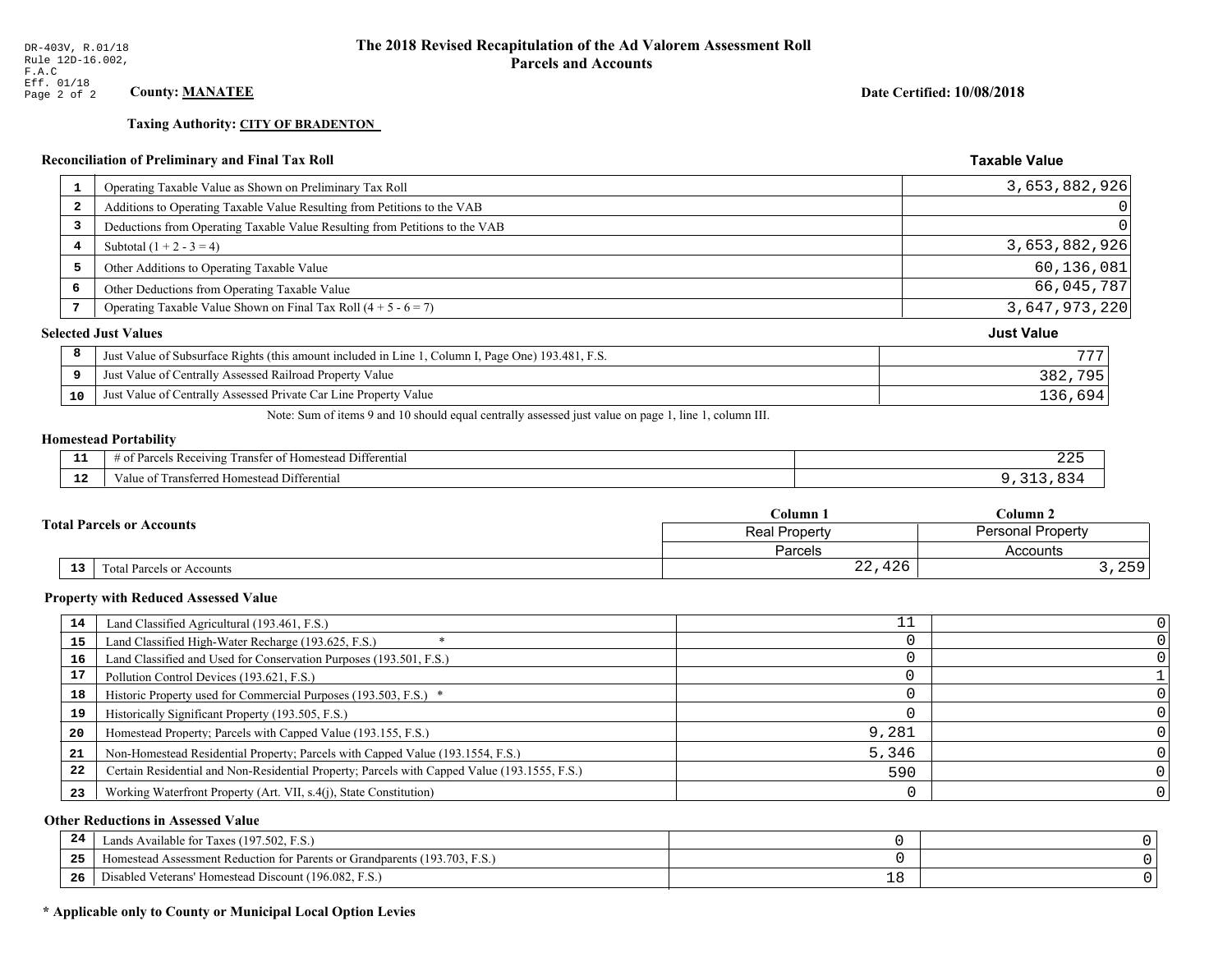DR-403V, R.01/18
Rule 12D-16.002, F.A.C
Eff. 01/18

# The 2018 Revised Recapitulation of the Ad Valorem Assessment Roll
## Parcels and Accounts

**County: MANATEE**

**Date Certified: 10/08/2018**

**Taxing Authority: CITY OF BRADENTON**

### Reconciliation of Preliminary and Final Tax Roll

| | | Taxable Value |
|---|---|---|
| 1 | Operating Taxable Value as Shown on Preliminary Tax Roll | 3,653,882,926 |
| 2 | Additions to Operating Taxable Value Resulting from Petitions to the VAB | 0 |
| 3 | Deductions from Operating Taxable Value Resulting from Petitions to the VAB | 0 |
| 4 | Subtotal (1 + 2 - 3 = 4) | 3,653,882,926 |
| 5 | Other Additions to Operating Taxable Value | 60,136,081 |
| 6 | Other Deductions from Operating Taxable Value | 66,045,787 |
| 7 | Operating Taxable Value Shown on Final Tax Roll (4 + 5 - 6 = 7) | 3,647,973,220 |

### Selected Just Values

| | | Just Value |
|---|---|---|
| 8 | Just Value of Subsurface Rights (this amount included in Line 1, Column I, Page One) 193.481, F.S. | 777 |
| 9 | Just Value of Centrally Assessed Railroad Property Value | 382,795 |
| 10 | Just Value of Centrally Assessed Private Car Line Property Value | 136,694 |

Note: Sum of items 9 and 10 should equal centrally assessed just value on page 1, line 1, column III.

### Homestead Portability

| | | |
|---|---|---|
| 11 | # of Parcels Receiving Transfer of Homestead Differential | 225 |
| 12 | Value of Transferred Homestead Differential | 9,313,834 |

### Total Parcels or Accounts

| | | Column 1 | Column 2 |
|---|---|---|---|
| | | Real Property | Personal Property |
| | | Parcels | Accounts |
| 13 | Total Parcels or Accounts | 22,426 | 3,259 |

### Property with Reduced Assessed Value

| | | Column 1 | Column 2 |
|---|---|---|---|
| 14 | Land Classified Agricultural (193.461, F.S.) | 11 | 0 |
| 15 | Land Classified High-Water Recharge (193.625, F.S.) * | 0 | 0 |
| 16 | Land Classified and Used for Conservation Purposes (193.501, F.S.) | 0 | 0 |
| 17 | Pollution Control Devices (193.621, F.S.) | 0 | 1 |
| 18 | Historic Property used for Commercial Purposes (193.503, F.S.) * | 0 | 0 |
| 19 | Historically Significant Property (193.505, F.S.) | 0 | 0 |
| 20 | Homestead Property; Parcels with Capped Value (193.155, F.S.) | 9,281 | 0 |
| 21 | Non-Homestead Residential Property; Parcels with Capped Value (193.1554, F.S.) | 5,346 | 0 |
| 22 | Certain Residential and Non-Residential Property; Parcels with Capped Value (193.1555, F.S.) | 590 | 0 |
| 23 | Working Waterfront Property (Art. VII, s.4(j), State Constitution) | 0 | 0 |

### Other Reductions in Assessed Value

| | | Column 1 | Column 2 |
|---|---|---|---|
| 24 | Lands Available for Taxes (197.502, F.S.) | 0 | 0 |
| 25 | Homestead Assessment Reduction for Parents or Grandparents (193.703, F.S.) | 0 | 0 |
| 26 | Disabled Veterans' Homestead Discount (196.082, F.S.) | 18 | 0 |

**\* Applicable only to County or Municipal Local Option Levies**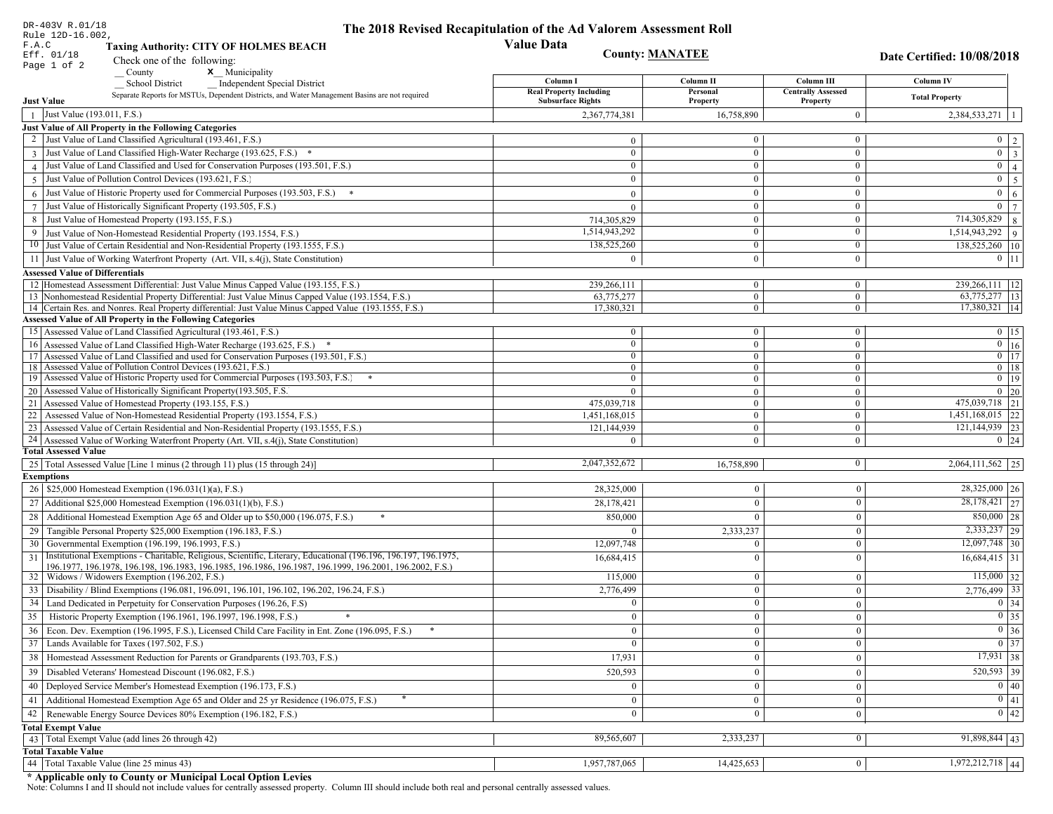DR-403V R.01/18
Rule 12D-16.002, F.A.C
Eff. 01/18

# The 2018 Revised Recapitulation of the Ad Valorem Assessment Roll
## Value Data

**Taxing Authority: CITY OF HOLMES BEACH**

**County: MANATEE**

**Date Certified: 10/08/2018**

Check one of the following:
__ County
X__ Municipality
__ School District
__ Independent Special District

Separate Reports for MSTUs, Dependent Districts, and Water Management Basins are not required

| | **Just Value** | Column I Real Property Including Subsurface Rights | Column II Personal Property | Column III Centrally Assessed Property | Column IV Total Property | |
|---|---|---|---|---|---|---|
| 1 | Just Value (193.011, F.S.) | 2,367,774,381 | 16,758,890 | 0 | 2,384,533,271 | 1 |
| | **Just Value of All Property in the Following Categories** | | | | | |
| 2 | Just Value of Land Classified Agricultural (193.461, F.S.) | 0 | 0 | 0 | 0 | 2 |
| 3 | Just Value of Land Classified High-Water Recharge (193.625, F.S.) * | 0 | 0 | 0 | 0 | 3 |
| 4 | Just Value of Land Classified and Used for Conservation Purposes (193.501, F.S.) | 0 | 0 | 0 | 0 | 4 |
| 5 | Just Value of Pollution Control Devices (193.621, F.S.) | 0 | 0 | 0 | 0 | 5 |
| 6 | Just Value of Historic Property used for Commercial Purposes (193.503, F.S.) * | 0 | 0 | 0 | 0 | 6 |
| 7 | Just Value of Historically Significant Property (193.505, F.S.) | 0 | 0 | 0 | 0 | 7 |
| 8 | Just Value of Homestead Property (193.155, F.S.) | 714,305,829 | 0 | 0 | 714,305,829 | 8 |
| 9 | Just Value of Non-Homestead Residential Property (193.1554, F.S.) | 1,514,943,292 | 0 | 0 | 1,514,943,292 | 9 |
| 10 | Just Value of Certain Residential and Non-Residential Property (193.1555, F.S.) | 138,525,260 | 0 | 0 | 138,525,260 | 10 |
| 11 | Just Value of Working Waterfront Property (Art. VII, s.4(j), State Constitution) | 0 | 0 | 0 | 0 | 11 |
| | **Assessed Value of Differentials** | | | | | |
| 12 | Homestead Assessment Differential: Just Value Minus Capped Value (193.155, F.S.) | 239,266,111 | 0 | 0 | 239,266,111 | 12 |
| 13 | Nonhomestead Residential Property Differential: Just Value Minus Capped Value (193.1554, F.S.) | 63,775,277 | 0 | 0 | 63,775,277 | 13 |
| 14 | Certain Res. and Nonres. Real Property differential: Just Value Minus Capped Value (193.1555, F.S.) | 17,380,321 | 0 | 0 | 17,380,321 | 14 |
| | **Assessed Value of All Property in the Following Categories** | | | | | |
| 15 | Assessed Value of Land Classified Agricultural (193.461, F.S.) | 0 | 0 | 0 | 0 | 15 |
| 16 | Assessed Value of Land Classified High-Water Recharge (193.625, F.S.) * | 0 | 0 | 0 | 0 | 16 |
| 17 | Assessed Value of Land Classified and used for Conservation Purposes (193.501, F.S.) | 0 | 0 | 0 | 0 | 17 |
| 18 | Assessed Value of Pollution Control Devices (193.621, F.S.) | 0 | 0 | 0 | 0 | 18 |
| 19 | Assessed Value of Historic Property used for Commercial Purposes (193.503, F.S.) * | 0 | 0 | 0 | 0 | 19 |
| 20 | Assessed Value of Historically Significant Property(193.505, F.S. | 0 | 0 | 0 | 0 | 20 |
| 21 | Assessed Value of Homestead Property (193.155, F.S.) | 475,039,718 | 0 | 0 | 475,039,718 | 21 |
| 22 | Assessed Value of Non-Homestead Residential Property (193.1554, F.S.) | 1,451,168,015 | 0 | 0 | 1,451,168,015 | 22 |
| 23 | Assessed Value of Certain Residential and Non-Residential Property (193.1555, F.S.) | 121,144,939 | 0 | 0 | 121,144,939 | 23 |
| 24 | Assessed Value of Working Waterfront Property (Art. VII, s.4(j), State Constitution) | 0 | 0 | 0 | 0 | 24 |
| | **Total Assessed Value** | | | | | |
| 25 | Total Assessed Value [Line 1 minus (2 through 11) plus (15 through 24)] | 2,047,352,672 | 16,758,890 | 0 | 2,064,111,562 | 25 |
| | **Exemptions** | | | | | |
| 26 | $25,000 Homestead Exemption (196.031(1)(a), F.S.) | 28,325,000 | 0 | 0 | 28,325,000 | 26 |
| 27 | Additional $25,000 Homestead Exemption (196.031(1)(b), F.S.) | 28,178,421 | 0 | 0 | 28,178,421 | 27 |
| 28 | Additional Homestead Exemption Age 65 and Older up to $50,000 (196.075, F.S.) * | 850,000 | 0 | 0 | 850,000 | 28 |
| 29 | Tangible Personal Property $25,000 Exemption (196.183, F.S.) | 0 | 2,333,237 | 0 | 2,333,237 | 29 |
| 30 | Governmental Exemption (196.199, 196.1993, F.S.) | 12,097,748 | 0 | 0 | 12,097,748 | 30 |
| 31 | Institutional Exemptions - Charitable, Religious, Scientific, Literary, Educational (196.196, 196.197, 196.1975, 196.1977, 196.1978, 196.198, 196.1983, 196.1985, 196.1986, 196.1987, 196.1999, 196.2001, 196.2002, F.S.) | 16,684,415 | 0 | 0 | 16,684,415 | 31 |
| 32 | Widows / Widowers Exemption (196.202, F.S.) | 115,000 | 0 | 0 | 115,000 | 32 |
| 33 | Disability / Blind Exemptions (196.081, 196.091, 196.101, 196.102, 196.202, 196.24, F.S.) | 2,776,499 | 0 | 0 | 2,776,499 | 33 |
| 34 | Land Dedicated in Perpetuity for Conservation Purposes (196.26, F.S) | 0 | 0 | 0 | 0 | 34 |
| 35 | Historic Property Exemption (196.1961, 196.1997, 196.1998, F.S.) * | 0 | 0 | 0 | 0 | 35 |
| 36 | Econ. Dev. Exemption (196.1995, F.S.), Licensed Child Care Facility in Ent. Zone (196.095, F.S.) * | 0 | 0 | 0 | 0 | 36 |
| 37 | Lands Available for Taxes (197.502, F.S.) | 0 | 0 | 0 | 0 | 37 |
| 38 | Homestead Assessment Reduction for Parents or Grandparents (193.703, F.S.) | 17,931 | 0 | 0 | 17,931 | 38 |
| 39 | Disabled Veterans' Homestead Discount (196.082, F.S.) | 520,593 | 0 | 0 | 520,593 | 39 |
| 40 | Deployed Service Member's Homestead Exemption (196.173, F.S.) | 0 | 0 | 0 | 0 | 40 |
| 41 | Additional Homestead Exemption Age 65 and Older and 25 yr Residence (196.075, F.S.) * | 0 | 0 | 0 | 0 | 41 |
| 42 | Renewable Energy Source Devices 80% Exemption (196.182, F.S.) | 0 | 0 | 0 | 0 | 42 |
| | **Total Exempt Value** | | | | | |
| 43 | Total Exempt Value (add lines 26 through 42) | 89,565,607 | 2,333,237 | 0 | 91,898,844 | 43 |
| | **Total Taxable Value** | | | | | |
| 44 | Total Taxable Value (line 25 minus 43) | 1,957,787,065 | 14,425,653 | 0 | 1,972,212,718 | 44 |

**\* Applicable only to County or Municipal Local Option Levies**

Note: Columns I and II should not include values for centrally assessed property. Column III should include both real and personal centrally assessed values.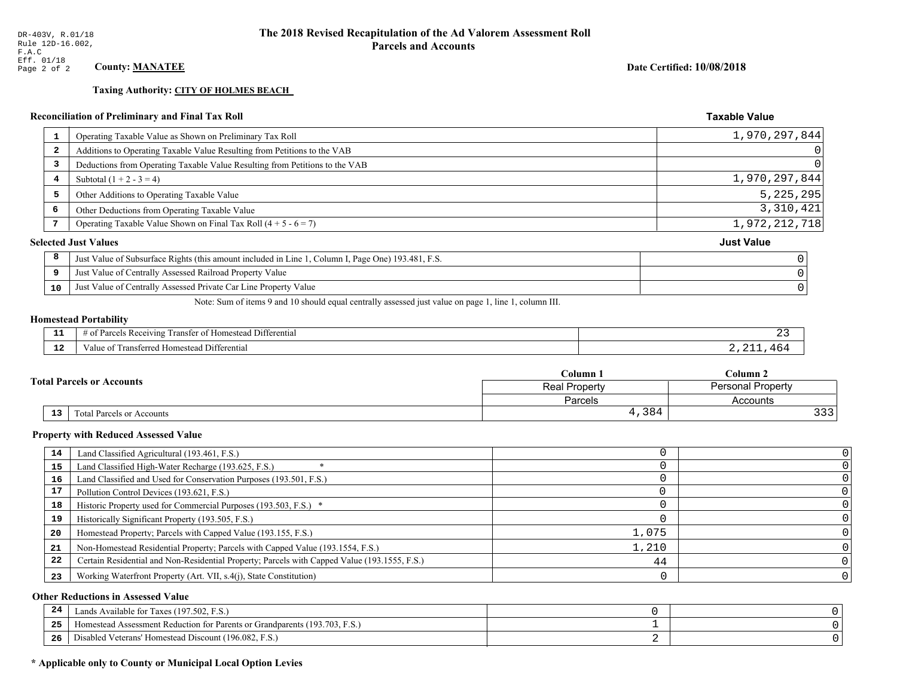DR-403V, R.01/18
Rule 12D-16.002, F.A.C
Eff. 01/18

# The 2018 Revised Recapitulation of the Ad Valorem Assessment Roll
## Parcels and Accounts

**County: MANATEE**

**Date Certified: 10/08/2018**

**Taxing Authority: CITY OF HOLMES BEACH**

### Reconciliation of Preliminary and Final Tax Roll

| | | Taxable Value |
|---|---|---|
| 1 | Operating Taxable Value as Shown on Preliminary Tax Roll | 1,970,297,844 |
| 2 | Additions to Operating Taxable Value Resulting from Petitions to the VAB | 0 |
| 3 | Deductions from Operating Taxable Value Resulting from Petitions to the VAB | 0 |
| 4 | Subtotal (1 + 2 - 3 = 4) | 1,970,297,844 |
| 5 | Other Additions to Operating Taxable Value | 5,225,295 |
| 6 | Other Deductions from Operating Taxable Value | 3,310,421 |
| 7 | Operating Taxable Value Shown on Final Tax Roll (4 + 5 - 6 = 7) | 1,972,212,718 |

### Selected Just Values

| | | Just Value |
|---|---|---|
| 8 | Just Value of Subsurface Rights (this amount included in Line 1, Column I, Page One) 193.481, F.S. | 0 |
| 9 | Just Value of Centrally Assessed Railroad Property Value | 0 |
| 10 | Just Value of Centrally Assessed Private Car Line Property Value | 0 |

Note: Sum of items 9 and 10 should equal centrally assessed just value on page 1, line 1, column III.

### Homestead Portability

| | | |
|---|---|---|
| 11 | # of Parcels Receiving Transfer of Homestead Differential | 23 |
| 12 | Value of Transferred Homestead Differential | 2,211,464 |

### Total Parcels or Accounts

| | | Column 1<br>Real Property<br>Parcels | Column 2<br>Personal Property<br>Accounts |
|---|---|---|---|
| 13 | Total Parcels or Accounts | 4,384 | 333 |

### Property with Reduced Assessed Value

| | | Column 1 | Column 2 |
|---|---|---|---|
| 14 | Land Classified Agricultural (193.461, F.S.) | 0 | 0 |
| 15 | Land Classified High-Water Recharge (193.625, F.S.) * | 0 | 0 |
| 16 | Land Classified and Used for Conservation Purposes (193.501, F.S.) | 0 | 0 |
| 17 | Pollution Control Devices (193.621, F.S.) | 0 | 0 |
| 18 | Historic Property used for Commercial Purposes (193.503, F.S.) * | 0 | 0 |
| 19 | Historically Significant Property (193.505, F.S.) | 0 | 0 |
| 20 | Homestead Property; Parcels with Capped Value (193.155, F.S.) | 1,075 | 0 |
| 21 | Non-Homestead Residential Property; Parcels with Capped Value (193.1554, F.S.) | 1,210 | 0 |
| 22 | Certain Residential and Non-Residential Property; Parcels with Capped Value (193.1555, F.S.) | 44 | 0 |
| 23 | Working Waterfront Property (Art. VII, s.4(j), State Constitution) | 0 | 0 |

### Other Reductions in Assessed Value

| | | Column 1 | Column 2 |
|---|---|---|---|
| 24 | Lands Available for Taxes (197.502, F.S.) | 0 | 0 |
| 25 | Homestead Assessment Reduction for Parents or Grandparents (193.703, F.S.) | 1 | 0 |
| 26 | Disabled Veterans' Homestead Discount (196.082, F.S.) | 2 | 0 |

**\* Applicable only to County or Municipal Local Option Levies**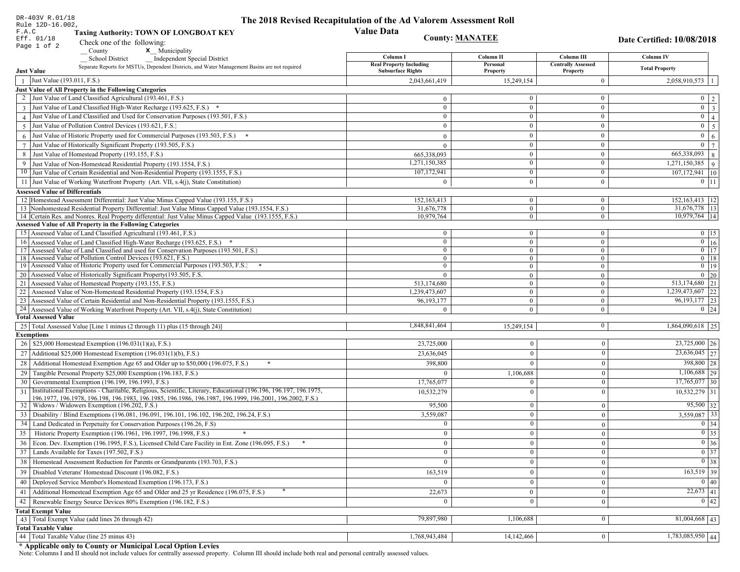DR-403V R.01/18
Rule 12D-16.002, F.A.C
Eff. 01/18

# The 2018 Revised Recapitulation of the Ad Valorem Assessment Roll
## Value Data

**Taxing Authority: TOWN OF LONGBOAT KEY**

**County: MANATEE**

**Date Certified: 10/08/2018**

Check one of the following:
__ County    **x** Municipality
__ School District    __ Independent Special District

Separate Reports for MSTUs, Dependent Districts, and Water Management Basins are not required

| | | Column I<br>Real Property Including Subsurface Rights | Column II<br>Personal Property | Column III<br>Centrally Assessed Property | Column IV<br>Total Property | |
|---|---|---|---|---|---|---|
| **Just Value** | | | | | | |
| 1 | Just Value (193.011, F.S.) | 2,043,661,419 | 15,249,154 | 0 | 2,058,910,573 | 1 |
| **Just Value of All Property in the Following Categories** | | | | | | |
| 2 | Just Value of Land Classified Agricultural (193.461, F.S.) | 0 | 0 | 0 | 0 | 2 |
| 3 | Just Value of Land Classified High-Water Recharge (193.625, F.S.) * | 0 | 0 | 0 | 0 | 3 |
| 4 | Just Value of Land Classified and Used for Conservation Purposes (193.501, F.S.) | 0 | 0 | 0 | 0 | 4 |
| 5 | Just Value of Pollution Control Devices (193.621, F.S.) | 0 | 0 | 0 | 0 | 5 |
| 6 | Just Value of Historic Property used for Commercial Purposes (193.503, F.S.) * | 0 | 0 | 0 | 0 | 6 |
| 7 | Just Value of Historically Significant Property (193.505, F.S.) | 0 | 0 | 0 | 0 | 7 |
| 8 | Just Value of Homestead Property (193.155, F.S.) | 665,338,093 | 0 | 0 | 665,338,093 | 8 |
| 9 | Just Value of Non-Homestead Residential Property (193.1554, F.S.) | 1,271,150,385 | 0 | 0 | 1,271,150,385 | 9 |
| 10 | Just Value of Certain Residential and Non-Residential Property (193.1555, F.S.) | 107,172,941 | 0 | 0 | 107,172,941 | 10 |
| 11 | Just Value of Working Waterfront Property (Art. VII, s.4(j), State Constitution) | 0 | 0 | 0 | 0 | 11 |
| **Assessed Value of Differentials** | | | | | | |
| 12 | Homestead Assessment Differential: Just Value Minus Capped Value (193.155, F.S.) | 152,163,413 | 0 | 0 | 152,163,413 | 12 |
| 13 | Nonhomestead Residential Property Differential: Just Value Minus Capped Value (193.1554, F.S.) | 31,676,778 | 0 | 0 | 31,676,778 | 13 |
| 14 | Certain Res. and Nonres. Real Property differential: Just Value Minus Capped Value (193.1555, F.S.) | 10,979,764 | 0 | 0 | 10,979,764 | 14 |
| **Assessed Value of All Property in the Following Categories** | | | | | | |
| 15 | Assessed Value of Land Classified Agricultural (193.461, F.S.) | 0 | 0 | 0 | 0 | 15 |
| 16 | Assessed Value of Land Classified High-Water Recharge (193.625, F.S.) * | 0 | 0 | 0 | 0 | 16 |
| 17 | Assessed Value of Land Classified and used for Conservation Purposes (193.501, F.S.) | 0 | 0 | 0 | 0 | 17 |
| 18 | Assessed Value of Pollution Control Devices (193.621, F.S.) | 0 | 0 | 0 | 0 | 18 |
| 19 | Assessed Value of Historic Property used for Commercial Purposes (193.503, F.S.) * | 0 | 0 | 0 | 0 | 19 |
| 20 | Assessed Value of Historically Significant Property(193.505, F.S. | 0 | 0 | 0 | 0 | 20 |
| 21 | Assessed Value of Homestead Property (193.155, F.S.) | 513,174,680 | 0 | 0 | 513,174,680 | 21 |
| 22 | Assessed Value of Non-Homestead Residential Property (193.1554, F.S.) | 1,239,473,607 | 0 | 0 | 1,239,473,607 | 22 |
| 23 | Assessed Value of Certain Residential and Non-Residential Property (193.1555, F.S.) | 96,193,177 | 0 | 0 | 96,193,177 | 23 |
| 24 | Assessed Value of Working Waterfront Property (Art. VII, s.4(j), State Constitution) | 0 | 0 | 0 | 0 | 24 |
| **Total Assessed Value** | | | | | | |
| 25 | Total Assessed Value [Line 1 minus (2 through 11) plus (15 through 24)] | 1,848,841,464 | 15,249,154 | 0 | 1,864,090,618 | 25 |
| **Exemptions** | | | | | | |
| 26 | $25,000 Homestead Exemption (196.031(1)(a), F.S.) | 23,725,000 | 0 | 0 | 23,725,000 | 26 |
| 27 | Additional $25,000 Homestead Exemption (196.031(1)(b), F.S.) | 23,636,045 | 0 | 0 | 23,636,045 | 27 |
| 28 | Additional Homestead Exemption Age 65 and Older up to $50,000 (196.075, F.S.) * | 398,800 | 0 | 0 | 398,800 | 28 |
| 29 | Tangible Personal Property $25,000 Exemption (196.183, F.S.) | 0 | 1,106,688 | 0 | 1,106,688 | 29 |
| 30 | Governmental Exemption (196.199, 196.1993, F.S.) | 17,765,077 | 0 | 0 | 17,765,077 | 30 |
| 31 | Institutional Exemptions - Charitable, Religious, Scientific, Literary, Educational (196.196, 196.197, 196.1975, 196.1977, 196.1978, 196.198, 196.1983, 196.1985, 196.1986, 196.1987, 196.1999, 196.2001, 196.2002, F.S.) | 10,532,279 | 0 | 0 | 10,532,279 | 31 |
| 32 | Widows / Widowers Exemption (196.202, F.S.) | 95,500 | 0 | 0 | 95,500 | 32 |
| 33 | Disability / Blind Exemptions (196.081, 196.091, 196.101, 196.102, 196.202, 196.24, F.S.) | 3,559,087 | 0 | 0 | 3,559,087 | 33 |
| 34 | Land Dedicated in Perpetuity for Conservation Purposes (196.26, F.S) | 0 | 0 | 0 | 0 | 34 |
| 35 | Historic Property Exemption (196.1961, 196.1997, 196.1998, F.S.) * | 0 | 0 | 0 | 0 | 35 |
| 36 | Econ. Dev. Exemption (196.1995, F.S.), Licensed Child Care Facility in Ent. Zone (196.095, F.S.) * | 0 | 0 | 0 | 0 | 36 |
| 37 | Lands Available for Taxes (197.502, F.S.) | 0 | 0 | 0 | 0 | 37 |
| 38 | Homestead Assessment Reduction for Parents or Grandparents (193.703, F.S.) | 0 | 0 | 0 | 0 | 38 |
| 39 | Disabled Veterans' Homestead Discount (196.082, F.S.) | 163,519 | 0 | 0 | 163,519 | 39 |
| 40 | Deployed Service Member's Homestead Exemption (196.173, F.S.) | 0 | 0 | 0 | 0 | 40 |
| 41 | Additional Homestead Exemption Age 65 and Older and 25 yr Residence (196.075, F.S.) * | 22,673 | 0 | 0 | 22,673 | 41 |
| 42 | Renewable Energy Source Devices 80% Exemption (196.182, F.S.) | 0 | 0 | 0 | 0 | 42 |
| **Total Exempt Value** | | | | | | |
| 43 | Total Exempt Value (add lines 26 through 42) | 79,897,980 | 1,106,688 | 0 | 81,004,668 | 43 |
| **Total Taxable Value** | | | | | | |
| 44 | Total Taxable Value (line 25 minus 43) | 1,768,943,484 | 14,142,466 | 0 | 1,783,085,950 | 44 |

**\* Applicable only to County or Municipal Local Option Levies**

Note: Columns I and II should not include values for centrally assessed property. Column III should include both real and personal centrally assessed values.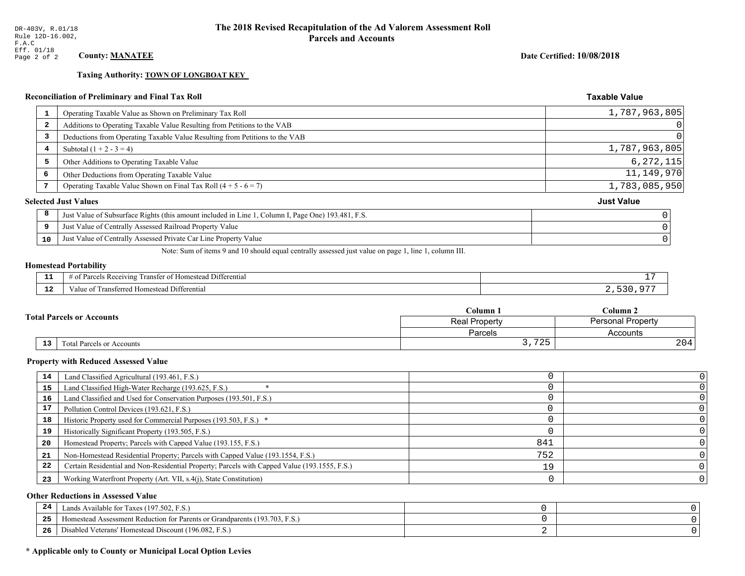DR-403V, R.01/18
Rule 12D-16.002, F.A.C
Eff. 01/18

# The 2018 Revised Recapitulation of the Ad Valorem Assessment Roll
## Parcels and Accounts

**County: MANATEE**

**Date Certified: 10/08/2018**

**Taxing Authority: TOWN OF LONGBOAT KEY**

### Reconciliation of Preliminary and Final Tax Roll

| | | Taxable Value |
|---|---|---|
| 1 | Operating Taxable Value as Shown on Preliminary Tax Roll | 1,787,963,805 |
| 2 | Additions to Operating Taxable Value Resulting from Petitions to the VAB | 0 |
| 3 | Deductions from Operating Taxable Value Resulting from Petitions to the VAB | 0 |
| 4 | Subtotal (1 + 2 - 3 = 4) | 1,787,963,805 |
| 5 | Other Additions to Operating Taxable Value | 6,272,115 |
| 6 | Other Deductions from Operating Taxable Value | 11,149,970 |
| 7 | Operating Taxable Value Shown on Final Tax Roll (4 + 5 - 6 = 7) | 1,783,085,950 |

### Selected Just Values

| | | Just Value |
|---|---|---|
| 8 | Just Value of Subsurface Rights (this amount included in Line 1, Column I, Page One) 193.481, F.S. | 0 |
| 9 | Just Value of Centrally Assessed Railroad Property Value | 0 |
| 10 | Just Value of Centrally Assessed Private Car Line Property Value | 0 |

Note: Sum of items 9 and 10 should equal centrally assessed just value on page 1, line 1, column III.

### Homestead Portability

| | | |
|---|---|---|
| 11 | # of Parcels Receiving Transfer of Homestead Differential | 17 |
| 12 | Value of Transferred Homestead Differential | 2,530,977 |

### Total Parcels or Accounts

| | | Column 1<br>Real Property<br>Parcels | Column 2<br>Personal Property<br>Accounts |
|---|---|---|---|
| 13 | Total Parcels or Accounts | 3,725 | 204 |

### Property with Reduced Assessed Value

| | | Column 1 | Column 2 |
|---|---|---|---|
| 14 | Land Classified Agricultural (193.461, F.S.) | 0 | 0 |
| 15 | Land Classified High-Water Recharge (193.625, F.S.) * | 0 | 0 |
| 16 | Land Classified and Used for Conservation Purposes (193.501, F.S.) | 0 | 0 |
| 17 | Pollution Control Devices (193.621, F.S.) | 0 | 0 |
| 18 | Historic Property used for Commercial Purposes (193.503, F.S.) * | 0 | 0 |
| 19 | Historically Significant Property (193.505, F.S.) | 0 | 0 |
| 20 | Homestead Property; Parcels with Capped Value (193.155, F.S.) | 841 | 0 |
| 21 | Non-Homestead Residential Property; Parcels with Capped Value (193.1554, F.S.) | 752 | 0 |
| 22 | Certain Residential and Non-Residential Property; Parcels with Capped Value (193.1555, F.S.) | 19 | 0 |
| 23 | Working Waterfront Property (Art. VII, s.4(j), State Constitution) | 0 | 0 |

### Other Reductions in Assessed Value

| | | Column 1 | Column 2 |
|---|---|---|---|
| 24 | Lands Available for Taxes (197.502, F.S.) | 0 | 0 |
| 25 | Homestead Assessment Reduction for Parents or Grandparents (193.703, F.S.) | 0 | 0 |
| 26 | Disabled Veterans' Homestead Discount (196.082, F.S.) | 2 | 0 |

**\* Applicable only to County or Municipal Local Option Levies**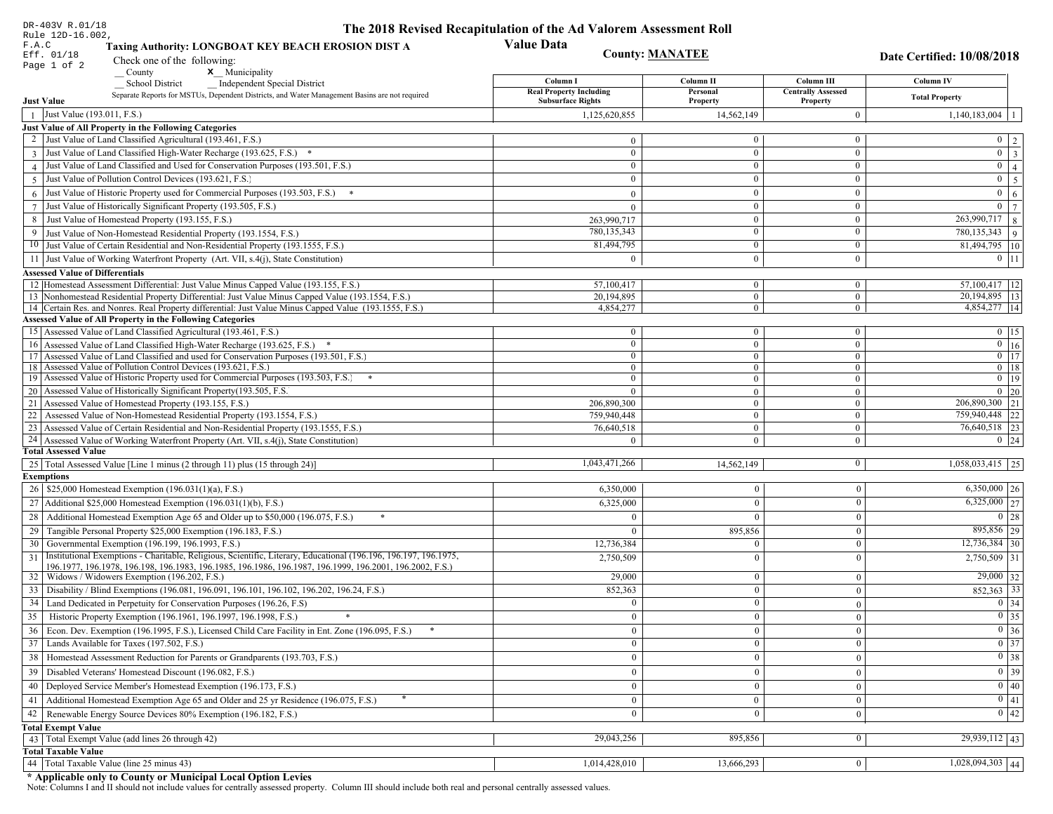DR-403V R.01/18
Rule 12D-16.002, F.A.C
Eff. 01/18

# The 2018 Revised Recapitulation of the Ad Valorem Assessment Roll

## Value Data

**Taxing Authority: LONGBOAT KEY BEACH EROSION DIST A**

**County: MANATEE**

**Date Certified: 10/08/2018**

Check one of the following:
__ County
x__ Municipality
__ School District
__ Independent Special District

Separate Reports for MSTUs, Dependent Districts, and Water Management Basins are not required

| | | Column I Real Property Including Subsurface Rights | Column II Personal Property | Column III Centrally Assessed Property | Column IV Total Property | |
|---|---|---|---|---|---|---|
| **Just Value** | | | | | | |
| 1 | Just Value (193.011, F.S.) | 1,125,620,855 | 14,562,149 | 0 | 1,140,183,004 | 1 |
| **Just Value of All Property in the Following Categories** | | | | | | |
| 2 | Just Value of Land Classified Agricultural (193.461, F.S.) | 0 | 0 | 0 | 0 | 2 |
| 3 | Just Value of Land Classified High-Water Recharge (193.625, F.S.) * | 0 | 0 | 0 | 0 | 3 |
| 4 | Just Value of Land Classified and Used for Conservation Purposes (193.501, F.S.) | 0 | 0 | 0 | 0 | 4 |
| 5 | Just Value of Pollution Control Devices (193.621, F.S.) | 0 | 0 | 0 | 0 | 5 |
| 6 | Just Value of Historic Property used for Commercial Purposes (193.503, F.S.) * | 0 | 0 | 0 | 0 | 6 |
| 7 | Just Value of Historically Significant Property (193.505, F.S.) | 0 | 0 | 0 | 0 | 7 |
| 8 | Just Value of Homestead Property (193.155, F.S.) | 263,990,717 | 0 | 0 | 263,990,717 | 8 |
| 9 | Just Value of Non-Homestead Residential Property (193.1554, F.S.) | 780,135,343 | 0 | 0 | 780,135,343 | 9 |
| 10 | Just Value of Certain Residential and Non-Residential Property (193.1555, F.S.) | 81,494,795 | 0 | 0 | 81,494,795 | 10 |
| 11 | Just Value of Working Waterfront Property (Art. VII, s.4(j), State Constitution) | 0 | 0 | 0 | 0 | 11 |
| **Assessed Value of Differentials** | | | | | | |
| 12 | Homestead Assessment Differential: Just Value Minus Capped Value (193.155, F.S.) | 57,100,417 | 0 | 0 | 57,100,417 | 12 |
| 13 | Nonhomestead Residential Property Differential: Just Value Minus Capped Value (193.1554, F.S.) | 20,194,895 | 0 | 0 | 20,194,895 | 13 |
| 14 | Certain Res. and Nonres. Real Property differential: Just Value Minus Capped Value (193.1555, F.S.) | 4,854,277 | 0 | 0 | 4,854,277 | 14 |
| **Assessed Value of All Property in the Following Categories** | | | | | | |
| 15 | Assessed Value of Land Classified Agricultural (193.461, F.S.) | 0 | 0 | 0 | 0 | 15 |
| 16 | Assessed Value of Land Classified High-Water Recharge (193.625, F.S.) * | 0 | 0 | 0 | 0 | 16 |
| 17 | Assessed Value of Land Classified and used for Conservation Purposes (193.501, F.S.) | 0 | 0 | 0 | 0 | 17 |
| 18 | Assessed Value of Pollution Control Devices (193.621, F.S.) | 0 | 0 | 0 | 0 | 18 |
| 19 | Assessed Value of Historic Property used for Commercial Purposes (193.503, F.S.) * | 0 | 0 | 0 | 0 | 19 |
| 20 | Assessed Value of Historically Significant Property(193.505, F.S. | 0 | 0 | 0 | 0 | 20 |
| 21 | Assessed Value of Homestead Property (193.155, F.S.) | 206,890,300 | 0 | 0 | 206,890,300 | 21 |
| 22 | Assessed Value of Non-Homestead Residential Property (193.1554, F.S.) | 759,940,448 | 0 | 0 | 759,940,448 | 22 |
| 23 | Assessed Value of Certain Residential and Non-Residential Property (193.1555, F.S.) | 76,640,518 | 0 | 0 | 76,640,518 | 23 |
| 24 | Assessed Value of Working Waterfront Property (Art. VII, s.4(j), State Constitution) | 0 | 0 | 0 | 0 | 24 |
| **Total Assessed Value** | | | | | | |
| 25 | Total Assessed Value [Line 1 minus (2 through 11) plus (15 through 24)] | 1,043,471,266 | 14,562,149 | 0 | 1,058,033,415 | 25 |
| **Exemptions** | | | | | | |
| 26 | $25,000 Homestead Exemption (196.031(1)(a), F.S.) | 6,350,000 | 0 | 0 | 6,350,000 | 26 |
| 27 | Additional $25,000 Homestead Exemption (196.031(1)(b), F.S.) | 6,325,000 | 0 | 0 | 6,325,000 | 27 |
| 28 | Additional Homestead Exemption Age 65 and Older up to $50,000 (196.075, F.S.) * | 0 | 0 | 0 | 0 | 28 |
| 29 | Tangible Personal Property $25,000 Exemption (196.183, F.S.) | 0 | 895,856 | 0 | 895,856 | 29 |
| 30 | Governmental Exemption (196.199, 196.1993, F.S.) | 12,736,384 | 0 | 0 | 12,736,384 | 30 |
| 31 | Institutional Exemptions - Charitable, Religious, Scientific, Literary, Educational (196.196, 196.197, 196.1975, 196.1977, 196.1978, 196.198, 196.1983, 196.1985, 196.1986, 196.1987, 196.1999, 196.2001, 196.2002, F.S.) | 2,750,509 | 0 | 0 | 2,750,509 | 31 |
| 32 | Widows / Widowers Exemption (196.202, F.S.) | 29,000 | 0 | 0 | 29,000 | 32 |
| 33 | Disability / Blind Exemptions (196.081, 196.091, 196.101, 196.102, 196.202, 196.24, F.S.) | 852,363 | 0 | 0 | 852,363 | 33 |
| 34 | Land Dedicated in Perpetuity for Conservation Purposes (196.26, F.S) | 0 | 0 | 0 | 0 | 34 |
| 35 | Historic Property Exemption (196.1961, 196.1997, 196.1998, F.S.) * | 0 | 0 | 0 | 0 | 35 |
| 36 | Econ. Dev. Exemption (196.1995, F.S.), Licensed Child Care Facility in Ent. Zone (196.095, F.S.) * | 0 | 0 | 0 | 0 | 36 |
| 37 | Lands Available for Taxes (197.502, F.S.) | 0 | 0 | 0 | 0 | 37 |
| 38 | Homestead Assessment Reduction for Parents or Grandparents (193.703, F.S.) | 0 | 0 | 0 | 0 | 38 |
| 39 | Disabled Veterans' Homestead Discount (196.082, F.S.) | 0 | 0 | 0 | 0 | 39 |
| 40 | Deployed Service Member's Homestead Exemption (196.173, F.S.) | 0 | 0 | 0 | 0 | 40 |
| 41 | Additional Homestead Exemption Age 65 and Older and 25 yr Residence (196.075, F.S.) * | 0 | 0 | 0 | 0 | 41 |
| 42 | Renewable Energy Source Devices 80% Exemption (196.182, F.S.) | 0 | 0 | 0 | 0 | 42 |
| **Total Exempt Value** | | | | | | |
| 43 | Total Exempt Value (add lines 26 through 42) | 29,043,256 | 895,856 | 0 | 29,939,112 | 43 |
| **Total Taxable Value** | | | | | | |
| 44 | Total Taxable Value (line 25 minus 43) | 1,014,428,010 | 13,666,293 | 0 | 1,028,094,303 | 44 |

**\* Applicable only to County or Municipal Local Option Levies**

Note: Columns I and II should not include values for centrally assessed property. Column III should include both real and personal centrally assessed values.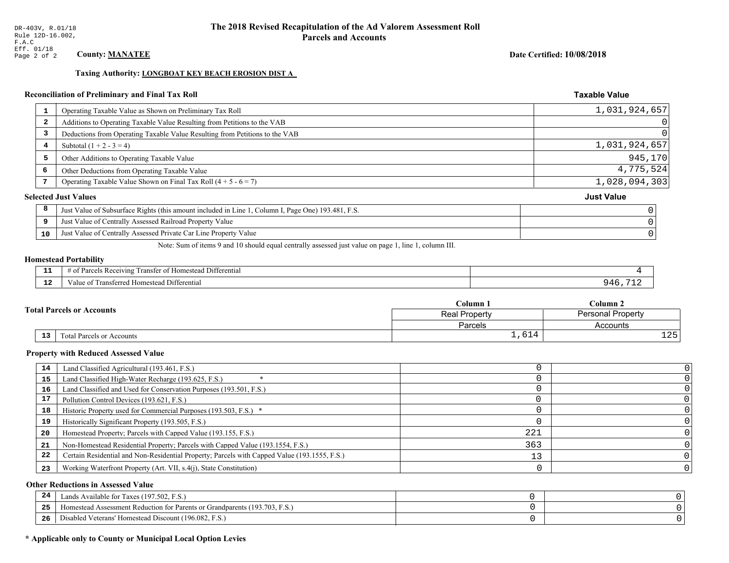DR-403V, R.01/18
Rule 12D-16.002, F.A.C
Eff. 01/18
Page 2 of 2

# The 2018 Revised Recapitulation of the Ad Valorem Assessment Roll
## Parcels and Accounts

**County: MANATEE**

**Date Certified: 10/08/2018**

**Taxing Authority: LONGBOAT KEY BEACH EROSION DIST A**

### Reconciliation of Preliminary and Final Tax Roll

| | | Taxable Value |
|---|---|---|
| 1 | Operating Taxable Value as Shown on Preliminary Tax Roll | 1,031,924,657 |
| 2 | Additions to Operating Taxable Value Resulting from Petitions to the VAB | 0 |
| 3 | Deductions from Operating Taxable Value Resulting from Petitions to the VAB | 0 |
| 4 | Subtotal (1 + 2 - 3 = 4) | 1,031,924,657 |
| 5 | Other Additions to Operating Taxable Value | 945,170 |
| 6 | Other Deductions from Operating Taxable Value | 4,775,524 |
| 7 | Operating Taxable Value Shown on Final Tax Roll (4 + 5 - 6 = 7) | 1,028,094,303 |

### Selected Just Values

| | | Just Value |
|---|---|---|
| 8 | Just Value of Subsurface Rights (this amount included in Line 1, Column I, Page One) 193.481, F.S. | 0 |
| 9 | Just Value of Centrally Assessed Railroad Property Value | 0 |
| 10 | Just Value of Centrally Assessed Private Car Line Property Value | 0 |

Note: Sum of items 9 and 10 should equal centrally assessed just value on page 1, line 1, column III.

### Homestead Portability

| | | |
|---|---|---|
| 11 | # of Parcels Receiving Transfer of Homestead Differential | 4 |
| 12 | Value of Transferred Homestead Differential | 946,712 |

### Total Parcels or Accounts

| | | Column 1 Real Property Parcels | Column 2 Personal Property Accounts |
|---|---|---|---|
| 13 | Total Parcels or Accounts | 1,614 | 125 |

### Property with Reduced Assessed Value

| | | Column 1 | Column 2 |
|---|---|---|---|
| 14 | Land Classified Agricultural (193.461, F.S.) | 0 | 0 |
| 15 | Land Classified High-Water Recharge (193.625, F.S.) * | 0 | 0 |
| 16 | Land Classified and Used for Conservation Purposes (193.501, F.S.) | 0 | 0 |
| 17 | Pollution Control Devices (193.621, F.S.) | 0 | 0 |
| 18 | Historic Property used for Commercial Purposes (193.503, F.S.) * | 0 | 0 |
| 19 | Historically Significant Property (193.505, F.S.) | 0 | 0 |
| 20 | Homestead Property; Parcels with Capped Value (193.155, F.S.) | 221 | 0 |
| 21 | Non-Homestead Residential Property; Parcels with Capped Value (193.1554, F.S.) | 363 | 0 |
| 22 | Certain Residential and Non-Residential Property; Parcels with Capped Value (193.1555, F.S.) | 13 | 0 |
| 23 | Working Waterfront Property (Art. VII, s.4(j), State Constitution) | 0 | 0 |

### Other Reductions in Assessed Value

| | | Column 1 | Column 2 |
|---|---|---|---|
| 24 | Lands Available for Taxes (197.502, F.S.) | 0 | 0 |
| 25 | Homestead Assessment Reduction for Parents or Grandparents (193.703, F.S.) | 0 | 0 |
| 26 | Disabled Veterans' Homestead Discount (196.082, F.S.) | 0 | 0 |

**\* Applicable only to County or Municipal Local Option Levies**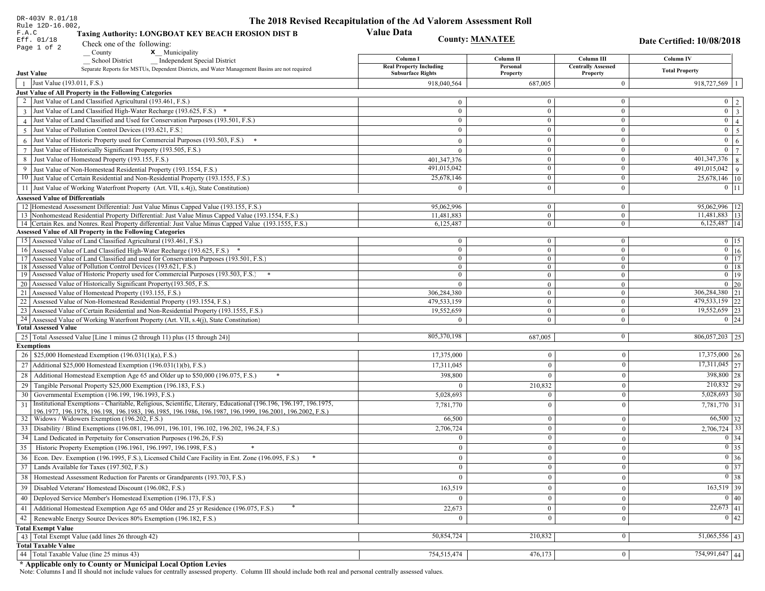DR-403V R.01/18
Rule 12D-16.002, F.A.C
Eff. 01/18

# The 2018 Revised Recapitulation of the Ad Valorem Assessment Roll

## Value Data

**Taxing Authority: LONGBOAT KEY BEACH EROSION DIST B**

**County: MANATEE**

**Date Certified: 10/08/2018**

Check one of the following:
__ County
X Municipality
__ School District
__ Independent Special District

Separate Reports for MSTUs, Dependent Districts, and Water Management Basins are not required

| | | Column I Real Property Including Subsurface Rights | Column II Personal Property | Column III Centrally Assessed Property | Column IV Total Property | |
|---|---|---|---|---|---|---|
| **Just Value** | | | | | | |
| 1 | Just Value (193.011, F.S.) | 918,040,564 | 687,005 | 0 | 918,727,569 | 1 |
| **Just Value of All Property in the Following Categories** | | | | | | |
| 2 | Just Value of Land Classified Agricultural (193.461, F.S.) | 0 | 0 | 0 | 0 | 2 |
| 3 | Just Value of Land Classified High-Water Recharge (193.625, F.S.) * | 0 | 0 | 0 | 0 | 3 |
| 4 | Just Value of Land Classified and Used for Conservation Purposes (193.501, F.S.) | 0 | 0 | 0 | 0 | 4 |
| 5 | Just Value of Pollution Control Devices (193.621, F.S.) | 0 | 0 | 0 | 0 | 5 |
| 6 | Just Value of Historic Property used for Commercial Purposes (193.503, F.S.) * | 0 | 0 | 0 | 0 | 6 |
| 7 | Just Value of Historically Significant Property (193.505, F.S.) | 0 | 0 | 0 | 0 | 7 |
| 8 | Just Value of Homestead Property (193.155, F.S.) | 401,347,376 | 0 | 0 | 401,347,376 | 8 |
| 9 | Just Value of Non-Homestead Residential Property (193.1554, F.S.) | 491,015,042 | 0 | 0 | 491,015,042 | 9 |
| 10 | Just Value of Certain Residential and Non-Residential Property (193.1555, F.S.) | 25,678,146 | 0 | 0 | 25,678,146 | 10 |
| 11 | Just Value of Working Waterfront Property (Art. VII, s.4(j), State Constitution) | 0 | 0 | 0 | 0 | 11 |
| **Assessed Value of Differentials** | | | | | | |
| 12 | Homestead Assessment Differential: Just Value Minus Capped Value (193.155, F.S.) | 95,062,996 | 0 | 0 | 95,062,996 | 12 |
| 13 | Nonhomestead Residential Property Differential: Just Value Minus Capped Value (193.1554, F.S.) | 11,481,883 | 0 | 0 | 11,481,883 | 13 |
| 14 | Certain Res. and Nonres. Real Property differential: Just Value Minus Capped Value (193.1555, F.S.) | 6,125,487 | 0 | 0 | 6,125,487 | 14 |
| **Assessed Value of All Property in the Following Categories** | | | | | | |
| 15 | Assessed Value of Land Classified Agricultural (193.461, F.S.) | 0 | 0 | 0 | 0 | 15 |
| 16 | Assessed Value of Land Classified High-Water Recharge (193.625, F.S.) * | 0 | 0 | 0 | 0 | 16 |
| 17 | Assessed Value of Land Classified and used for Conservation Purposes (193.501, F.S.) | 0 | 0 | 0 | 0 | 17 |
| 18 | Assessed Value of Pollution Control Devices (193.621, F.S.) | 0 | 0 | 0 | 0 | 18 |
| 19 | Assessed Value of Historic Property used for Commercial Purposes (193.503, F.S.) * | 0 | 0 | 0 | 0 | 19 |
| 20 | Assessed Value of Historically Significant Property(193.505, F.S. | 0 | 0 | 0 | 0 | 20 |
| 21 | Assessed Value of Homestead Property (193.155, F.S.) | 306,284,380 | 0 | 0 | 306,284,380 | 21 |
| 22 | Assessed Value of Non-Homestead Residential Property (193.1554, F.S.) | 479,533,159 | 0 | 0 | 479,533,159 | 22 |
| 23 | Assessed Value of Certain Residential and Non-Residential Property (193.1555, F.S.) | 19,552,659 | 0 | 0 | 19,552,659 | 23 |
| 24 | Assessed Value of Working Waterfront Property (Art. VII, s.4(j), State Constitution) | 0 | 0 | 0 | 0 | 24 |
| **Total Assessed Value** | | | | | | |
| 25 | Total Assessed Value [Line 1 minus (2 through 11) plus (15 through 24)] | 805,370,198 | 687,005 | 0 | 806,057,203 | 25 |
| **Exemptions** | | | | | | |
| 26 | $25,000 Homestead Exemption (196.031(1)(a), F.S.) | 17,375,000 | 0 | 0 | 17,375,000 | 26 |
| 27 | Additional $25,000 Homestead Exemption (196.031(1)(b), F.S.) | 17,311,045 | 0 | 0 | 17,311,045 | 27 |
| 28 | Additional Homestead Exemption Age 65 and Older up to $50,000 (196.075, F.S.) * | 398,800 | 0 | 0 | 398,800 | 28 |
| 29 | Tangible Personal Property $25,000 Exemption (196.183, F.S.) | 0 | 210,832 | 0 | 210,832 | 29 |
| 30 | Governmental Exemption (196.199, 196.1993, F.S.) | 5,028,693 | 0 | 0 | 5,028,693 | 30 |
| 31 | Institutional Exemptions - Charitable, Religious, Scientific, Literary, Educational (196.196, 196.197, 196.1975, 196.1977, 196.1978, 196.198, 196.1983, 196.1985, 196.1986, 196.1987, 196.1999, 196.2001, 196.2002, F.S.) | 7,781,770 | 0 | 0 | 7,781,770 | 31 |
| 32 | Widows / Widowers Exemption (196.202, F.S.) | 66,500 | 0 | 0 | 66,500 | 32 |
| 33 | Disability / Blind Exemptions (196.081, 196.091, 196.101, 196.102, 196.202, 196.24, F.S.) | 2,706,724 | 0 | 0 | 2,706,724 | 33 |
| 34 | Land Dedicated in Perpetuity for Conservation Purposes (196.26, F.S) | 0 | 0 | 0 | 0 | 34 |
| 35 | Historic Property Exemption (196.1961, 196.1997, 196.1998, F.S.) * | 0 | 0 | 0 | 0 | 35 |
| 36 | Econ. Dev. Exemption (196.1995, F.S.), Licensed Child Care Facility in Ent. Zone (196.095, F.S.) * | 0 | 0 | 0 | 0 | 36 |
| 37 | Lands Available for Taxes (197.502, F.S.) | 0 | 0 | 0 | 0 | 37 |
| 38 | Homestead Assessment Reduction for Parents or Grandparents (193.703, F.S.) | 0 | 0 | 0 | 0 | 38 |
| 39 | Disabled Veterans' Homestead Discount (196.082, F.S.) | 163,519 | 0 | 0 | 163,519 | 39 |
| 40 | Deployed Service Member's Homestead Exemption (196.173, F.S.) | 0 | 0 | 0 | 0 | 40 |
| 41 | Additional Homestead Exemption Age 65 and Older and 25 yr Residence (196.075, F.S.) * | 22,673 | 0 | 0 | 22,673 | 41 |
| 42 | Renewable Energy Source Devices 80% Exemption (196.182, F.S.) | 0 | 0 | 0 | 0 | 42 |
| **Total Exempt Value** | | | | | | |
| 43 | Total Exempt Value (add lines 26 through 42) | 50,854,724 | 210,832 | 0 | 51,065,556 | 43 |
| **Total Taxable Value** | | | | | | |
| 44 | Total Taxable Value (line 25 minus 43) | 754,515,474 | 476,173 | 0 | 754,991,647 | 44 |

**\* Applicable only to County or Municipal Local Option Levies**

Note: Columns I and II should not include values for centrally assessed property. Column III should include both real and personal centrally assessed values.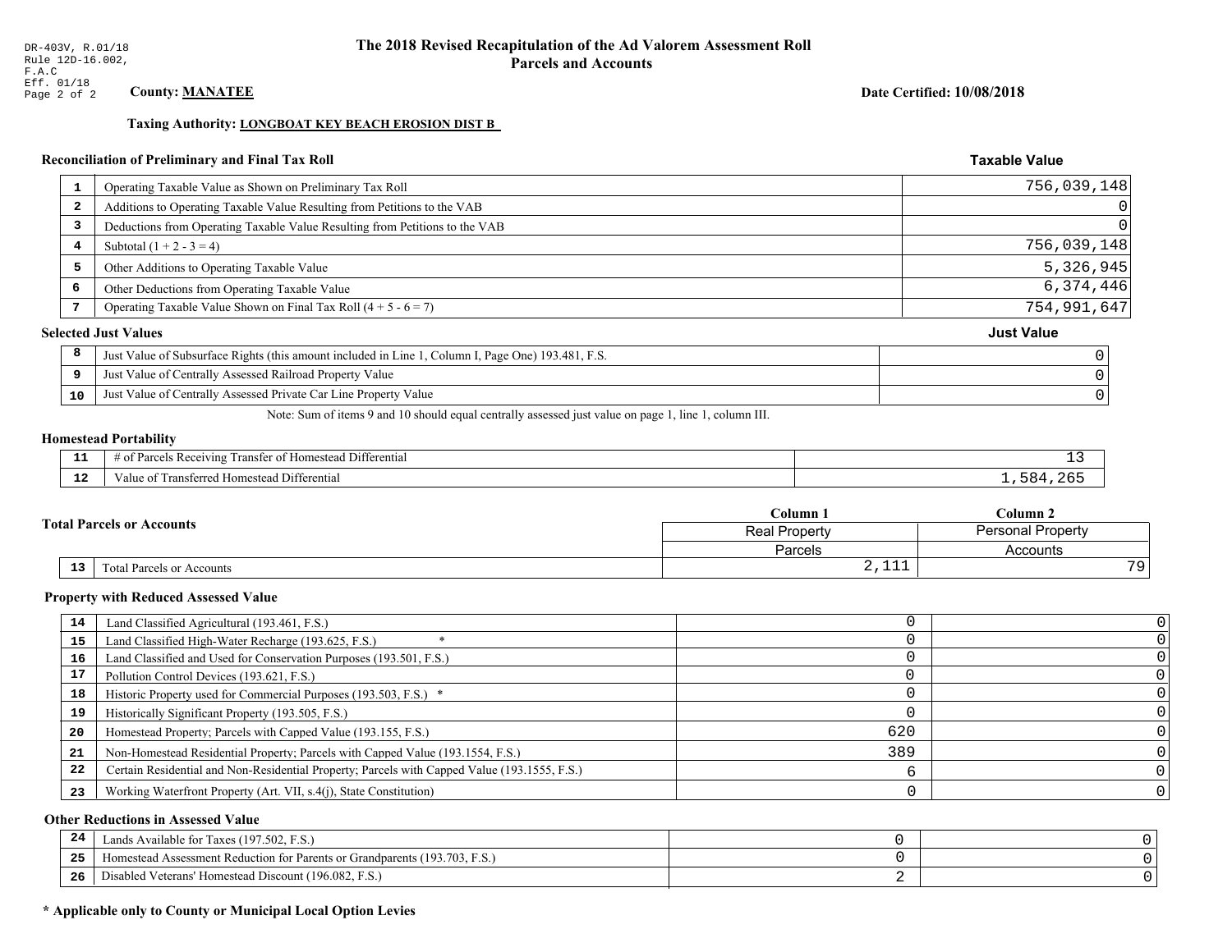DR-403V, R.01/18
Rule 12D-16.002,
F.A.C
Eff. 01/18

# The 2018 Revised Recapitulation of the Ad Valorem Assessment Roll
## Parcels and Accounts

**County: MANATEE**

**Date Certified: 10/08/2018**

**Taxing Authority: LONGBOAT KEY BEACH EROSION DIST B**

### Reconciliation of Preliminary and Final Tax Roll

| | | Taxable Value |
|---|---|---|
| 1 | Operating Taxable Value as Shown on Preliminary Tax Roll | 756,039,148 |
| 2 | Additions to Operating Taxable Value Resulting from Petitions to the VAB | 0 |
| 3 | Deductions from Operating Taxable Value Resulting from Petitions to the VAB | 0 |
| 4 | Subtotal (1 + 2 - 3 = 4) | 756,039,148 |
| 5 | Other Additions to Operating Taxable Value | 5,326,945 |
| 6 | Other Deductions from Operating Taxable Value | 6,374,446 |
| 7 | Operating Taxable Value Shown on Final Tax Roll (4 + 5 - 6 = 7) | 754,991,647 |

### Selected Just Values

| | | Just Value |
|---|---|---|
| 8 | Just Value of Subsurface Rights (this amount included in Line 1, Column I, Page One) 193.481, F.S. | 0 |
| 9 | Just Value of Centrally Assessed Railroad Property Value | 0 |
| 10 | Just Value of Centrally Assessed Private Car Line Property Value | 0 |

Note: Sum of items 9 and 10 should equal centrally assessed just value on page 1, line 1, column III.

### Homestead Portability

| | | |
|---|---|---|
| 11 | # of Parcels Receiving Transfer of Homestead Differential | 13 |
| 12 | Value of Transferred Homestead Differential | 1,584,265 |

### Total Parcels or Accounts

| | | Column 1 | Column 2 |
|---|---|---|---|
| | | Real Property | Personal Property |
| | | Parcels | Accounts |
| 13 | Total Parcels or Accounts | 2,111 | 79 |

### Property with Reduced Assessed Value

| | | Column 1 | Column 2 |
|---|---|---|---|
| 14 | Land Classified Agricultural (193.461, F.S.) | 0 | 0 |
| 15 | Land Classified High-Water Recharge (193.625, F.S.) * | 0 | 0 |
| 16 | Land Classified and Used for Conservation Purposes (193.501, F.S.) | 0 | 0 |
| 17 | Pollution Control Devices (193.621, F.S.) | 0 | 0 |
| 18 | Historic Property used for Commercial Purposes (193.503, F.S.) * | 0 | 0 |
| 19 | Historically Significant Property (193.505, F.S.) | 0 | 0 |
| 20 | Homestead Property; Parcels with Capped Value (193.155, F.S.) | 620 | 0 |
| 21 | Non-Homestead Residential Property; Parcels with Capped Value (193.1554, F.S.) | 389 | 0 |
| 22 | Certain Residential and Non-Residential Property; Parcels with Capped Value (193.1555, F.S.) | 6 | 0 |
| 23 | Working Waterfront Property (Art. VII, s.4(j), State Constitution) | 0 | 0 |

### Other Reductions in Assessed Value

| | | Column 1 | Column 2 |
|---|---|---|---|
| 24 | Lands Available for Taxes (197.502, F.S.) | 0 | 0 |
| 25 | Homestead Assessment Reduction for Parents or Grandparents (193.703, F.S.) | 0 | 0 |
| 26 | Disabled Veterans' Homestead Discount (196.082, F.S.) | 2 | 0 |

**\* Applicable only to County or Municipal Local Option Levies**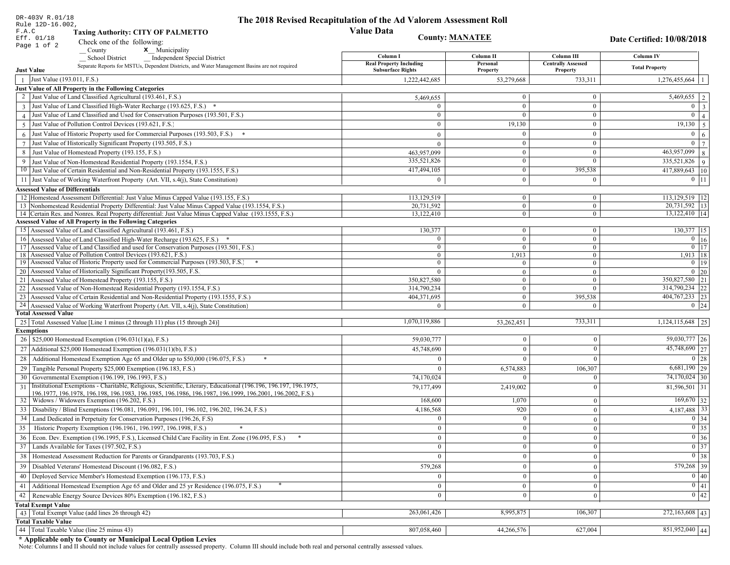DR-403V R.01/18
Rule 12D-16.002, F.A.C
Eff. 01/18

# The 2018 Revised Recapitulation of the Ad Valorem Assessment Roll

## Value Data

**Taxing Authority: CITY OF PALMETTO**

**County: MANATEE**

**Date Certified: 10/08/2018**

Check one of the following:
__ County
**x**__ Municipality
__ School District
__ Independent Special District

Separate Reports for MSTUs, Dependent Districts, and Water Management Basins are not required

| Line | Description | Column I Real Property Including Subsurface Rights | Column II Personal Property | Column III Centrally Assessed Property | Column IV Total Property | Line |
|---|---|---|---|---|---|---|
| **Just Value** | | | | | | |
| 1 | Just Value (193.011, F.S.) | 1,222,442,685 | 53,279,668 | 733,311 | 1,276,455,664 | 1 |
| **Just Value of All Property in the Following Categories** | | | | | | |
| 2 | Just Value of Land Classified Agricultural (193.461, F.S.) | 5,469,655 | 0 | 0 | 5,469,655 | 2 |
| 3 | Just Value of Land Classified High-Water Recharge (193.625, F.S.) * | 0 | 0 | 0 | 0 | 3 |
| 4 | Just Value of Land Classified and Used for Conservation Purposes (193.501, F.S.) | 0 | 0 | 0 | 0 | 4 |
| 5 | Just Value of Pollution Control Devices (193.621, F.S.) | 0 | 19,130 | 0 | 19,130 | 5 |
| 6 | Just Value of Historic Property used for Commercial Purposes (193.503, F.S.) * | 0 | 0 | 0 | 0 | 6 |
| 7 | Just Value of Historically Significant Property (193.505, F.S.) | 0 | 0 | 0 | 0 | 7 |
| 8 | Just Value of Homestead Property (193.155, F.S.) | 463,957,099 | 0 | 0 | 463,957,099 | 8 |
| 9 | Just Value of Non-Homestead Residential Property (193.1554, F.S.) | 335,521,826 | 0 | 0 | 335,521,826 | 9 |
| 10 | Just Value of Certain Residential and Non-Residential Property (193.1555, F.S.) | 417,494,105 | 0 | 395,538 | 417,889,643 | 10 |
| 11 | Just Value of Working Waterfront Property (Art. VII, s.4(j), State Constitution) | 0 | 0 | 0 | 0 | 11 |
| **Assessed Value of Differentials** | | | | | | |
| 12 | Homestead Assessment Differential: Just Value Minus Capped Value (193.155, F.S.) | 113,129,519 | 0 | 0 | 113,129,519 | 12 |
| 13 | Nonhomestead Residential Property Differential: Just Value Minus Capped Value (193.1554, F.S.) | 20,731,592 | 0 | 0 | 20,731,592 | 13 |
| 14 | Certain Res. and Nonres. Real Property differential: Just Value Minus Capped Value (193.1555, F.S.) | 13,122,410 | 0 | 0 | 13,122,410 | 14 |
| **Assessed Value of All Property in the Following Categories** | | | | | | |
| 15 | Assessed Value of Land Classified Agricultural (193.461, F.S.) | 130,377 | 0 | 0 | 130,377 | 15 |
| 16 | Assessed Value of Land Classified High-Water Recharge (193.625, F.S.) * | 0 | 0 | 0 | 0 | 16 |
| 17 | Assessed Value of Land Classified and used for Conservation Purposes (193.501, F.S.) | 0 | 0 | 0 | 0 | 17 |
| 18 | Assessed Value of Pollution Control Devices (193.621, F.S.) | 0 | 1,913 | 0 | 1,913 | 18 |
| 19 | Assessed Value of Historic Property used for Commercial Purposes (193.503, F.S.) * | 0 | 0 | 0 | 0 | 19 |
| 20 | Assessed Value of Historically Significant Property(193.505, F.S. | 0 | 0 | 0 | 0 | 20 |
| 21 | Assessed Value of Homestead Property (193.155, F.S.) | 350,827,580 | 0 | 0 | 350,827,580 | 21 |
| 22 | Assessed Value of Non-Homestead Residential Property (193.1554, F.S.) | 314,790,234 | 0 | 0 | 314,790,234 | 22 |
| 23 | Assessed Value of Certain Residential and Non-Residential Property (193.1555, F.S.) | 404,371,695 | 0 | 395,538 | 404,767,233 | 23 |
| 24 | Assessed Value of Working Waterfront Property (Art. VII, s.4(j), State Constitution) | 0 | 0 | 0 | 0 | 24 |
| **Total Assessed Value** | | | | | | |
| 25 | Total Assessed Value [Line 1 minus (2 through 11) plus (15 through 24)] | 1,070,119,886 | 53,262,451 | 733,311 | 1,124,115,648 | 25 |
| **Exemptions** | | | | | | |
| 26 | $25,000 Homestead Exemption (196.031(1)(a), F.S.) | 59,030,777 | 0 | 0 | 59,030,777 | 26 |
| 27 | Additional $25,000 Homestead Exemption (196.031(1)(b), F.S.) | 45,748,690 | 0 | 0 | 45,748,690 | 27 |
| 28 | Additional Homestead Exemption Age 65 and Older up to $50,000 (196.075, F.S.) * | 0 | 0 | 0 | 0 | 28 |
| 29 | Tangible Personal Property $25,000 Exemption (196.183, F.S.) | 0 | 6,574,883 | 106,307 | 6,681,190 | 29 |
| 30 | Governmental Exemption (196.199, 196.1993, F.S.) | 74,170,024 | 0 | 0 | 74,170,024 | 30 |
| 31 | Institutional Exemptions - Charitable, Religious, Scientific, Literary, Educational (196.196, 196.197, 196.1975, 196.1977, 196.1978, 196.198, 196.1983, 196.1985, 196.1986, 196.1987, 196.1999, 196.2001, 196.2002, F.S.) | 79,177,499 | 2,419,002 | 0 | 81,596,501 | 31 |
| 32 | Widows / Widowers Exemption (196.202, F.S.) | 168,600 | 1,070 | 0 | 169,670 | 32 |
| 33 | Disability / Blind Exemptions (196.081, 196.091, 196.101, 196.102, 196.202, 196.24, F.S.) | 4,186,568 | 920 | 0 | 4,187,488 | 33 |
| 34 | Land Dedicated in Perpetuity for Conservation Purposes (196.26, F.S) | 0 | 0 | 0 | 0 | 34 |
| 35 | Historic Property Exemption (196.1961, 196.1997, 196.1998, F.S.) * | 0 | 0 | 0 | 0 | 35 |
| 36 | Econ. Dev. Exemption (196.1995, F.S.), Licensed Child Care Facility in Ent. Zone (196.095, F.S.) * | 0 | 0 | 0 | 0 | 36 |
| 37 | Lands Available for Taxes (197.502, F.S.) | 0 | 0 | 0 | 0 | 37 |
| 38 | Homestead Assessment Reduction for Parents or Grandparents (193.703, F.S.) | 0 | 0 | 0 | 0 | 38 |
| 39 | Disabled Veterans' Homestead Discount (196.082, F.S.) | 579,268 | 0 | 0 | 579,268 | 39 |
| 40 | Deployed Service Member's Homestead Exemption (196.173, F.S.) | 0 | 0 | 0 | 0 | 40 |
| 41 | Additional Homestead Exemption Age 65 and Older and 25 yr Residence (196.075, F.S.) * | 0 | 0 | 0 | 0 | 41 |
| 42 | Renewable Energy Source Devices 80% Exemption (196.182, F.S.) | 0 | 0 | 0 | 0 | 42 |
| **Total Exempt Value** | | | | | | |
| 43 | Total Exempt Value (add lines 26 through 42) | 263,061,426 | 8,995,875 | 106,307 | 272,163,608 | 43 |
| **Total Taxable Value** | | | | | | |
| 44 | Total Taxable Value (line 25 minus 43) | 807,058,460 | 44,266,576 | 627,004 | 851,952,040 | 44 |

**\* Applicable only to County or Municipal Local Option Levies**

Note: Columns I and II should not include values for centrally assessed property. Column III should include both real and personal centrally assessed values.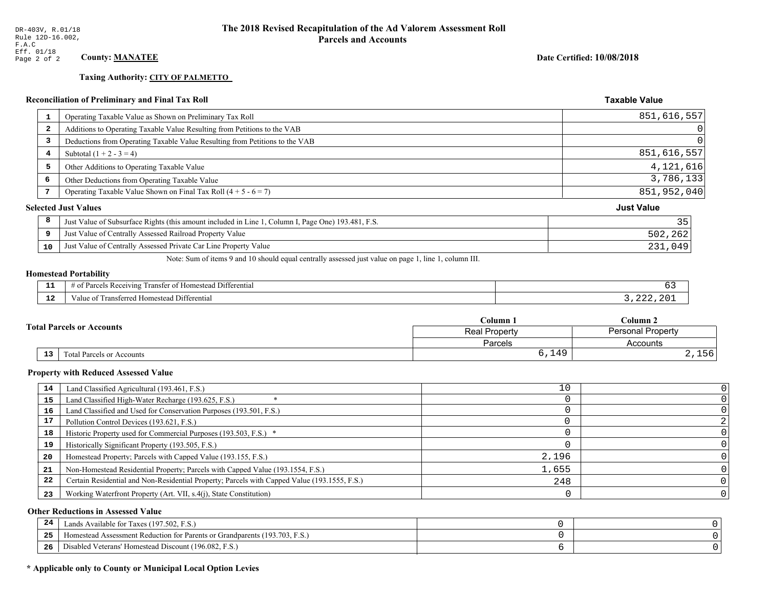DR-403V, R.01/18
Rule 12D-16.002, F.A.C
Eff. 01/18
Page 2 of 2

# The 2018 Revised Recapitulation of the Ad Valorem Assessment Roll
## Parcels and Accounts

**County: MANATEE**

**Date Certified: 10/08/2018**

**Taxing Authority: CITY OF PALMETTO**

### Reconciliation of Preliminary and Final Tax Roll

| | | Taxable Value |
|---|---|---|
| 1 | Operating Taxable Value as Shown on Preliminary Tax Roll | 851,616,557 |
| 2 | Additions to Operating Taxable Value Resulting from Petitions to the VAB | 0 |
| 3 | Deductions from Operating Taxable Value Resulting from Petitions to the VAB | 0 |
| 4 | Subtotal (1 + 2 - 3 = 4) | 851,616,557 |
| 5 | Other Additions to Operating Taxable Value | 4,121,616 |
| 6 | Other Deductions from Operating Taxable Value | 3,786,133 |
| 7 | Operating Taxable Value Shown on Final Tax Roll (4 + 5 - 6 = 7) | 851,952,040 |

### Selected Just Values

| | | Just Value |
|---|---|---|
| 8 | Just Value of Subsurface Rights (this amount included in Line 1, Column I, Page One) 193.481, F.S. | 35 |
| 9 | Just Value of Centrally Assessed Railroad Property Value | 502,262 |
| 10 | Just Value of Centrally Assessed Private Car Line Property Value | 231,049 |

Note: Sum of items 9 and 10 should equal centrally assessed just value on page 1, line 1, column III.

### Homestead Portability

| | | |
|---|---|---|
| 11 | # of Parcels Receiving Transfer of Homestead Differential | 63 |
| 12 | Value of Transferred Homestead Differential | 3,222,201 |

### Total Parcels or Accounts

| | | Column 1 | Column 2 |
|---|---|---|---|
| | | Real Property | Personal Property |
| | | Parcels | Accounts |
| 13 | Total Parcels or Accounts | 6,149 | 2,156 |

### Property with Reduced Assessed Value

| | | Column 1 | Column 2 |
|---|---|---|---|
| 14 | Land Classified Agricultural (193.461, F.S.) | 10 | 0 |
| 15 | Land Classified High-Water Recharge (193.625, F.S.) * | 0 | 0 |
| 16 | Land Classified and Used for Conservation Purposes (193.501, F.S.) | 0 | 0 |
| 17 | Pollution Control Devices (193.621, F.S.) | 0 | 2 |
| 18 | Historic Property used for Commercial Purposes (193.503, F.S.) * | 0 | 0 |
| 19 | Historically Significant Property (193.505, F.S.) | 0 | 0 |
| 20 | Homestead Property; Parcels with Capped Value (193.155, F.S.) | 2,196 | 0 |
| 21 | Non-Homestead Residential Property; Parcels with Capped Value (193.1554, F.S.) | 1,655 | 0 |
| 22 | Certain Residential and Non-Residential Property; Parcels with Capped Value (193.1555, F.S.) | 248 | 0 |
| 23 | Working Waterfront Property (Art. VII, s.4(j), State Constitution) | 0 | 0 |

### Other Reductions in Assessed Value

| | | Column 1 | Column 2 |
|---|---|---|---|
| 24 | Lands Available for Taxes (197.502, F.S.) | 0 | 0 |
| 25 | Homestead Assessment Reduction for Parents or Grandparents (193.703, F.S.) | 0 | 0 |
| 26 | Disabled Veterans' Homestead Discount (196.082, F.S.) | 6 | 0 |

**\* Applicable only to County or Municipal Local Option Levies**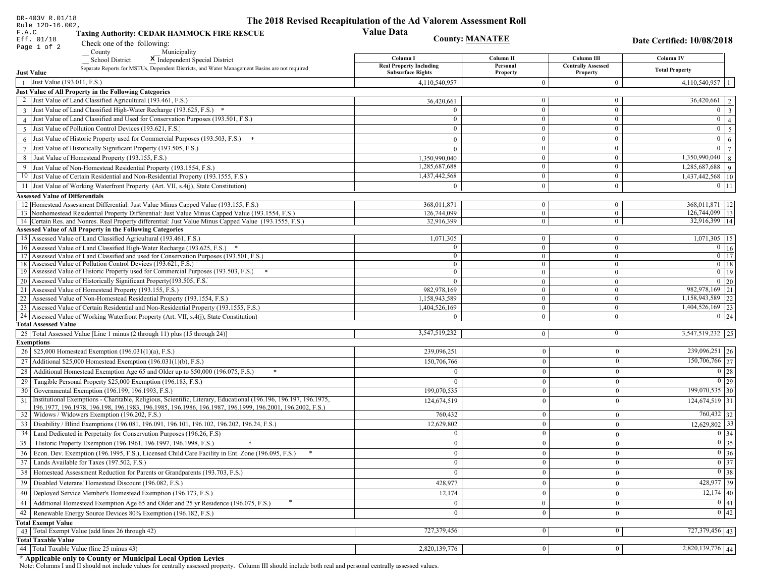DR-403V R.01/18
Rule 12D-16.002,
F.A.C
Eff. 01/18
Page 1 of 2

# The 2018 Revised Recapitulation of the Ad Valorem Assessment Roll

## Value Data

**Taxing Authority: CEDAR HAMMOCK FIRE RESCUE**

**County: MANATEE**

**Date Certified: 10/08/2018**

Check one of the following:
__ County __ Municipality
__ School District X Independent Special District

Separate Reports for MSTUs, Dependent Districts, and Water Management Basins are not required

| | | Column I Real Property Including Subsurface Rights | Column II Personal Property | Column III Centrally Assessed Property | Column IV Total Property | |
|---|---|---|---|---|---|---|
| **Just Value** | | | | | | |
| 1 | Just Value (193.011, F.S.) | 4,110,540,957 | 0 | 0 | 4,110,540,957 | 1 |
| **Just Value of All Property in the Following Categories** | | | | | | |
| 2 | Just Value of Land Classified Agricultural (193.461, F.S.) | 36,420,661 | 0 | 0 | 36,420,661 | 2 |
| 3 | Just Value of Land Classified High-Water Recharge (193.625, F.S.) * | 0 | 0 | 0 | 0 | 3 |
| 4 | Just Value of Land Classified and Used for Conservation Purposes (193.501, F.S.) | 0 | 0 | 0 | 0 | 4 |
| 5 | Just Value of Pollution Control Devices (193.621, F.S.) | 0 | 0 | 0 | 0 | 5 |
| 6 | Just Value of Historic Property used for Commercial Purposes (193.503, F.S.) * | 0 | 0 | 0 | 0 | 6 |
| 7 | Just Value of Historically Significant Property (193.505, F.S.) | 0 | 0 | 0 | 0 | 7 |
| 8 | Just Value of Homestead Property (193.155, F.S.) | 1,350,990,040 | 0 | 0 | 1,350,990,040 | 8 |
| 9 | Just Value of Non-Homestead Residential Property (193.1554, F.S.) | 1,285,687,688 | 0 | 0 | 1,285,687,688 | 9 |
| 10 | Just Value of Certain Residential and Non-Residential Property (193.1555, F.S.) | 1,437,442,568 | 0 | 0 | 1,437,442,568 | 10 |
| 11 | Just Value of Working Waterfront Property (Art. VII, s.4(j), State Constitution) | 0 | 0 | 0 | 0 | 11 |
| **Assessed Value of Differentials** | | | | | | |
| 12 | Homestead Assessment Differential: Just Value Minus Capped Value (193.155, F.S.) | 368,011,871 | 0 | 0 | 368,011,871 | 12 |
| 13 | Nonhomestead Residential Property Differential: Just Value Minus Capped Value (193.1554, F.S.) | 126,744,099 | 0 | 0 | 126,744,099 | 13 |
| 14 | Certain Res. and Nonres. Real Property differential: Just Value Minus Capped Value (193.1555, F.S.) | 32,916,399 | 0 | 0 | 32,916,399 | 14 |
| **Assessed Value of All Property in the Following Categories** | | | | | | |
| 15 | Assessed Value of Land Classified Agricultural (193.461, F.S.) | 1,071,305 | 0 | 0 | 1,071,305 | 15 |
| 16 | Assessed Value of Land Classified High-Water Recharge (193.625, F.S.) * | 0 | 0 | 0 | 0 | 16 |
| 17 | Assessed Value of Land Classified and used for Conservation Purposes (193.501, F.S.) | 0 | 0 | 0 | 0 | 17 |
| 18 | Assessed Value of Pollution Control Devices (193.621, F.S.) | 0 | 0 | 0 | 0 | 18 |
| 19 | Assessed Value of Historic Property used for Commercial Purposes (193.503, F.S.) * | 0 | 0 | 0 | 0 | 19 |
| 20 | Assessed Value of Historically Significant Property(193.505, F.S. | 0 | 0 | 0 | 0 | 20 |
| 21 | Assessed Value of Homestead Property (193.155, F.S.) | 982,978,169 | 0 | 0 | 982,978,169 | 21 |
| 22 | Assessed Value of Non-Homestead Residential Property (193.1554, F.S.) | 1,158,943,589 | 0 | 0 | 1,158,943,589 | 22 |
| 23 | Assessed Value of Certain Residential and Non-Residential Property (193.1555, F.S.) | 1,404,526,169 | 0 | 0 | 1,404,526,169 | 23 |
| 24 | Assessed Value of Working Waterfront Property (Art. VII, s.4(j), State Constitution) | 0 | 0 | 0 | 0 | 24 |
| **Total Assessed Value** | | | | | | |
| 25 | Total Assessed Value [Line 1 minus (2 through 11) plus (15 through 24)] | 3,547,519,232 | 0 | 0 | 3,547,519,232 | 25 |
| **Exemptions** | | | | | | |
| 26 | $25,000 Homestead Exemption (196.031(1)(a), F.S.) | 239,096,251 | 0 | 0 | 239,096,251 | 26 |
| 27 | Additional $25,000 Homestead Exemption (196.031(1)(b), F.S.) | 150,706,766 | 0 | 0 | 150,706,766 | 27 |
| 28 | Additional Homestead Exemption Age 65 and Older up to $50,000 (196.075, F.S.) * | 0 | 0 | 0 | 0 | 28 |
| 29 | Tangible Personal Property $25,000 Exemption (196.183, F.S.) | 0 | 0 | 0 | 0 | 29 |
| 30 | Governmental Exemption (196.199, 196.1993, F.S.) | 199,070,535 | 0 | 0 | 199,070,535 | 30 |
| 31 | Institutional Exemptions - Charitable, Religious, Scientific, Literary, Educational (196.196, 196.197, 196.1975, 196.1977, 196.1978, 196.198, 196.1983, 196.1985, 196.1986, 196.1987, 196.1999, 196.2001, 196.2002, F.S.) | 124,674,519 | 0 | 0 | 124,674,519 | 31 |
| 32 | Widows / Widowers Exemption (196.202, F.S.) | 760,432 | 0 | 0 | 760,432 | 32 |
| 33 | Disability / Blind Exemptions (196.081, 196.091, 196.101, 196.102, 196.202, 196.24, F.S.) | 12,629,802 | 0 | 0 | 12,629,802 | 33 |
| 34 | Land Dedicated in Perpetuity for Conservation Purposes (196.26, F.S) | 0 | 0 | 0 | 0 | 34 |
| 35 | Historic Property Exemption (196.1961, 196.1997, 196.1998, F.S.) * | 0 | 0 | 0 | 0 | 35 |
| 36 | Econ. Dev. Exemption (196.1995, F.S.), Licensed Child Care Facility in Ent. Zone (196.095, F.S.) * | 0 | 0 | 0 | 0 | 36 |
| 37 | Lands Available for Taxes (197.502, F.S.) | 0 | 0 | 0 | 0 | 37 |
| 38 | Homestead Assessment Reduction for Parents or Grandparents (193.703, F.S.) | 0 | 0 | 0 | 0 | 38 |
| 39 | Disabled Veterans' Homestead Discount (196.082, F.S.) | 428,977 | 0 | 0 | 428,977 | 39 |
| 40 | Deployed Service Member's Homestead Exemption (196.173, F.S.) | 12,174 | 0 | 0 | 12,174 | 40 |
| 41 | Additional Homestead Exemption Age 65 and Older and 25 yr Residence (196.075, F.S.) * | 0 | 0 | 0 | 0 | 41 |
| 42 | Renewable Energy Source Devices 80% Exemption (196.182, F.S.) | 0 | 0 | 0 | 0 | 42 |
| **Total Exempt Value** | | | | | | |
| 43 | Total Exempt Value (add lines 26 through 42) | 727,379,456 | 0 | 0 | 727,379,456 | 43 |
| **Total Taxable Value** | | | | | | |
| 44 | Total Taxable Value (line 25 minus 43) | 2,820,139,776 | 0 | 0 | 2,820,139,776 | 44 |

**\* Applicable only to County or Municipal Local Option Levies**

Note: Columns I and II should not include values for centrally assessed property. Column III should include both real and personal centrally assessed values.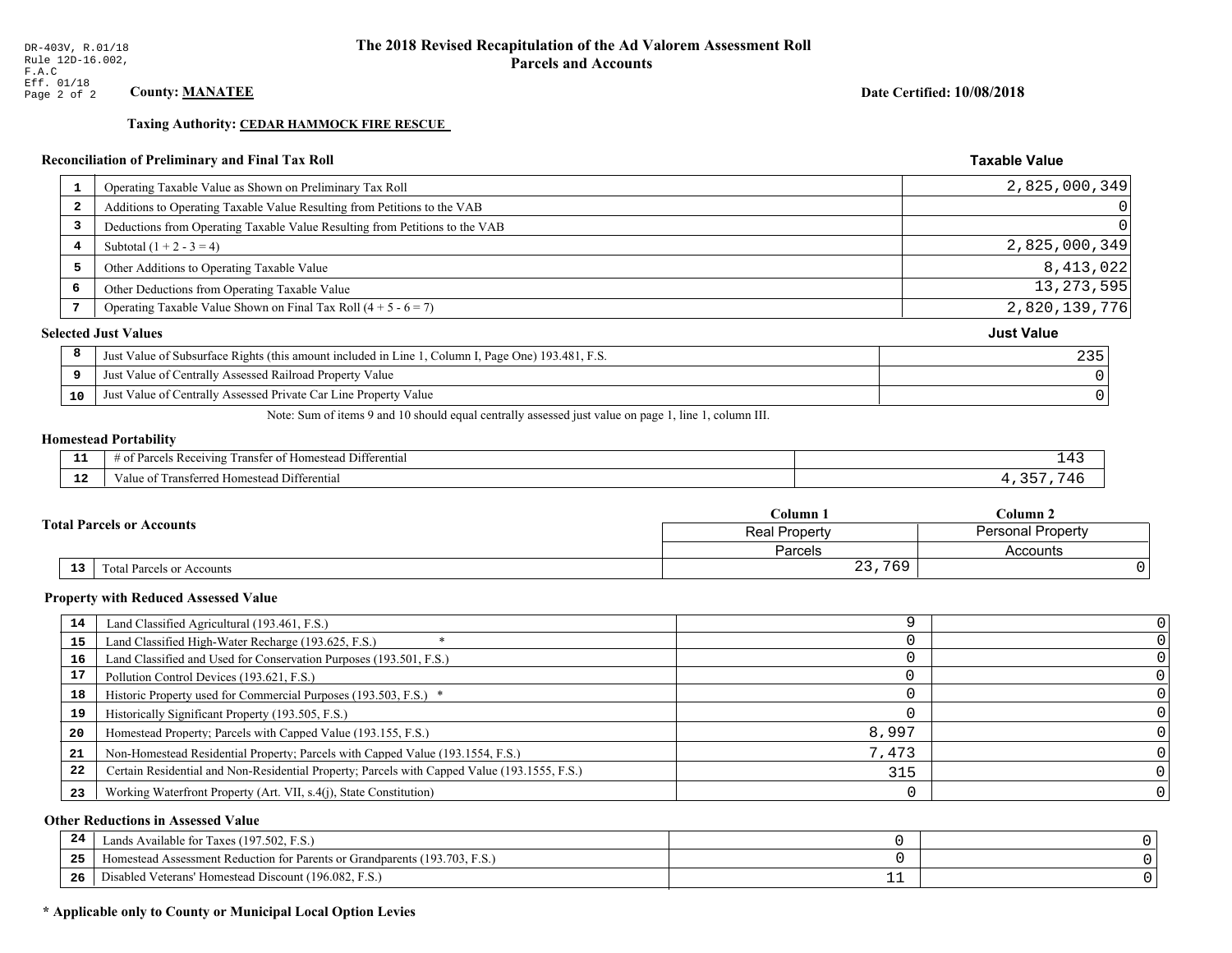DR-403V, R.01/18
Rule 12D-16.002,
F.A.C
Eff. 01/18

# The 2018 Revised Recapitulation of the Ad Valorem Assessment Roll
## Parcels and Accounts

**County: MANATEE**

**Date Certified: 10/08/2018**

**Taxing Authority: CEDAR HAMMOCK FIRE RESCUE**

### Reconciliation of Preliminary and Final Tax Roll

| | | Taxable Value |
|---|---|---|
| 1 | Operating Taxable Value as Shown on Preliminary Tax Roll | 2,825,000,349 |
| 2 | Additions to Operating Taxable Value Resulting from Petitions to the VAB | 0 |
| 3 | Deductions from Operating Taxable Value Resulting from Petitions to the VAB | 0 |
| 4 | Subtotal (1 + 2 - 3 = 4) | 2,825,000,349 |
| 5 | Other Additions to Operating Taxable Value | 8,413,022 |
| 6 | Other Deductions from Operating Taxable Value | 13,273,595 |
| 7 | Operating Taxable Value Shown on Final Tax Roll (4 + 5 - 6 = 7) | 2,820,139,776 |

### Selected Just Values

| | | Just Value |
|---|---|---|
| 8 | Just Value of Subsurface Rights (this amount included in Line 1, Column I, Page One) 193.481, F.S. | 235 |
| 9 | Just Value of Centrally Assessed Railroad Property Value | 0 |
| 10 | Just Value of Centrally Assessed Private Car Line Property Value | 0 |

Note: Sum of items 9 and 10 should equal centrally assessed just value on page 1, line 1, column III.

### Homestead Portability

| | | |
|---|---|---|
| 11 | # of Parcels Receiving Transfer of Homestead Differential | 143 |
| 12 | Value of Transferred Homestead Differential | 4,357,746 |

### Total Parcels or Accounts

| | | Column 1 | Column 2 |
|---|---|---|---|
| | | Real Property | Personal Property |
| | | Parcels | Accounts |
| 13 | Total Parcels or Accounts | 23,769 | 0 |

### Property with Reduced Assessed Value

| | | Column 1 | Column 2 |
|---|---|---|---|
| 14 | Land Classified Agricultural (193.461, F.S.) | 9 | 0 |
| 15 | Land Classified High-Water Recharge (193.625, F.S.) * | 0 | 0 |
| 16 | Land Classified and Used for Conservation Purposes (193.501, F.S.) | 0 | 0 |
| 17 | Pollution Control Devices (193.621, F.S.) | 0 | 0 |
| 18 | Historic Property used for Commercial Purposes (193.503, F.S.) * | 0 | 0 |
| 19 | Historically Significant Property (193.505, F.S.) | 0 | 0 |
| 20 | Homestead Property; Parcels with Capped Value (193.155, F.S.) | 8,997 | 0 |
| 21 | Non-Homestead Residential Property; Parcels with Capped Value (193.1554, F.S.) | 7,473 | 0 |
| 22 | Certain Residential and Non-Residential Property; Parcels with Capped Value (193.1555, F.S.) | 315 | 0 |
| 23 | Working Waterfront Property (Art. VII, s.4(j), State Constitution) | 0 | 0 |

### Other Reductions in Assessed Value

| | | Column 1 | Column 2 |
|---|---|---|---|
| 24 | Lands Available for Taxes (197.502, F.S.) | 0 | 0 |
| 25 | Homestead Assessment Reduction for Parents or Grandparents (193.703, F.S.) | 0 | 0 |
| 26 | Disabled Veterans' Homestead Discount (196.082, F.S.) | 11 | 0 |

**\* Applicable only to County or Municipal Local Option Levies**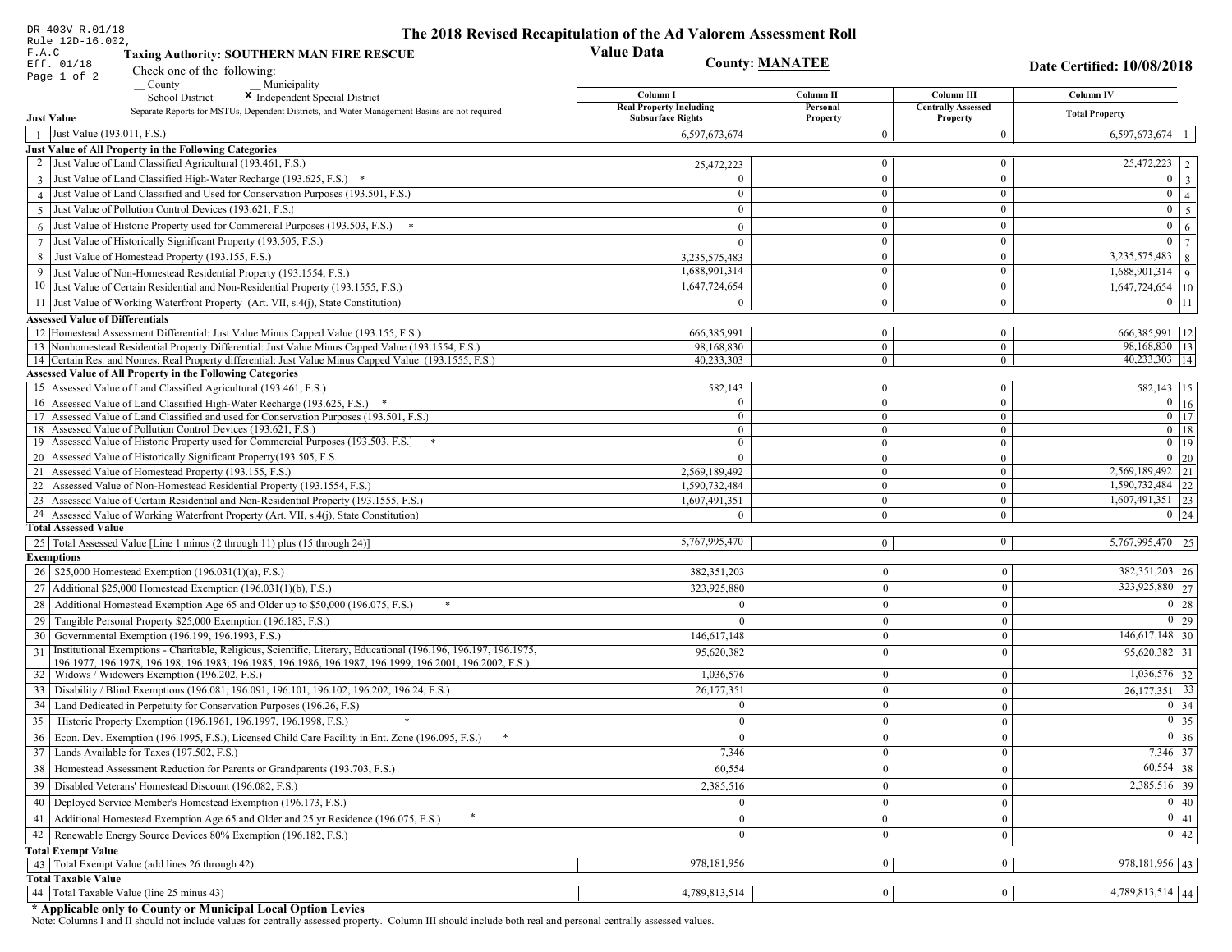DR-403V R.01/18
Rule 12D-16.002, F.A.C
Eff. 01/18

# The 2018 Revised Recapitulation of the Ad Valorem Assessment Roll

## Value Data

**Taxing Authority: SOUTHERN MAN FIRE RESCUE**

**County: MANATEE**

**Date Certified: 10/08/2018**

Check one of the following:
__ County __ Municipality
__ School District **X** Independent Special District

Separate Reports for MSTUs, Dependent Districts, and Water Management Basins are not required

| | Just Value | Column I Real Property Including Subsurface Rights | Column II Personal Property | Column III Centrally Assessed Property | Column IV Total Property | |
|---|---|---|---|---|---|---|
| 1 | Just Value (193.011, F.S.) | 6,597,673,674 | 0 | 0 | 6,597,673,674 | 1 |
| | **Just Value of All Property in the Following Categories** | | | | | |
| 2 | Just Value of Land Classified Agricultural (193.461, F.S.) | 25,472,223 | 0 | 0 | 25,472,223 | 2 |
| 3 | Just Value of Land Classified High-Water Recharge (193.625, F.S.) * | 0 | 0 | 0 | 0 | 3 |
| 4 | Just Value of Land Classified and Used for Conservation Purposes (193.501, F.S.) | 0 | 0 | 0 | 0 | 4 |
| 5 | Just Value of Pollution Control Devices (193.621, F.S.) | 0 | 0 | 0 | 0 | 5 |
| 6 | Just Value of Historic Property used for Commercial Purposes (193.503, F.S.) * | 0 | 0 | 0 | 0 | 6 |
| 7 | Just Value of Historically Significant Property (193.505, F.S.) | 0 | 0 | 0 | 0 | 7 |
| 8 | Just Value of Homestead Property (193.155, F.S.) | 3,235,575,483 | 0 | 0 | 3,235,575,483 | 8 |
| 9 | Just Value of Non-Homestead Residential Property (193.1554, F.S.) | 1,688,901,314 | 0 | 0 | 1,688,901,314 | 9 |
| 10 | Just Value of Certain Residential and Non-Residential Property (193.1555, F.S.) | 1,647,724,654 | 0 | 0 | 1,647,724,654 | 10 |
| 11 | Just Value of Working Waterfront Property (Art. VII, s.4(j), State Constitution) | 0 | 0 | 0 | 0 | 11 |
| | **Assessed Value of Differentials** | | | | | |
| 12 | Homestead Assessment Differential: Just Value Minus Capped Value (193.155, F.S.) | 666,385,991 | 0 | 0 | 666,385,991 | 12 |
| 13 | Nonhomestead Residential Property Differential: Just Value Minus Capped Value (193.1554, F.S.) | 98,168,830 | 0 | 0 | 98,168,830 | 13 |
| 14 | Certain Res. and Nonres. Real Property differential: Just Value Minus Capped Value (193.1555, F.S.) | 40,233,303 | 0 | 0 | 40,233,303 | 14 |
| | **Assessed Value of All Property in the Following Categories** | | | | | |
| 15 | Assessed Value of Land Classified Agricultural (193.461, F.S.) | 582,143 | 0 | 0 | 582,143 | 15 |
| 16 | Assessed Value of Land Classified High-Water Recharge (193.625, F.S.) * | 0 | 0 | 0 | 0 | 16 |
| 17 | Assessed Value of Land Classified and used for Conservation Purposes (193.501, F.S.) | 0 | 0 | 0 | 0 | 17 |
| 18 | Assessed Value of Pollution Control Devices (193.621, F.S.) | 0 | 0 | 0 | 0 | 18 |
| 19 | Assessed Value of Historic Property used for Commercial Purposes (193.503, F.S.) * | 0 | 0 | 0 | 0 | 19 |
| 20 | Assessed Value of Historically Significant Property(193.505, F.S. | 0 | 0 | 0 | 0 | 20 |
| 21 | Assessed Value of Homestead Property (193.155, F.S.) | 2,569,189,492 | 0 | 0 | 2,569,189,492 | 21 |
| 22 | Assessed Value of Non-Homestead Residential Property (193.1554, F.S.) | 1,590,732,484 | 0 | 0 | 1,590,732,484 | 22 |
| 23 | Assessed Value of Certain Residential and Non-Residential Property (193.1555, F.S.) | 1,607,491,351 | 0 | 0 | 1,607,491,351 | 23 |
| 24 | Assessed Value of Working Waterfront Property (Art. VII, s.4(j), State Constitution) | 0 | 0 | 0 | 0 | 24 |
| | **Total Assessed Value** | | | | | |
| 25 | Total Assessed Value [Line 1 minus (2 through 11) plus (15 through 24)] | 5,767,995,470 | 0 | 0 | 5,767,995,470 | 25 |
| | **Exemptions** | | | | | |
| 26 | $25,000 Homestead Exemption (196.031(1)(a), F.S.) | 382,351,203 | 0 | 0 | 382,351,203 | 26 |
| 27 | Additional $25,000 Homestead Exemption (196.031(1)(b), F.S.) | 323,925,880 | 0 | 0 | 323,925,880 | 27 |
| 28 | Additional Homestead Exemption Age 65 and Older up to $50,000 (196.075, F.S.) * | 0 | 0 | 0 | 0 | 28 |
| 29 | Tangible Personal Property $25,000 Exemption (196.183, F.S.) | 0 | 0 | 0 | 0 | 29 |
| 30 | Governmental Exemption (196.199, 196.1993, F.S.) | 146,617,148 | 0 | 0 | 146,617,148 | 30 |
| 31 | Institutional Exemptions - Charitable, Religious, Scientific, Literary, Educational (196.196, 196.197, 196.1975, 196.1977, 196.1978, 196.198, 196.1983, 196.1985, 196.1986, 196.1987, 196.1999, 196.2001, 196.2002, F.S.) | 95,620,382 | 0 | 0 | 95,620,382 | 31 |
| 32 | Widows / Widowers Exemption (196.202, F.S.) | 1,036,576 | 0 | 0 | 1,036,576 | 32 |
| 33 | Disability / Blind Exemptions (196.081, 196.091, 196.101, 196.102, 196.202, 196.24, F.S.) | 26,177,351 | 0 | 0 | 26,177,351 | 33 |
| 34 | Land Dedicated in Perpetuity for Conservation Purposes (196.26, F.S) | 0 | 0 | 0 | 0 | 34 |
| 35 | Historic Property Exemption (196.1961, 196.1997, 196.1998, F.S.) * | 0 | 0 | 0 | 0 | 35 |
| 36 | Econ. Dev. Exemption (196.1995, F.S.), Licensed Child Care Facility in Ent. Zone (196.095, F.S.) * | 0 | 0 | 0 | 0 | 36 |
| 37 | Lands Available for Taxes (197.502, F.S.) | 7,346 | 0 | 0 | 7,346 | 37 |
| 38 | Homestead Assessment Reduction for Parents or Grandparents (193.703, F.S.) | 60,554 | 0 | 0 | 60,554 | 38 |
| 39 | Disabled Veterans' Homestead Discount (196.082, F.S.) | 2,385,516 | 0 | 0 | 2,385,516 | 39 |
| 40 | Deployed Service Member's Homestead Exemption (196.173, F.S.) | 0 | 0 | 0 | 0 | 40 |
| 41 | Additional Homestead Exemption Age 65 and Older and 25 yr Residence (196.075, F.S.) * | 0 | 0 | 0 | 0 | 41 |
| 42 | Renewable Energy Source Devices 80% Exemption (196.182, F.S.) | 0 | 0 | 0 | 0 | 42 |
| | **Total Exempt Value** | | | | | |
| 43 | Total Exempt Value (add lines 26 through 42) | 978,181,956 | 0 | 0 | 978,181,956 | 43 |
| | **Total Taxable Value** | | | | | |
| 44 | Total Taxable Value (line 25 minus 43) | 4,789,813,514 | 0 | 0 | 4,789,813,514 | 44 |

**\* Applicable only to County or Municipal Local Option Levies**

Note: Columns I and II should not include values for centrally assessed property. Column III should include both real and personal centrally assessed values.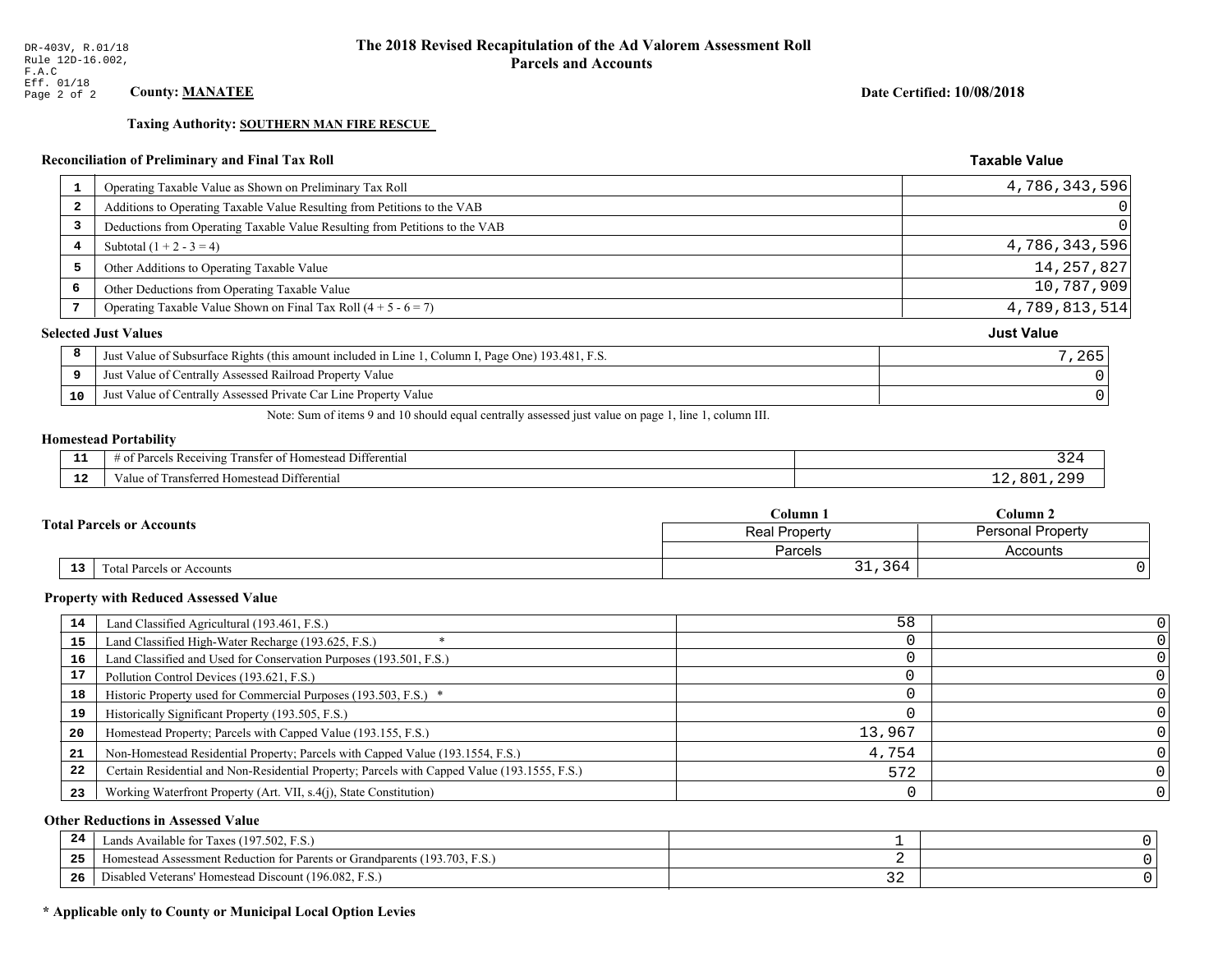DR-403V, R.01/18
Rule 12D-16.002, F.A.C
Eff. 01/18

# The 2018 Revised Recapitulation of the Ad Valorem Assessment Roll
## Parcels and Accounts

**County:** **MANATEE**

**Date Certified: 10/08/2018**

**Taxing Authority:** **SOUTHERN MAN FIRE RESCUE**

### Reconciliation of Preliminary and Final Tax Roll

| | | Taxable Value |
|---|---|---|
| 1 | Operating Taxable Value as Shown on Preliminary Tax Roll | 4,786,343,596 |
| 2 | Additions to Operating Taxable Value Resulting from Petitions to the VAB | 0 |
| 3 | Deductions from Operating Taxable Value Resulting from Petitions to the VAB | 0 |
| 4 | Subtotal (1 + 2 - 3 = 4) | 4,786,343,596 |
| 5 | Other Additions to Operating Taxable Value | 14,257,827 |
| 6 | Other Deductions from Operating Taxable Value | 10,787,909 |
| 7 | Operating Taxable Value Shown on Final Tax Roll (4 + 5 - 6 = 7) | 4,789,813,514 |

### Selected Just Values

| | | Just Value |
|---|---|---|
| 8 | Just Value of Subsurface Rights (this amount included in Line 1, Column I, Page One) 193.481, F.S. | 7,265 |
| 9 | Just Value of Centrally Assessed Railroad Property Value | 0 |
| 10 | Just Value of Centrally Assessed Private Car Line Property Value | 0 |

Note: Sum of items 9 and 10 should equal centrally assessed just value on page 1, line 1, column III.

### Homestead Portability

| | | |
|---|---|---|
| 11 | # of Parcels Receiving Transfer of Homestead Differential | 324 |
| 12 | Value of Transferred Homestead Differential | 12,801,299 |

### Total Parcels or Accounts

| | | Column 1 Real Property Parcels | Column 2 Personal Property Accounts |
|---|---|---|---|
| 13 | Total Parcels or Accounts | 31,364 | 0 |

### Property with Reduced Assessed Value

| | | Column 1 | Column 2 |
|---|---|---|---|
| 14 | Land Classified Agricultural (193.461, F.S.) | 58 | 0 |
| 15 | Land Classified High-Water Recharge (193.625, F.S.) * | 0 | 0 |
| 16 | Land Classified and Used for Conservation Purposes (193.501, F.S.) | 0 | 0 |
| 17 | Pollution Control Devices (193.621, F.S.) | 0 | 0 |
| 18 | Historic Property used for Commercial Purposes (193.503, F.S.) * | 0 | 0 |
| 19 | Historically Significant Property (193.505, F.S.) | 0 | 0 |
| 20 | Homestead Property; Parcels with Capped Value (193.155, F.S.) | 13,967 | 0 |
| 21 | Non-Homestead Residential Property; Parcels with Capped Value (193.1554, F.S.) | 4,754 | 0 |
| 22 | Certain Residential and Non-Residential Property; Parcels with Capped Value (193.1555, F.S.) | 572 | 0 |
| 23 | Working Waterfront Property (Art. VII, s.4(j), State Constitution) | 0 | 0 |

### Other Reductions in Assessed Value

| | | Column 1 | Column 2 |
|---|---|---|---|
| 24 | Lands Available for Taxes (197.502, F.S.) | 1 | 0 |
| 25 | Homestead Assessment Reduction for Parents or Grandparents (193.703, F.S.) | 2 | 0 |
| 26 | Disabled Veterans' Homestead Discount (196.082, F.S.) | 32 | 0 |

**\* Applicable only to County or Municipal Local Option Levies**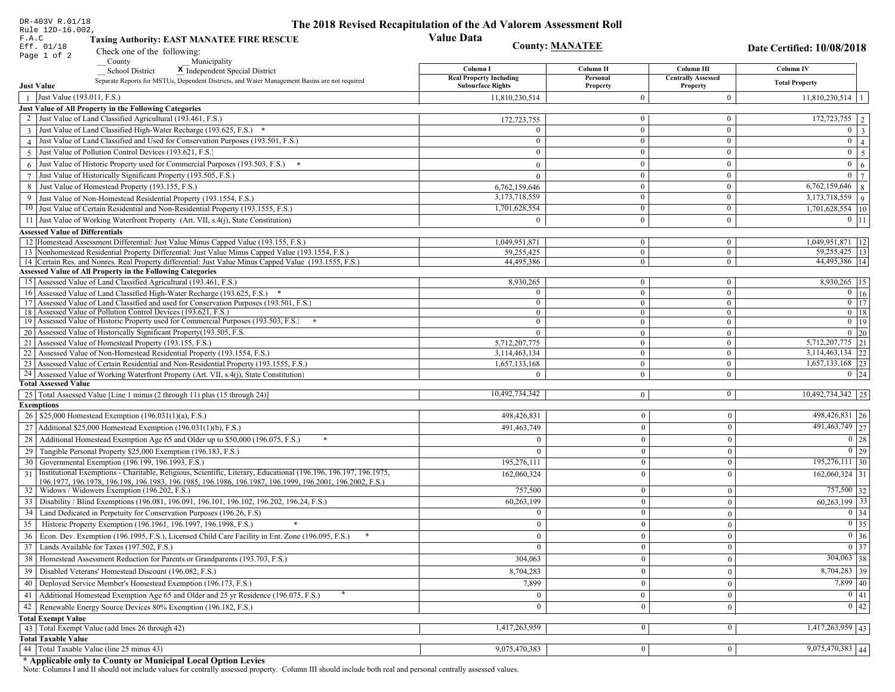DR-403V R.01/18
Rule 12D-16.002, F.A.C
Eff. 01/18

# The 2018 Revised Recapitulation of the Ad Valorem Assessment Roll

## Value Data

**Taxing Authority: EAST MANATEE FIRE RESCUE**

**County: MANATEE**

**Date Certified: 10/08/2018**

Check one of the following:
__ County __ Municipality
__ School District **X** Independent Special District

Separate Reports for MSTUs, Dependent Districts, and Water Management Basins are not required

| | Just Value | Column I Real Property Including Subsurface Rights | Column II Personal Property | Column III Centrally Assessed Property | Column IV Total Property | |
|---|---|---|---|---|---|---|
| 1 | Just Value (193.011, F.S.) | 11,810,230,514 | 0 | 0 | 11,810,230,514 | 1 |
| | **Just Value of All Property in the Following Categories** | | | | | |
| 2 | Just Value of Land Classified Agricultural (193.461, F.S.) | 172,723,755 | 0 | 0 | 172,723,755 | 2 |
| 3 | Just Value of Land Classified High-Water Recharge (193.625, F.S.) * | 0 | 0 | 0 | 0 | 3 |
| 4 | Just Value of Land Classified and Used for Conservation Purposes (193.501, F.S.) | 0 | 0 | 0 | 0 | 4 |
| 5 | Just Value of Pollution Control Devices (193.621, F.S.) | 0 | 0 | 0 | 0 | 5 |
| 6 | Just Value of Historic Property used for Commercial Purposes (193.503, F.S.) * | 0 | 0 | 0 | 0 | 6 |
| 7 | Just Value of Historically Significant Property (193.505, F.S.) | 0 | 0 | 0 | 0 | 7 |
| 8 | Just Value of Homestead Property (193.155, F.S.) | 6,762,159,646 | 0 | 0 | 6,762,159,646 | 8 |
| 9 | Just Value of Non-Homestead Residential Property (193.1554, F.S.) | 3,173,718,559 | 0 | 0 | 3,173,718,559 | 9 |
| 10 | Just Value of Certain Residential and Non-Residential Property (193.1555, F.S.) | 1,701,628,554 | 0 | 0 | 1,701,628,554 | 10 |
| 11 | Just Value of Working Waterfront Property (Art. VII, s.4(j), State Constitution) | 0 | 0 | 0 | 0 | 11 |
| | **Assessed Value of Differentials** | | | | | |
| 12 | Homestead Assessment Differential: Just Value Minus Capped Value (193.155, F.S.) | 1,049,951,871 | 0 | 0 | 1,049,951,871 | 12 |
| 13 | Nonhomestead Residential Property Differential: Just Value Minus Capped Value (193.1554, F.S.) | 59,255,425 | 0 | 0 | 59,255,425 | 13 |
| 14 | Certain Res. and Nonres. Real Property differential: Just Value Minus Capped Value (193.1555, F.S.) | 44,495,386 | 0 | 0 | 44,495,386 | 14 |
| | **Assessed Value of All Property in the Following Categories** | | | | | |
| 15 | Assessed Value of Land Classified Agricultural (193.461, F.S.) | 8,930,265 | 0 | 0 | 8,930,265 | 15 |
| 16 | Assessed Value of Land Classified High-Water Recharge (193.625, F.S.) * | 0 | 0 | 0 | 0 | 16 |
| 17 | Assessed Value of Land Classified and used for Conservation Purposes (193.501, F.S.) | 0 | 0 | 0 | 0 | 17 |
| 18 | Assessed Value of Pollution Control Devices (193.621, F.S.) | 0 | 0 | 0 | 0 | 18 |
| 19 | Assessed Value of Historic Property used for Commercial Purposes (193.503, F.S.) * | 0 | 0 | 0 | 0 | 19 |
| 20 | Assessed Value of Historically Significant Property(193.505, F.S. | 0 | 0 | 0 | 0 | 20 |
| 21 | Assessed Value of Homestead Property (193.155, F.S.) | 5,712,207,775 | 0 | 0 | 5,712,207,775 | 21 |
| 22 | Assessed Value of Non-Homestead Residential Property (193.1554, F.S.) | 3,114,463,134 | 0 | 0 | 3,114,463,134 | 22 |
| 23 | Assessed Value of Certain Residential and Non-Residential Property (193.1555, F.S.) | 1,657,133,168 | 0 | 0 | 1,657,133,168 | 23 |
| 24 | Assessed Value of Working Waterfront Property (Art. VII, s.4(j), State Constitution) | 0 | 0 | 0 | 0 | 24 |
| | **Total Assessed Value** | | | | | |
| 25 | Total Assessed Value [Line 1 minus (2 through 11) plus (15 through 24)] | 10,492,734,342 | 0 | 0 | 10,492,734,342 | 25 |
| | **Exemptions** | | | | | |
| 26 | $25,000 Homestead Exemption (196.031(1)(a), F.S.) | 498,426,831 | 0 | 0 | 498,426,831 | 26 |
| 27 | Additional $25,000 Homestead Exemption (196.031(1)(b), F.S.) | 491,463,749 | 0 | 0 | 491,463,749 | 27 |
| 28 | Additional Homestead Exemption Age 65 and Older up to $50,000 (196.075, F.S.) * | 0 | 0 | 0 | 0 | 28 |
| 29 | Tangible Personal Property $25,000 Exemption (196.183, F.S.) | 0 | 0 | 0 | 0 | 29 |
| 30 | Governmental Exemption (196.199, 196.1993, F.S.) | 195,276,111 | 0 | 0 | 195,276,111 | 30 |
| 31 | Institutional Exemptions - Charitable, Religious, Scientific, Literary, Educational (196.196, 196.197, 196.1975, 196.1977, 196.1978, 196.198, 196.1983, 196.1985, 196.1986, 196.1987, 196.1999, 196.2001, 196.2002, F.S.) | 162,060,324 | 0 | 0 | 162,060,324 | 31 |
| 32 | Widows / Widowers Exemption (196.202, F.S.) | 757,500 | 0 | 0 | 757,500 | 32 |
| 33 | Disability / Blind Exemptions (196.081, 196.091, 196.101, 196.102, 196.202, 196.24, F.S.) | 60,263,199 | 0 | 0 | 60,263,199 | 33 |
| 34 | Land Dedicated in Perpetuity for Conservation Purposes (196.26, F.S) | 0 | 0 | 0 | 0 | 34 |
| 35 | Historic Property Exemption (196.1961, 196.1997, 196.1998, F.S.) * | 0 | 0 | 0 | 0 | 35 |
| 36 | Econ. Dev. Exemption (196.1995, F.S.), Licensed Child Care Facility in Ent. Zone (196.095, F.S.) * | 0 | 0 | 0 | 0 | 36 |
| 37 | Lands Available for Taxes (197.502, F.S.) | 0 | 0 | 0 | 0 | 37 |
| 38 | Homestead Assessment Reduction for Parents or Grandparents (193.703, F.S.) | 304,063 | 0 | 0 | 304,063 | 38 |
| 39 | Disabled Veterans' Homestead Discount (196.082, F.S.) | 8,704,283 | 0 | 0 | 8,704,283 | 39 |
| 40 | Deployed Service Member's Homestead Exemption (196.173, F.S.) | 7,899 | 0 | 0 | 7,899 | 40 |
| 41 | Additional Homestead Exemption Age 65 and Older and 25 yr Residence (196.075, F.S.) * | 0 | 0 | 0 | 0 | 41 |
| 42 | Renewable Energy Source Devices 80% Exemption (196.182, F.S.) | 0 | 0 | 0 | 0 | 42 |
| | **Total Exempt Value** | | | | | |
| 43 | Total Exempt Value (add lines 26 through 42) | 1,417,263,959 | 0 | 0 | 1,417,263,959 | 43 |
| | **Total Taxable Value** | | | | | |
| 44 | Total Taxable Value (line 25 minus 43) | 9,075,470,383 | 0 | 0 | 9,075,470,383 | 44 |

**\* Applicable only to County or Municipal Local Option Levies**

Note: Columns I and II should not include values for centrally assessed property. Column III should include both real and personal centrally assessed values.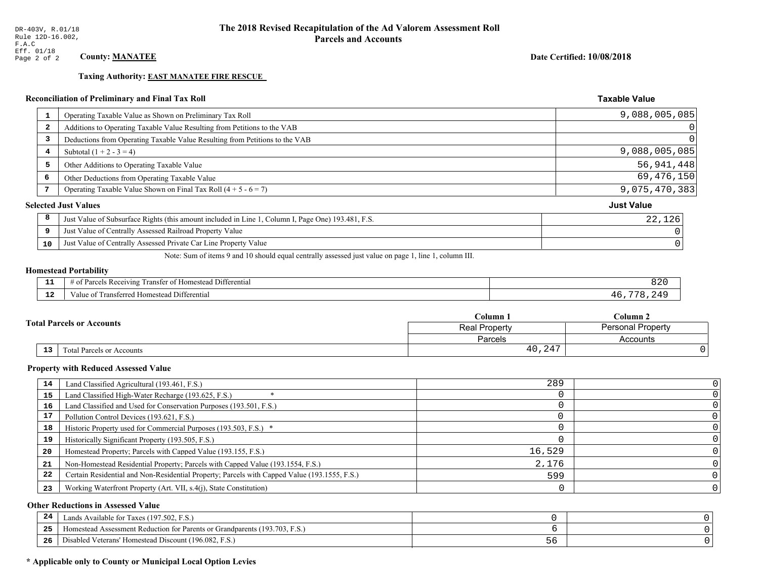DR-403V, R.01/18
Rule 12D-16.002, F.A.C
Eff. 01/18

# The 2018 Revised Recapitulation of the Ad Valorem Assessment Roll
## Parcels and Accounts

**County:** **MANATEE**

**Date Certified: 10/08/2018**

**Taxing Authority:** **EAST MANATEE FIRE RESCUE**

### Reconciliation of Preliminary and Final Tax Roll

| | | Taxable Value |
|---|---|---|
| 1 | Operating Taxable Value as Shown on Preliminary Tax Roll | 9,088,005,085 |
| 2 | Additions to Operating Taxable Value Resulting from Petitions to the VAB | 0 |
| 3 | Deductions from Operating Taxable Value Resulting from Petitions to the VAB | 0 |
| 4 | Subtotal (1 + 2 - 3 = 4) | 9,088,005,085 |
| 5 | Other Additions to Operating Taxable Value | 56,941,448 |
| 6 | Other Deductions from Operating Taxable Value | 69,476,150 |
| 7 | Operating Taxable Value Shown on Final Tax Roll (4 + 5 - 6 = 7) | 9,075,470,383 |

### Selected Just Values

| | | Just Value |
|---|---|---|
| 8 | Just Value of Subsurface Rights (this amount included in Line 1, Column I, Page One) 193.481, F.S. | 22,126 |
| 9 | Just Value of Centrally Assessed Railroad Property Value | 0 |
| 10 | Just Value of Centrally Assessed Private Car Line Property Value | 0 |

Note: Sum of items 9 and 10 should equal centrally assessed just value on page 1, line 1, column III.

### Homestead Portability

| | | |
|---|---|---|
| 11 | # of Parcels Receiving Transfer of Homestead Differential | 820 |
| 12 | Value of Transferred Homestead Differential | 46,778,249 |

### Total Parcels or Accounts

| | | Column 1 Real Property Parcels | Column 2 Personal Property Accounts |
|---|---|---|---|
| 13 | Total Parcels or Accounts | 40,247 | 0 |

### Property with Reduced Assessed Value

| | | Column 1 | Column 2 |
|---|---|---|---|
| 14 | Land Classified Agricultural (193.461, F.S.) | 289 | 0 |
| 15 | Land Classified High-Water Recharge (193.625, F.S.) * | 0 | 0 |
| 16 | Land Classified and Used for Conservation Purposes (193.501, F.S.) | 0 | 0 |
| 17 | Pollution Control Devices (193.621, F.S.) | 0 | 0 |
| 18 | Historic Property used for Commercial Purposes (193.503, F.S.) * | 0 | 0 |
| 19 | Historically Significant Property (193.505, F.S.) | 0 | 0 |
| 20 | Homestead Property; Parcels with Capped Value (193.155, F.S.) | 16,529 | 0 |
| 21 | Non-Homestead Residential Property; Parcels with Capped Value (193.1554, F.S.) | 2,176 | 0 |
| 22 | Certain Residential and Non-Residential Property; Parcels with Capped Value (193.1555, F.S.) | 599 | 0 |
| 23 | Working Waterfront Property (Art. VII, s.4(j), State Constitution) | 0 | 0 |

### Other Reductions in Assessed Value

| | | Column 1 | Column 2 |
|---|---|---|---|
| 24 | Lands Available for Taxes (197.502, F.S.) | 0 | 0 |
| 25 | Homestead Assessment Reduction for Parents or Grandparents (193.703, F.S.) | 6 | 0 |
| 26 | Disabled Veterans' Homestead Discount (196.082, F.S.) | 56 | 0 |

**\* Applicable only to County or Municipal Local Option Levies**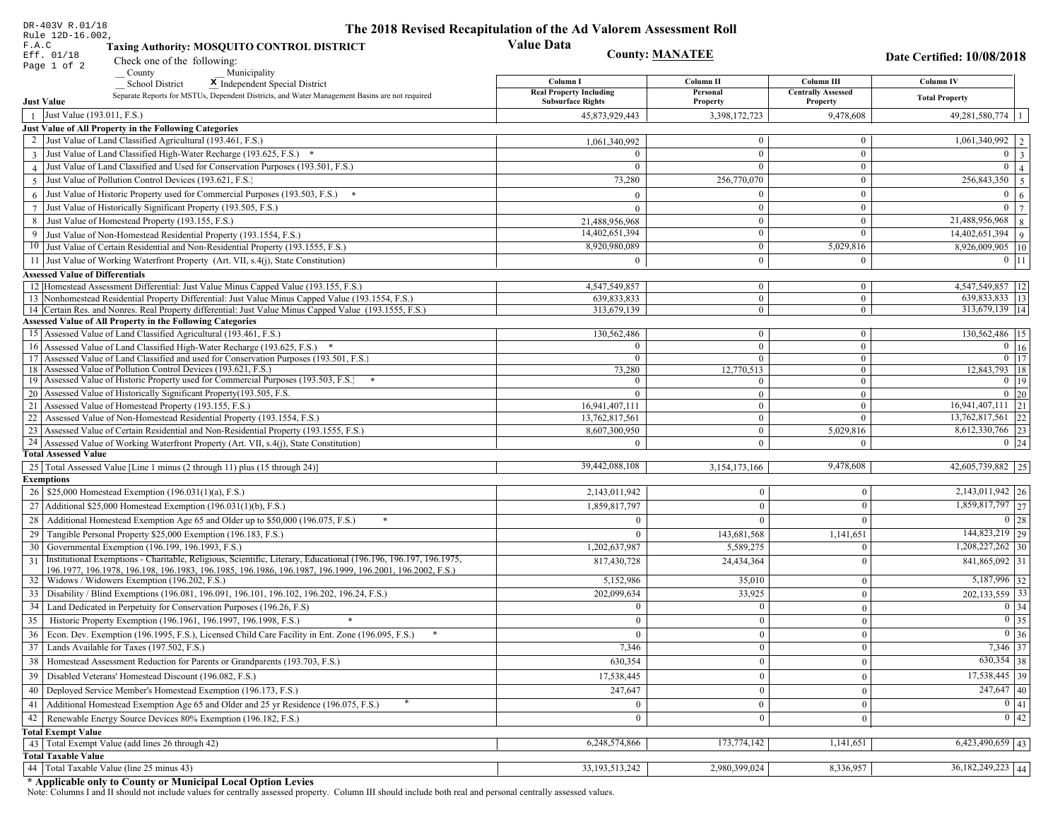DR-403V R.01/18
Rule 12D-16.002, F.A.C
Eff. 01/18

# The 2018 Revised Recapitulation of the Ad Valorem Assessment Roll
## Value Data

**Taxing Authority: MOSQUITO CONTROL DISTRICT**

**County: MANATEE**

**Date Certified: 10/08/2018**

Check one of the following:
__ County __ Municipality
__ School District **X** Independent Special District

Separate Reports for MSTUs, Dependent Districts, and Water Management Basins are not required

| | Just Value | Column I Real Property Including Subsurface Rights | Column II Personal Property | Column III Centrally Assessed Property | Column IV Total Property | |
|---|---|---|---|---|---|---|
| 1 | Just Value (193.011, F.S.) | 45,873,929,443 | 3,398,172,723 | 9,478,608 | 49,281,580,774 | 1 |
| | **Just Value of All Property in the Following Categories** | | | | | |
| 2 | Just Value of Land Classified Agricultural (193.461, F.S.) | 1,061,340,992 | 0 | 0 | 1,061,340,992 | 2 |
| 3 | Just Value of Land Classified High-Water Recharge (193.625, F.S.) * | 0 | 0 | 0 | 0 | 3 |
| 4 | Just Value of Land Classified and Used for Conservation Purposes (193.501, F.S.) | 0 | 0 | 0 | 0 | 4 |
| 5 | Just Value of Pollution Control Devices (193.621, F.S.) | 73,280 | 256,770,070 | 0 | 256,843,350 | 5 |
| 6 | Just Value of Historic Property used for Commercial Purposes (193.503, F.S.) * | 0 | 0 | 0 | 0 | 6 |
| 7 | Just Value of Historically Significant Property (193.505, F.S.) | 0 | 0 | 0 | 0 | 7 |
| 8 | Just Value of Homestead Property (193.155, F.S.) | 21,488,956,968 | 0 | 0 | 21,488,956,968 | 8 |
| 9 | Just Value of Non-Homestead Residential Property (193.1554, F.S.) | 14,402,651,394 | 0 | 0 | 14,402,651,394 | 9 |
| 10 | Just Value of Certain Residential and Non-Residential Property (193.1555, F.S.) | 8,920,980,089 | 0 | 5,029,816 | 8,926,009,905 | 10 |
| 11 | Just Value of Working Waterfront Property (Art. VII, s.4(j), State Constitution) | 0 | 0 | 0 | 0 | 11 |
| | **Assessed Value of Differentials** | | | | | |
| 12 | Homestead Assessment Differential: Just Value Minus Capped Value (193.155, F.S.) | 4,547,549,857 | 0 | 0 | 4,547,549,857 | 12 |
| 13 | Nonhomestead Residential Property Differential: Just Value Minus Capped Value (193.1554, F.S.) | 639,833,833 | 0 | 0 | 639,833,833 | 13 |
| 14 | Certain Res. and Nonres. Real Property differential: Just Value Minus Capped Value (193.1555, F.S.) | 313,679,139 | 0 | 0 | 313,679,139 | 14 |
| | **Assessed Value of All Property in the Following Categories** | | | | | |
| 15 | Assessed Value of Land Classified Agricultural (193.461, F.S.) | 130,562,486 | 0 | 0 | 130,562,486 | 15 |
| 16 | Assessed Value of Land Classified High-Water Recharge (193.625, F.S.) * | 0 | 0 | 0 | 0 | 16 |
| 17 | Assessed Value of Land Classified and used for Conservation Purposes (193.501, F.S.) | 0 | 0 | 0 | 0 | 17 |
| 18 | Assessed Value of Pollution Control Devices (193.621, F.S.) | 73,280 | 12,770,513 | 0 | 12,843,793 | 18 |
| 19 | Assessed Value of Historic Property used for Commercial Purposes (193.503, F.S.) * | 0 | 0 | 0 | 0 | 19 |
| 20 | Assessed Value of Historically Significant Property(193.505, F.S. | 0 | 0 | 0 | 0 | 20 |
| 21 | Assessed Value of Homestead Property (193.155, F.S.) | 16,941,407,111 | 0 | 0 | 16,941,407,111 | 21 |
| 22 | Assessed Value of Non-Homestead Residential Property (193.1554, F.S.) | 13,762,817,561 | 0 | 0 | 13,762,817,561 | 22 |
| 23 | Assessed Value of Certain Residential and Non-Residential Property (193.1555, F.S.) | 8,607,300,950 | 0 | 5,029,816 | 8,612,330,766 | 23 |
| 24 | Assessed Value of Working Waterfront Property (Art. VII, s.4(j), State Constitution) | 0 | 0 | 0 | 0 | 24 |
| | **Total Assessed Value** | | | | | |
| 25 | Total Assessed Value [Line 1 minus (2 through 11) plus (15 through 24)] | 39,442,088,108 | 3,154,173,166 | 9,478,608 | 42,605,739,882 | 25 |
| | **Exemptions** | | | | | |
| 26 | $25,000 Homestead Exemption (196.031(1)(a), F.S.) | 2,143,011,942 | 0 | 0 | 2,143,011,942 | 26 |
| 27 | Additional $25,000 Homestead Exemption (196.031(1)(b), F.S.) | 1,859,817,797 | 0 | 0 | 1,859,817,797 | 27 |
| 28 | Additional Homestead Exemption Age 65 and Older up to $50,000 (196.075, F.S.) * | 0 | 0 | 0 | 0 | 28 |
| 29 | Tangible Personal Property $25,000 Exemption (196.183, F.S.) | 0 | 143,681,568 | 1,141,651 | 144,823,219 | 29 |
| 30 | Governmental Exemption (196.199, 196.1993, F.S.) | 1,202,637,987 | 5,589,275 | 0 | 1,208,227,262 | 30 |
| 31 | Institutional Exemptions - Charitable, Religious, Scientific, Literary, Educational (196.196, 196.197, 196.1975, 196.1977, 196.1978, 196.198, 196.1983, 196.1985, 196.1986, 196.1987, 196.1999, 196.2001, 196.2002, F.S.) | 817,430,728 | 24,434,364 | 0 | 841,865,092 | 31 |
| 32 | Widows / Widowers Exemption (196.202, F.S.) | 5,152,986 | 35,010 | 0 | 5,187,996 | 32 |
| 33 | Disability / Blind Exemptions (196.081, 196.091, 196.101, 196.102, 196.202, 196.24, F.S.) | 202,099,634 | 33,925 | 0 | 202,133,559 | 33 |
| 34 | Land Dedicated in Perpetuity for Conservation Purposes (196.26, F.S) | 0 | 0 | 0 | 0 | 34 |
| 35 | Historic Property Exemption (196.1961, 196.1997, 196.1998, F.S.) * | 0 | 0 | 0 | 0 | 35 |
| 36 | Econ. Dev. Exemption (196.1995, F.S.), Licensed Child Care Facility in Ent. Zone (196.095, F.S.) * | 0 | 0 | 0 | 0 | 36 |
| 37 | Lands Available for Taxes (197.502, F.S.) | 7,346 | 0 | 0 | 7,346 | 37 |
| 38 | Homestead Assessment Reduction for Parents or Grandparents (193.703, F.S.) | 630,354 | 0 | 0 | 630,354 | 38 |
| 39 | Disabled Veterans' Homestead Discount (196.082, F.S.) | 17,538,445 | 0 | 0 | 17,538,445 | 39 |
| 40 | Deployed Service Member's Homestead Exemption (196.173, F.S.) | 247,647 | 0 | 0 | 247,647 | 40 |
| 41 | Additional Homestead Exemption Age 65 and Older and 25 yr Residence (196.075, F.S.) * | 0 | 0 | 0 | 0 | 41 |
| 42 | Renewable Energy Source Devices 80% Exemption (196.182, F.S.) | 0 | 0 | 0 | 0 | 42 |
| | **Total Exempt Value** | | | | | |
| 43 | Total Exempt Value (add lines 26 through 42) | 6,248,574,866 | 173,774,142 | 1,141,651 | 6,423,490,659 | 43 |
| | **Total Taxable Value** | | | | | |
| 44 | Total Taxable Value (line 25 minus 43) | 33,193,513,242 | 2,980,399,024 | 8,336,957 | 36,182,249,223 | 44 |

**\* Applicable only to County or Municipal Local Option Levies**

Note: Columns I and II should not include values for centrally assessed property. Column III should include both real and personal centrally assessed values.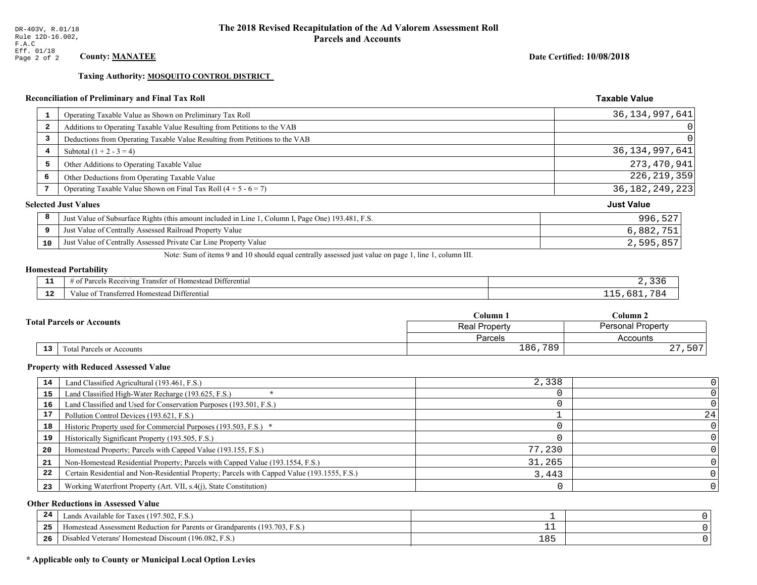DR-403V, R.01/18
Rule 12D-16.002, F.A.C
Eff. 01/18

# The 2018 Revised Recapitulation of the Ad Valorem Assessment Roll
## Parcels and Accounts

**County: MANATEE**

**Date Certified: 10/08/2018**

**Taxing Authority: MOSQUITO CONTROL DISTRICT**

### Reconciliation of Preliminary and Final Tax Roll

| | | Taxable Value |
|---|---|---|
| 1 | Operating Taxable Value as Shown on Preliminary Tax Roll | 36,134,997,641 |
| 2 | Additions to Operating Taxable Value Resulting from Petitions to the VAB | 0 |
| 3 | Deductions from Operating Taxable Value Resulting from Petitions to the VAB | 0 |
| 4 | Subtotal (1 + 2 - 3 = 4) | 36,134,997,641 |
| 5 | Other Additions to Operating Taxable Value | 273,470,941 |
| 6 | Other Deductions from Operating Taxable Value | 226,219,359 |
| 7 | Operating Taxable Value Shown on Final Tax Roll (4 + 5 - 6 = 7) | 36,182,249,223 |

### Selected Just Values

| | | Just Value |
|---|---|---|
| 8 | Just Value of Subsurface Rights (this amount included in Line 1, Column I, Page One) 193.481, F.S. | 996,527 |
| 9 | Just Value of Centrally Assessed Railroad Property Value | 6,882,751 |
| 10 | Just Value of Centrally Assessed Private Car Line Property Value | 2,595,857 |

Note: Sum of items 9 and 10 should equal centrally assessed just value on page 1, line 1, column III.

### Homestead Portability

| | | |
|---|---|---|
| 11 | # of Parcels Receiving Transfer of Homestead Differential | 2,336 |
| 12 | Value of Transferred Homestead Differential | 115,681,784 |

### Total Parcels or Accounts

| | | Column 1 | Column 2 |
|---|---|---|---|
| | | Real Property | Personal Property |
| | | Parcels | Accounts |
| 13 | Total Parcels or Accounts | 186,789 | 27,507 |

### Property with Reduced Assessed Value

| | | Column 1 | Column 2 |
|---|---|---|---|
| 14 | Land Classified Agricultural (193.461, F.S.) | 2,338 | 0 |
| 15 | Land Classified High-Water Recharge (193.625, F.S.) * | 0 | 0 |
| 16 | Land Classified and Used for Conservation Purposes (193.501, F.S.) | 0 | 0 |
| 17 | Pollution Control Devices (193.621, F.S.) | 1 | 24 |
| 18 | Historic Property used for Commercial Purposes (193.503, F.S.) * | 0 | 0 |
| 19 | Historically Significant Property (193.505, F.S.) | 0 | 0 |
| 20 | Homestead Property; Parcels with Capped Value (193.155, F.S.) | 77,230 | 0 |
| 21 | Non-Homestead Residential Property; Parcels with Capped Value (193.1554, F.S.) | 31,265 | 0 |
| 22 | Certain Residential and Non-Residential Property; Parcels with Capped Value (193.1555, F.S.) | 3,443 | 0 |
| 23 | Working Waterfront Property (Art. VII, s.4(j), State Constitution) | 0 | 0 |

### Other Reductions in Assessed Value

| | | Column 1 | Column 2 |
|---|---|---|---|
| 24 | Lands Available for Taxes (197.502, F.S.) | 1 | 0 |
| 25 | Homestead Assessment Reduction for Parents or Grandparents (193.703, F.S.) | 11 | 0 |
| 26 | Disabled Veterans' Homestead Discount (196.082, F.S.) | 185 | 0 |

**\* Applicable only to County or Municipal Local Option Levies**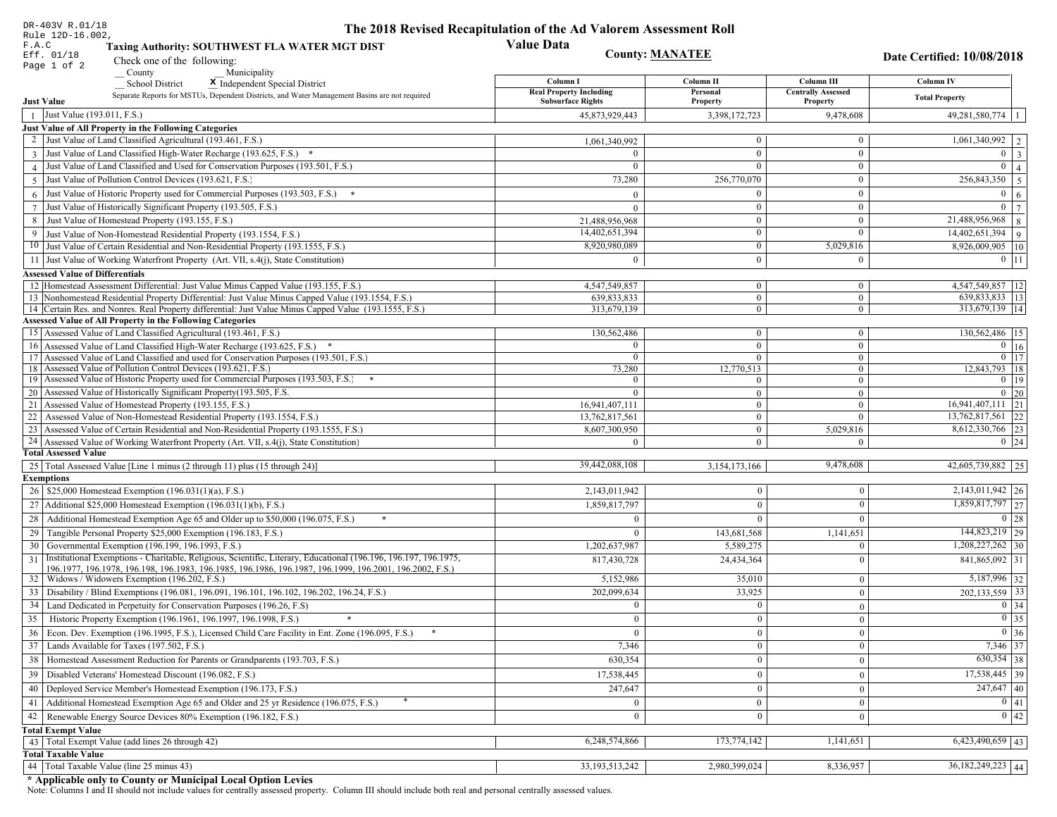DR-403V R.01/18
Rule 12D-16.002, F.A.C
Eff. 01/18

# The 2018 Revised Recapitulation of the Ad Valorem Assessment Roll Value Data

**Taxing Authority: SOUTHWEST FLA WATER MGT DIST**

**County: MANATEE**

**Date Certified: 10/08/2018**

Check one of the following:
__ County __ Municipality
__ School District **X** Independent Special District

Separate Reports for MSTUs, Dependent Districts, and Water Management Basins are not required

| | Just Value | Column I Real Property Including Subsurface Rights | Column II Personal Property | Column III Centrally Assessed Property | Column IV Total Property | |
|---|---|---|---|---|---|---|
| 1 | Just Value (193.011, F.S.) | 45,873,929,443 | 3,398,172,723 | 9,478,608 | 49,281,580,774 | 1 |
| | **Just Value of All Property in the Following Categories** | | | | | |
| 2 | Just Value of Land Classified Agricultural (193.461, F.S.) | 1,061,340,992 | 0 | 0 | 1,061,340,992 | 2 |
| 3 | Just Value of Land Classified High-Water Recharge (193.625, F.S.) * | 0 | 0 | 0 | 0 | 3 |
| 4 | Just Value of Land Classified and Used for Conservation Purposes (193.501, F.S.) | 0 | 0 | 0 | 0 | 4 |
| 5 | Just Value of Pollution Control Devices (193.621, F.S.) | 73,280 | 256,770,070 | 0 | 256,843,350 | 5 |
| 6 | Just Value of Historic Property used for Commercial Purposes (193.503, F.S.) * | 0 | 0 | 0 | 0 | 6 |
| 7 | Just Value of Historically Significant Property (193.505, F.S.) | 0 | 0 | 0 | 0 | 7 |
| 8 | Just Value of Homestead Property (193.155, F.S.) | 21,488,956,968 | 0 | 0 | 21,488,956,968 | 8 |
| 9 | Just Value of Non-Homestead Residential Property (193.1554, F.S.) | 14,402,651,394 | 0 | 0 | 14,402,651,394 | 9 |
| 10 | Just Value of Certain Residential and Non-Residential Property (193.1555, F.S.) | 8,920,980,089 | 0 | 5,029,816 | 8,926,009,905 | 10 |
| 11 | Just Value of Working Waterfront Property (Art. VII, s.4(j), State Constitution) | 0 | 0 | 0 | 0 | 11 |
| | **Assessed Value of Differentials** | | | | | |
| 12 | Homestead Assessment Differential: Just Value Minus Capped Value (193.155, F.S.) | 4,547,549,857 | 0 | 0 | 4,547,549,857 | 12 |
| 13 | Nonhomestead Residential Property Differential: Just Value Minus Capped Value (193.1554, F.S.) | 639,833,833 | 0 | 0 | 639,833,833 | 13 |
| 14 | Certain Res. and Nonres. Real Property differential: Just Value Minus Capped Value (193.1555, F.S.) | 313,679,139 | 0 | 0 | 313,679,139 | 14 |
| | **Assessed Value of All Property in the Following Categories** | | | | | |
| 15 | Assessed Value of Land Classified Agricultural (193.461, F.S.) | 130,562,486 | 0 | 0 | 130,562,486 | 15 |
| 16 | Assessed Value of Land Classified High-Water Recharge (193.625, F.S.) * | 0 | 0 | 0 | 0 | 16 |
| 17 | Assessed Value of Land Classified and used for Conservation Purposes (193.501, F.S.) | 0 | 0 | 0 | 0 | 17 |
| 18 | Assessed Value of Pollution Control Devices (193.621, F.S.) | 73,280 | 12,770,513 | 0 | 12,843,793 | 18 |
| 19 | Assessed Value of Historic Property used for Commercial Purposes (193.503, F.S.) * | 0 | 0 | 0 | 0 | 19 |
| 20 | Assessed Value of Historically Significant Property(193.505, F.S. | 0 | 0 | 0 | 0 | 20 |
| 21 | Assessed Value of Homestead Property (193.155, F.S.) | 16,941,407,111 | 0 | 0 | 16,941,407,111 | 21 |
| 22 | Assessed Value of Non-Homestead Residential Property (193.1554, F.S.) | 13,762,817,561 | 0 | 0 | 13,762,817,561 | 22 |
| 23 | Assessed Value of Certain Residential and Non-Residential Property (193.1555, F.S.) | 8,607,300,950 | 0 | 5,029,816 | 8,612,330,766 | 23 |
| 24 | Assessed Value of Working Waterfront Property (Art. VII, s.4(j), State Constitution) | 0 | 0 | 0 | 0 | 24 |
| | **Total Assessed Value** | | | | | |
| 25 | Total Assessed Value [Line 1 minus (2 through 11) plus (15 through 24)] | 39,442,088,108 | 3,154,173,166 | 9,478,608 | 42,605,739,882 | 25 |
| | **Exemptions** | | | | | |
| 26 | $25,000 Homestead Exemption (196.031(1)(a), F.S.) | 2,143,011,942 | 0 | 0 | 2,143,011,942 | 26 |
| 27 | Additional $25,000 Homestead Exemption (196.031(1)(b), F.S.) | 1,859,817,797 | 0 | 0 | 1,859,817,797 | 27 |
| 28 | Additional Homestead Exemption Age 65 and Older up to $50,000 (196.075, F.S.) * | 0 | 0 | 0 | 0 | 28 |
| 29 | Tangible Personal Property $25,000 Exemption (196.183, F.S.) | 0 | 143,681,568 | 1,141,651 | 144,823,219 | 29 |
| 30 | Governmental Exemption (196.199, 196.1993, F.S.) | 1,202,637,987 | 5,589,275 | 0 | 1,208,227,262 | 30 |
| 31 | Institutional Exemptions - Charitable, Religious, Scientific, Literary, Educational (196.196, 196.197, 196.1975, 196.1977, 196.1978, 196.198, 196.1983, 196.1985, 196.1986, 196.1987, 196.1999, 196.2001, 196.2002, F.S.) | 817,430,728 | 24,434,364 | 0 | 841,865,092 | 31 |
| 32 | Widows / Widowers Exemption (196.202, F.S.) | 5,152,986 | 35,010 | 0 | 5,187,996 | 32 |
| 33 | Disability / Blind Exemptions (196.081, 196.091, 196.101, 196.102, 196.202, 196.24, F.S.) | 202,099,634 | 33,925 | 0 | 202,133,559 | 33 |
| 34 | Land Dedicated in Perpetuity for Conservation Purposes (196.26, F.S) | 0 | 0 | 0 | 0 | 34 |
| 35 | Historic Property Exemption (196.1961, 196.1997, 196.1998, F.S.) * | 0 | 0 | 0 | 0 | 35 |
| 36 | Econ. Dev. Exemption (196.1995, F.S.), Licensed Child Care Facility in Ent. Zone (196.095, F.S.) * | 0 | 0 | 0 | 0 | 36 |
| 37 | Lands Available for Taxes (197.502, F.S.) | 7,346 | 0 | 0 | 7,346 | 37 |
| 38 | Homestead Assessment Reduction for Parents or Grandparents (193.703, F.S.) | 630,354 | 0 | 0 | 630,354 | 38 |
| 39 | Disabled Veterans' Homestead Discount (196.082, F.S.) | 17,538,445 | 0 | 0 | 17,538,445 | 39 |
| 40 | Deployed Service Member's Homestead Exemption (196.173, F.S.) | 247,647 | 0 | 0 | 247,647 | 40 |
| 41 | Additional Homestead Exemption Age 65 and Older and 25 yr Residence (196.075, F.S.) * | 0 | 0 | 0 | 0 | 41 |
| 42 | Renewable Energy Source Devices 80% Exemption (196.182, F.S.) | 0 | 0 | 0 | 0 | 42 |
| | **Total Exempt Value** | | | | | |
| 43 | Total Exempt Value (add lines 26 through 42) | 6,248,574,866 | 173,774,142 | 1,141,651 | 6,423,490,659 | 43 |
| | **Total Taxable Value** | | | | | |
| 44 | Total Taxable Value (line 25 minus 43) | 33,193,513,242 | 2,980,399,024 | 8,336,957 | 36,182,249,223 | 44 |

**\* Applicable only to County or Municipal Local Option Levies**

Note: Columns I and II should not include values for centrally assessed property. Column III should include both real and personal centrally assessed values.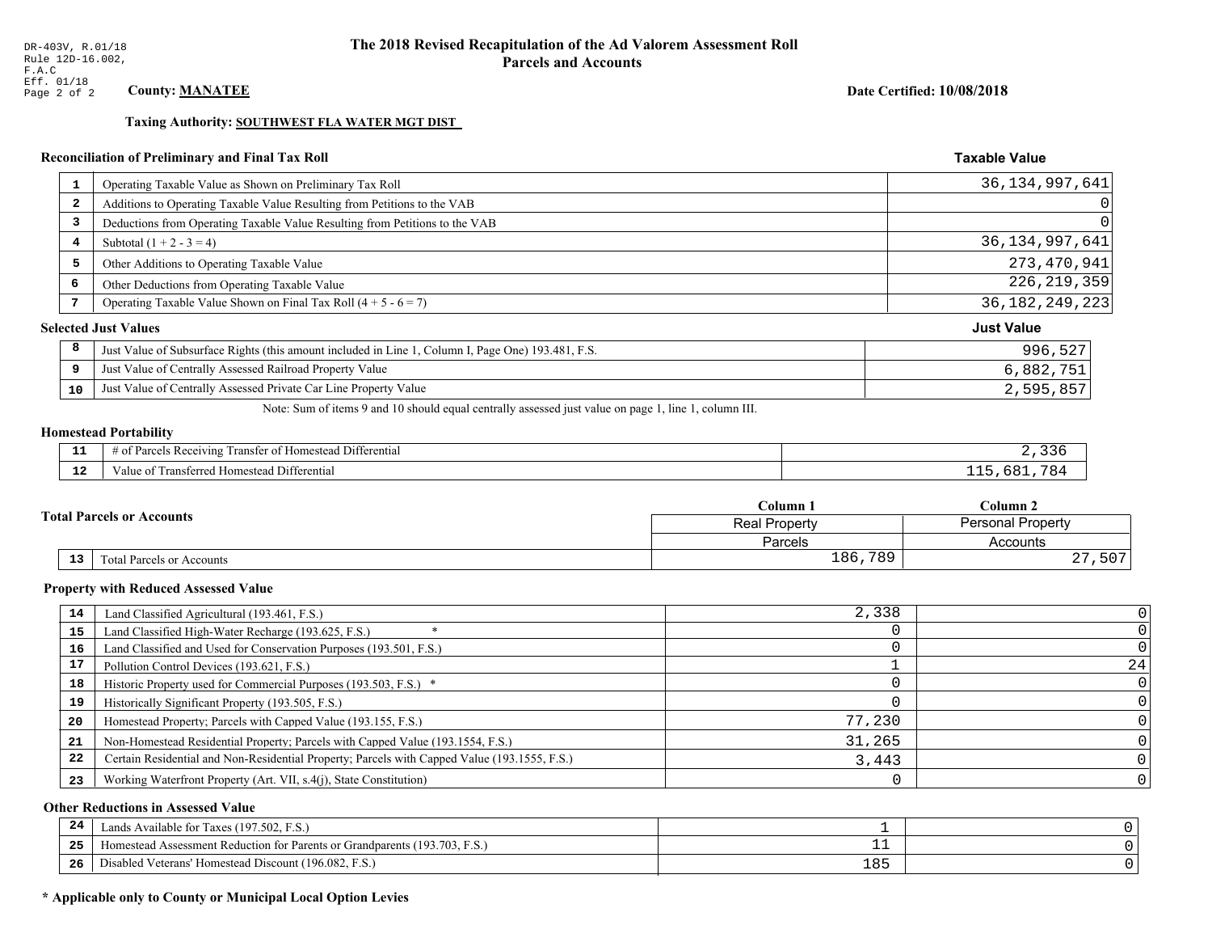DR-403V, R.01/18
Rule 12D-16.002, F.A.C
Eff. 01/18

# The 2018 Revised Recapitulation of the Ad Valorem Assessment Roll
## Parcels and Accounts

**County: MANATEE**

**Date Certified: 10/08/2018**

**Taxing Authority: SOUTHWEST FLA WATER MGT DIST**

### Reconciliation of Preliminary and Final Tax Roll

| | | Taxable Value |
|---|---|---|
| 1 | Operating Taxable Value as Shown on Preliminary Tax Roll | 36,134,997,641 |
| 2 | Additions to Operating Taxable Value Resulting from Petitions to the VAB | 0 |
| 3 | Deductions from Operating Taxable Value Resulting from Petitions to the VAB | 0 |
| 4 | Subtotal (1 + 2 - 3 = 4) | 36,134,997,641 |
| 5 | Other Additions to Operating Taxable Value | 273,470,941 |
| 6 | Other Deductions from Operating Taxable Value | 226,219,359 |
| 7 | Operating Taxable Value Shown on Final Tax Roll (4 + 5 - 6 = 7) | 36,182,249,223 |

### Selected Just Values

| | | Just Value |
|---|---|---|
| 8 | Just Value of Subsurface Rights (this amount included in Line 1, Column I, Page One) 193.481, F.S. | 996,527 |
| 9 | Just Value of Centrally Assessed Railroad Property Value | 6,882,751 |
| 10 | Just Value of Centrally Assessed Private Car Line Property Value | 2,595,857 |

Note: Sum of items 9 and 10 should equal centrally assessed just value on page 1, line 1, column III.

### Homestead Portability

| | | |
|---|---|---|
| 11 | # of Parcels Receiving Transfer of Homestead Differential | 2,336 |
| 12 | Value of Transferred Homestead Differential | 115,681,784 |

### Total Parcels or Accounts

| | | Column 1<br>Real Property<br>Parcels | Column 2<br>Personal Property<br>Accounts |
|---|---|---|---|
| 13 | Total Parcels or Accounts | 186,789 | 27,507 |

### Property with Reduced Assessed Value

| | | | |
|---|---|---|---|
| 14 | Land Classified Agricultural (193.461, F.S.) | 2,338 | 0 |
| 15 | Land Classified High-Water Recharge (193.625, F.S.) * | 0 | 0 |
| 16 | Land Classified and Used for Conservation Purposes (193.501, F.S.) | 0 | 0 |
| 17 | Pollution Control Devices (193.621, F.S.) | 1 | 24 |
| 18 | Historic Property used for Commercial Purposes (193.503, F.S.) * | 0 | 0 |
| 19 | Historically Significant Property (193.505, F.S.) | 0 | 0 |
| 20 | Homestead Property; Parcels with Capped Value (193.155, F.S.) | 77,230 | 0 |
| 21 | Non-Homestead Residential Property; Parcels with Capped Value (193.1554, F.S.) | 31,265 | 0 |
| 22 | Certain Residential and Non-Residential Property; Parcels with Capped Value (193.1555, F.S.) | 3,443 | 0 |
| 23 | Working Waterfront Property (Art. VII, s.4(j), State Constitution) | 0 | 0 |

### Other Reductions in Assessed Value

| | | | |
|---|---|---|---|
| 24 | Lands Available for Taxes (197.502, F.S.) | 1 | 0 |
| 25 | Homestead Assessment Reduction for Parents or Grandparents (193.703, F.S.) | 11 | 0 |
| 26 | Disabled Veterans' Homestead Discount (196.082, F.S.) | 185 | 0 |

**\* Applicable only to County or Municipal Local Option Levies**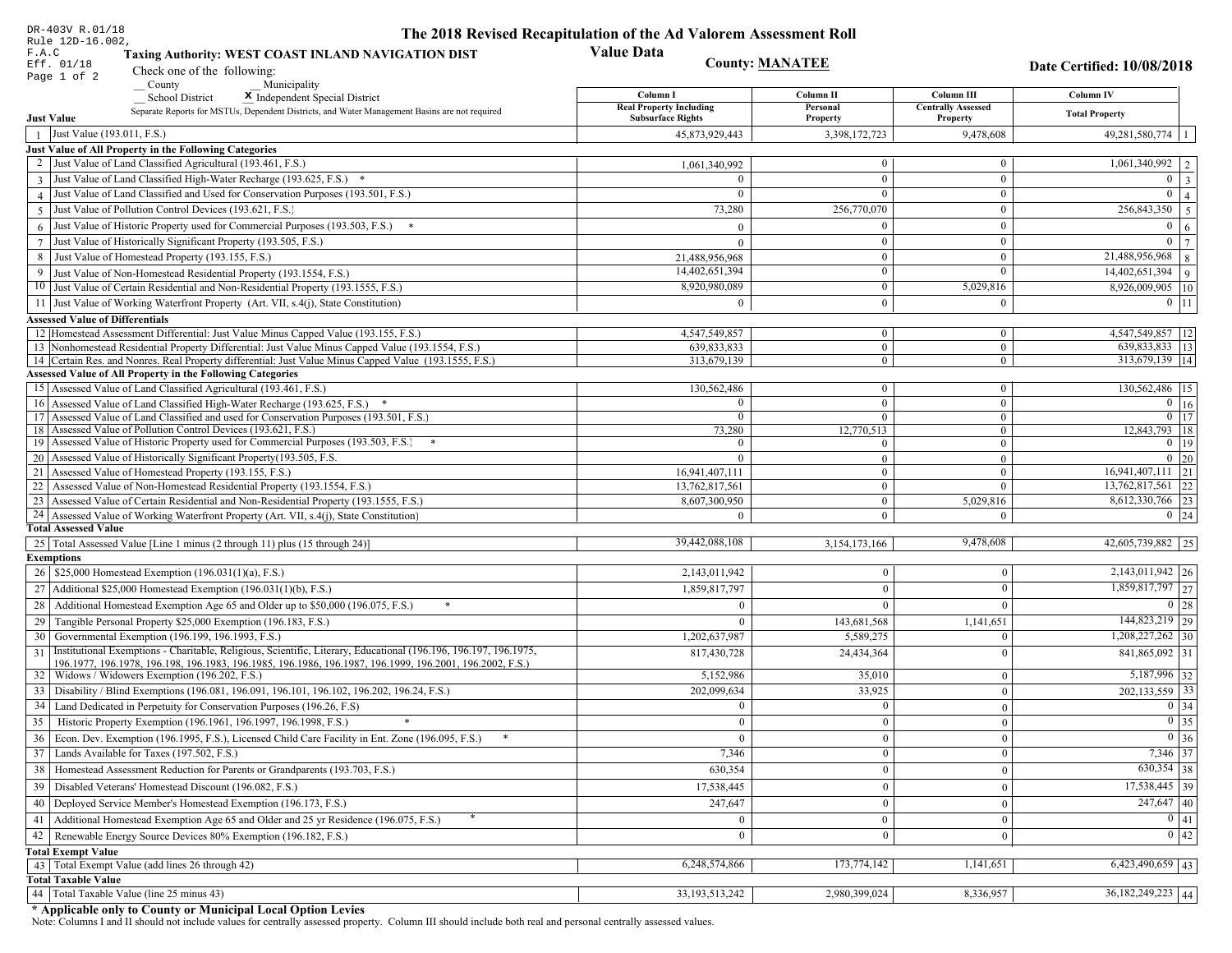DR-403V R.01/18
Rule 12D-16.002, F.A.C
Eff. 01/18

# The 2018 Revised Recapitulation of the Ad Valorem Assessment Roll

## Value Data

**Taxing Authority: WEST COAST INLAND NAVIGATION DIST**

**County: MANATEE**

**Date Certified: 10/08/2018**

Check one of the following:
__ County __ Municipality
__ School District **X** Independent Special District

Separate Reports for MSTUs, Dependent Districts, and Water Management Basins are not required

| | Just Value | Column I Real Property Including Subsurface Rights | Column II Personal Property | Column III Centrally Assessed Property | Column IV Total Property | |
|---|---|---|---|---|---|---|
| 1 | Just Value (193.011, F.S.) | 45,873,929,443 | 3,398,172,723 | 9,478,608 | 49,281,580,774 | 1 |
| | **Just Value of All Property in the Following Categories** | | | | | |
| 2 | Just Value of Land Classified Agricultural (193.461, F.S.) | 1,061,340,992 | 0 | 0 | 1,061,340,992 | 2 |
| 3 | Just Value of Land Classified High-Water Recharge (193.625, F.S.) * | 0 | 0 | 0 | 0 | 3 |
| 4 | Just Value of Land Classified and Used for Conservation Purposes (193.501, F.S.) | 0 | 0 | 0 | 0 | 4 |
| 5 | Just Value of Pollution Control Devices (193.621, F.S.) | 73,280 | 256,770,070 | 0 | 256,843,350 | 5 |
| 6 | Just Value of Historic Property used for Commercial Purposes (193.503, F.S.) * | 0 | 0 | 0 | 0 | 6 |
| 7 | Just Value of Historically Significant Property (193.505, F.S.) | 0 | 0 | 0 | 0 | 7 |
| 8 | Just Value of Homestead Property (193.155, F.S.) | 21,488,956,968 | 0 | 0 | 21,488,956,968 | 8 |
| 9 | Just Value of Non-Homestead Residential Property (193.1554, F.S.) | 14,402,651,394 | 0 | 0 | 14,402,651,394 | 9 |
| 10 | Just Value of Certain Residential and Non-Residential Property (193.1555, F.S.) | 8,920,980,089 | 0 | 5,029,816 | 8,926,009,905 | 10 |
| 11 | Just Value of Working Waterfront Property (Art. VII, s.4(j), State Constitution) | 0 | 0 | 0 | 0 | 11 |
| | **Assessed Value of Differentials** | | | | | |
| 12 | Homestead Assessment Differential: Just Value Minus Capped Value (193.155, F.S.) | 4,547,549,857 | 0 | 0 | 4,547,549,857 | 12 |
| 13 | Nonhomestead Residential Property Differential: Just Value Minus Capped Value (193.1554, F.S.) | 639,833,833 | 0 | 0 | 639,833,833 | 13 |
| 14 | Certain Res. and Nonres. Real Property differential: Just Value Minus Capped Value (193.1555, F.S.) | 313,679,139 | 0 | 0 | 313,679,139 | 14 |
| | **Assessed Value of All Property in the Following Categories** | | | | | |
| 15 | Assessed Value of Land Classified Agricultural (193.461, F.S.) | 130,562,486 | 0 | 0 | 130,562,486 | 15 |
| 16 | Assessed Value of Land Classified High-Water Recharge (193.625, F.S.) * | 0 | 0 | 0 | 0 | 16 |
| 17 | Assessed Value of Land Classified and used for Conservation Purposes (193.501, F.S.) | 0 | 0 | 0 | 0 | 17 |
| 18 | Assessed Value of Pollution Control Devices (193.621, F.S.) | 73,280 | 12,770,513 | 0 | 12,843,793 | 18 |
| 19 | Assessed Value of Historic Property used for Commercial Purposes (193.503, F.S.) * | 0 | 0 | 0 | 0 | 19 |
| 20 | Assessed Value of Historically Significant Property(193.505, F.S. | 0 | 0 | 0 | 0 | 20 |
| 21 | Assessed Value of Homestead Property (193.155, F.S.) | 16,941,407,111 | 0 | 0 | 16,941,407,111 | 21 |
| 22 | Assessed Value of Non-Homestead Residential Property (193.1554, F.S.) | 13,762,817,561 | 0 | 0 | 13,762,817,561 | 22 |
| 23 | Assessed Value of Certain Residential and Non-Residential Property (193.1555, F.S.) | 8,607,300,950 | 0 | 5,029,816 | 8,612,330,766 | 23 |
| 24 | Assessed Value of Working Waterfront Property (Art. VII, s.4(j), State Constitution) | 0 | 0 | 0 | 0 | 24 |
| | **Total Assessed Value** | | | | | |
| 25 | Total Assessed Value [Line 1 minus (2 through 11) plus (15 through 24)] | 39,442,088,108 | 3,154,173,166 | 9,478,608 | 42,605,739,882 | 25 |
| | **Exemptions** | | | | | |
| 26 | $25,000 Homestead Exemption (196.031(1)(a), F.S.) | 2,143,011,942 | 0 | 0 | 2,143,011,942 | 26 |
| 27 | Additional $25,000 Homestead Exemption (196.031(1)(b), F.S.) | 1,859,817,797 | 0 | 0 | 1,859,817,797 | 27 |
| 28 | Additional Homestead Exemption Age 65 and Older up to $50,000 (196.075, F.S.) * | 0 | 0 | 0 | 0 | 28 |
| 29 | Tangible Personal Property $25,000 Exemption (196.183, F.S.) | 0 | 143,681,568 | 1,141,651 | 144,823,219 | 29 |
| 30 | Governmental Exemption (196.199, 196.1993, F.S.) | 1,202,637,987 | 5,589,275 | 0 | 1,208,227,262 | 30 |
| 31 | Institutional Exemptions - Charitable, Religious, Scientific, Literary, Educational (196.196, 196.197, 196.1975, 196.1977, 196.1978, 196.198, 196.1983, 196.1985, 196.1986, 196.1987, 196.1999, 196.2001, 196.2002, F.S.) | 817,430,728 | 24,434,364 | 0 | 841,865,092 | 31 |
| 32 | Widows / Widowers Exemption (196.202, F.S.) | 5,152,986 | 35,010 | 0 | 5,187,996 | 32 |
| 33 | Disability / Blind Exemptions (196.081, 196.091, 196.101, 196.102, 196.202, 196.24, F.S.) | 202,099,634 | 33,925 | 0 | 202,133,559 | 33 |
| 34 | Land Dedicated in Perpetuity for Conservation Purposes (196.26, F.S) | 0 | 0 | 0 | 0 | 34 |
| 35 | Historic Property Exemption (196.1961, 196.1997, 196.1998, F.S.) * | 0 | 0 | 0 | 0 | 35 |
| 36 | Econ. Dev. Exemption (196.1995, F.S.), Licensed Child Care Facility in Ent. Zone (196.095, F.S.) * | 0 | 0 | 0 | 0 | 36 |
| 37 | Lands Available for Taxes (197.502, F.S.) | 7,346 | 0 | 0 | 7,346 | 37 |
| 38 | Homestead Assessment Reduction for Parents or Grandparents (193.703, F.S.) | 630,354 | 0 | 0 | 630,354 | 38 |
| 39 | Disabled Veterans' Homestead Discount (196.082, F.S.) | 17,538,445 | 0 | 0 | 17,538,445 | 39 |
| 40 | Deployed Service Member's Homestead Exemption (196.173, F.S.) | 247,647 | 0 | 0 | 247,647 | 40 |
| 41 | Additional Homestead Exemption Age 65 and Older and 25 yr Residence (196.075, F.S.) * | 0 | 0 | 0 | 0 | 41 |
| 42 | Renewable Energy Source Devices 80% Exemption (196.182, F.S.) | 0 | 0 | 0 | 0 | 42 |
| | **Total Exempt Value** | | | | | |
| 43 | Total Exempt Value (add lines 26 through 42) | 6,248,574,866 | 173,774,142 | 1,141,651 | 6,423,490,659 | 43 |
| | **Total Taxable Value** | | | | | |
| 44 | Total Taxable Value (line 25 minus 43) | 33,193,513,242 | 2,980,399,024 | 8,336,957 | 36,182,249,223 | 44 |

**\* Applicable only to County or Municipal Local Option Levies**

Note: Columns I and II should not include values for centrally assessed property. Column III should include both real and personal centrally assessed values.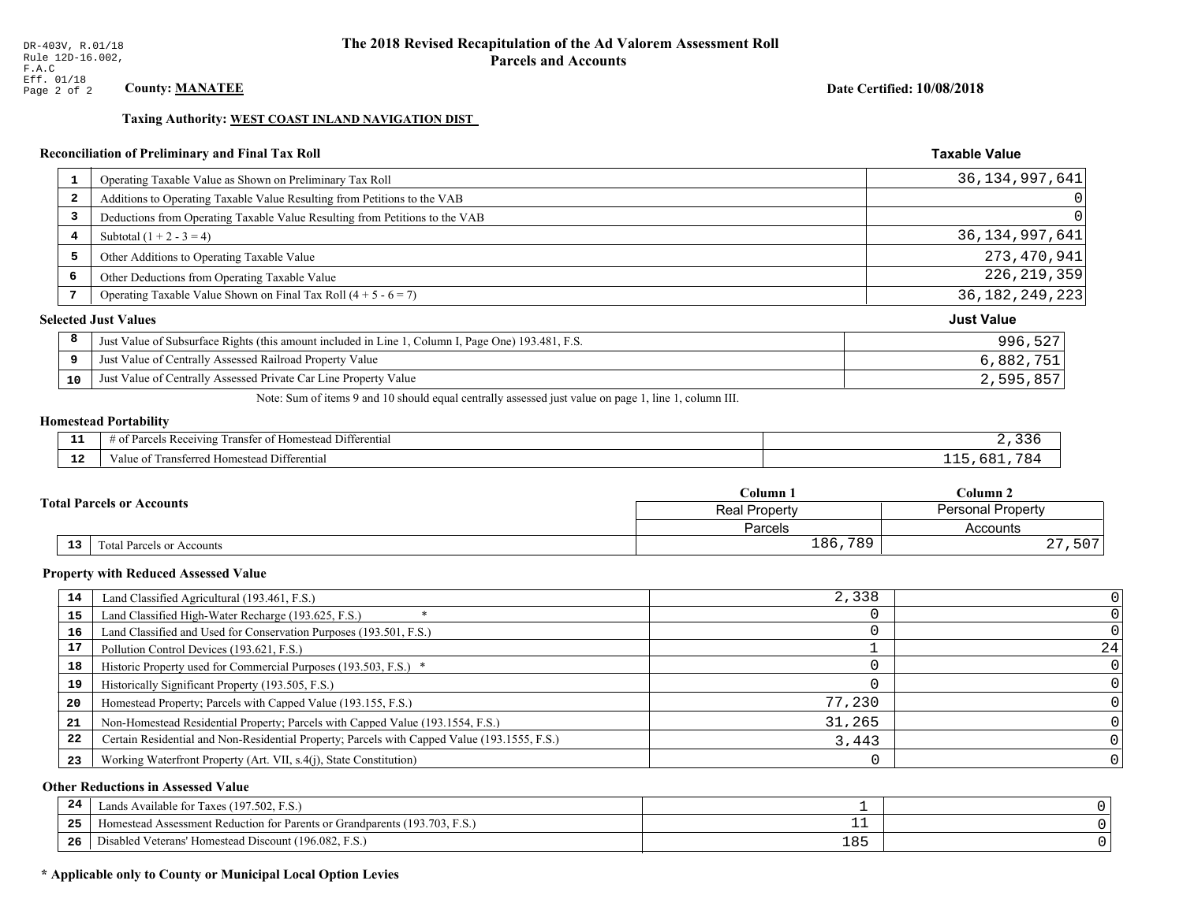DR-403V, R.01/18
Rule 12D-16.002, F.A.C
Eff. 01/18

# The 2018 Revised Recapitulation of the Ad Valorem Assessment Roll
## Parcels and Accounts

**County: MANATEE**

**Date Certified: 10/08/2018**

**Taxing Authority: WEST COAST INLAND NAVIGATION DIST**

### Reconciliation of Preliminary and Final Tax Roll

| # | Description | Taxable Value |
|---|---|---|
| 1 | Operating Taxable Value as Shown on Preliminary Tax Roll | 36,134,997,641 |
| 2 | Additions to Operating Taxable Value Resulting from Petitions to the VAB | 0 |
| 3 | Deductions from Operating Taxable Value Resulting from Petitions to the VAB | 0 |
| 4 | Subtotal (1 + 2 - 3 = 4) | 36,134,997,641 |
| 5 | Other Additions to Operating Taxable Value | 273,470,941 |
| 6 | Other Deductions from Operating Taxable Value | 226,219,359 |
| 7 | Operating Taxable Value Shown on Final Tax Roll (4 + 5 - 6 = 7) | 36,182,249,223 |

### Selected Just Values

| # | Description | Just Value |
|---|---|---|
| 8 | Just Value of Subsurface Rights (this amount included in Line 1, Column I, Page One) 193.481, F.S. | 996,527 |
| 9 | Just Value of Centrally Assessed Railroad Property Value | 6,882,751 |
| 10 | Just Value of Centrally Assessed Private Car Line Property Value | 2,595,857 |

Note: Sum of items 9 and 10 should equal centrally assessed just value on page 1, line 1, column III.

### Homestead Portability

| # | Description | Value |
|---|---|---|
| 11 | # of Parcels Receiving Transfer of Homestead Differential | 2,336 |
| 12 | Value of Transferred Homestead Differential | 115,681,784 |

### Total Parcels or Accounts

| # | Description | Column 1 Real Property Parcels | Column 2 Personal Property Accounts |
|---|---|---|---|
| 13 | Total Parcels or Accounts | 186,789 | 27,507 |

### Property with Reduced Assessed Value

| # | Description | Column 1 | Column 2 |
|---|---|---|---|
| 14 | Land Classified Agricultural (193.461, F.S.) | 2,338 | 0 |
| 15 | Land Classified High-Water Recharge (193.625, F.S.) * | 0 | 0 |
| 16 | Land Classified and Used for Conservation Purposes (193.501, F.S.) | 0 | 0 |
| 17 | Pollution Control Devices (193.621, F.S.) | 1 | 24 |
| 18 | Historic Property used for Commercial Purposes (193.503, F.S.) * | 0 | 0 |
| 19 | Historically Significant Property (193.505, F.S.) | 0 | 0 |
| 20 | Homestead Property; Parcels with Capped Value (193.155, F.S.) | 77,230 | 0 |
| 21 | Non-Homestead Residential Property; Parcels with Capped Value (193.1554, F.S.) | 31,265 | 0 |
| 22 | Certain Residential and Non-Residential Property; Parcels with Capped Value (193.1555, F.S.) | 3,443 | 0 |
| 23 | Working Waterfront Property (Art. VII, s.4(j), State Constitution) | 0 | 0 |

### Other Reductions in Assessed Value

| # | Description | Column 1 | Column 2 |
|---|---|---|---|
| 24 | Lands Available for Taxes (197.502, F.S.) | 1 | 0 |
| 25 | Homestead Assessment Reduction for Parents or Grandparents (193.703, F.S.) | 11 | 0 |
| 26 | Disabled Veterans' Homestead Discount (196.082, F.S.) | 185 | 0 |

**\* Applicable only to County or Municipal Local Option Levies**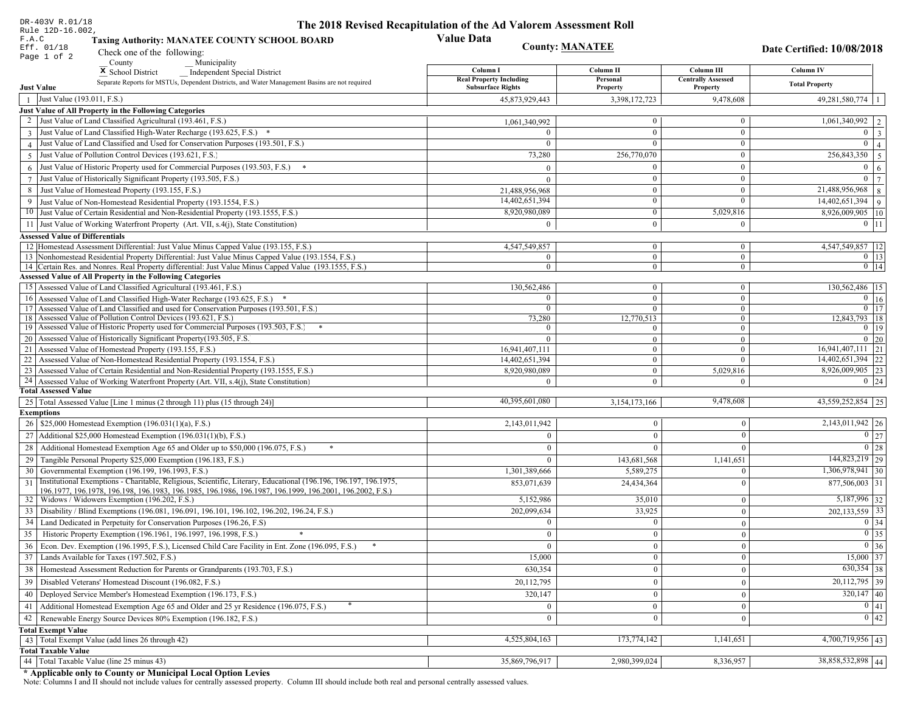DR-403V R.01/18
Rule 12D-16.002, F.A.C
Eff. 01/18

# The 2018 Revised Recapitulation of the Ad Valorem Assessment Roll

## Value Data

**Taxing Authority: MANATEE COUNTY SCHOOL BOARD**

**County: MANATEE**

**Date Certified: 10/08/2018**

Check one of the following:
__ County  __ Municipality
X School District  __ Independent Special District

Separate Reports for MSTUs, Dependent Districts, and Water Management Basins are not required

| | | Column I Real Property Including Subsurface Rights | Column II Personal Property | Column III Centrally Assessed Property | Column IV Total Property | |
|---|---|---|---|---|---|---|
| **Just Value** | | | | | | |
| 1 | Just Value (193.011, F.S.) | 45,873,929,443 | 3,398,172,723 | 9,478,608 | 49,281,580,774 | 1 |
| **Just Value of All Property in the Following Categories** | | | | | | |
| 2 | Just Value of Land Classified Agricultural (193.461, F.S.) | 1,061,340,992 | 0 | 0 | 1,061,340,992 | 2 |
| 3 | Just Value of Land Classified High-Water Recharge (193.625, F.S.) * | 0 | 0 | 0 | 0 | 3 |
| 4 | Just Value of Land Classified and Used for Conservation Purposes (193.501, F.S.) | 0 | 0 | 0 | 0 | 4 |
| 5 | Just Value of Pollution Control Devices (193.621, F.S.) | 73,280 | 256,770,070 | 0 | 256,843,350 | 5 |
| 6 | Just Value of Historic Property used for Commercial Purposes (193.503, F.S.) * | 0 | 0 | 0 | 0 | 6 |
| 7 | Just Value of Historically Significant Property (193.505, F.S.) | 0 | 0 | 0 | 0 | 7 |
| 8 | Just Value of Homestead Property (193.155, F.S.) | 21,488,956,968 | 0 | 0 | 21,488,956,968 | 8 |
| 9 | Just Value of Non-Homestead Residential Property (193.1554, F.S.) | 14,402,651,394 | 0 | 0 | 14,402,651,394 | 9 |
| 10 | Just Value of Certain Residential and Non-Residential Property (193.1555, F.S.) | 8,920,980,089 | 0 | 5,029,816 | 8,926,009,905 | 10 |
| 11 | Just Value of Working Waterfront Property (Art. VII, s.4(j), State Constitution) | 0 | 0 | 0 | 0 | 11 |
| **Assessed Value of Differentials** | | | | | | |
| 12 | Homestead Assessment Differential: Just Value Minus Capped Value (193.155, F.S.) | 4,547,549,857 | 0 | 0 | 4,547,549,857 | 12 |
| 13 | Nonhomestead Residential Property Differential: Just Value Minus Capped Value (193.1554, F.S.) | 0 | 0 | 0 | 0 | 13 |
| 14 | Certain Res. and Nonres. Real Property differential: Just Value Minus Capped Value (193.1555, F.S.) | 0 | 0 | 0 | 0 | 14 |
| **Assessed Value of All Property in the Following Categories** | | | | | | |
| 15 | Assessed Value of Land Classified Agricultural (193.461, F.S.) | 130,562,486 | 0 | 0 | 130,562,486 | 15 |
| 16 | Assessed Value of Land Classified High-Water Recharge (193.625, F.S.) * | 0 | 0 | 0 | 0 | 16 |
| 17 | Assessed Value of Land Classified and used for Conservation Purposes (193.501, F.S.) | 0 | 0 | 0 | 0 | 17 |
| 18 | Assessed Value of Pollution Control Devices (193.621, F.S.) | 73,280 | 12,770,513 | 0 | 12,843,793 | 18 |
| 19 | Assessed Value of Historic Property used for Commercial Purposes (193.503, F.S.) * | 0 | 0 | 0 | 0 | 19 |
| 20 | Assessed Value of Historically Significant Property(193.505, F.S. | 0 | 0 | 0 | 0 | 20 |
| 21 | Assessed Value of Homestead Property (193.155, F.S.) | 16,941,407,111 | 0 | 0 | 16,941,407,111 | 21 |
| 22 | Assessed Value of Non-Homestead Residential Property (193.1554, F.S.) | 14,402,651,394 | 0 | 0 | 14,402,651,394 | 22 |
| 23 | Assessed Value of Certain Residential and Non-Residential Property (193.1555, F.S.) | 8,920,980,089 | 0 | 5,029,816 | 8,926,009,905 | 23 |
| 24 | Assessed Value of Working Waterfront Property (Art. VII, s.4(j), State Constitution) | 0 | 0 | 0 | 0 | 24 |
| **Total Assessed Value** | | | | | | |
| 25 | Total Assessed Value [Line 1 minus (2 through 11) plus (15 through 24)] | 40,395,601,080 | 3,154,173,166 | 9,478,608 | 43,559,252,854 | 25 |
| **Exemptions** | | | | | | |
| 26 | $25,000 Homestead Exemption (196.031(1)(a), F.S.) | 2,143,011,942 | 0 | 0 | 2,143,011,942 | 26 |
| 27 | Additional $25,000 Homestead Exemption (196.031(1)(b), F.S.) | 0 | 0 | 0 | 0 | 27 |
| 28 | Additional Homestead Exemption Age 65 and Older up to $50,000 (196.075, F.S.) * | 0 | 0 | 0 | 0 | 28 |
| 29 | Tangible Personal Property $25,000 Exemption (196.183, F.S.) | 0 | 143,681,568 | 1,141,651 | 144,823,219 | 29 |
| 30 | Governmental Exemption (196.199, 196.1993, F.S.) | 1,301,389,666 | 5,589,275 | 0 | 1,306,978,941 | 30 |
| 31 | Institutional Exemptions - Charitable, Religious, Scientific, Literary, Educational (196.196, 196.197, 196.1975, 196.1977, 196.1978, 196.198, 196.1983, 196.1985, 196.1986, 196.1987, 196.1999, 196.2001, 196.2002, F.S.) | 853,071,639 | 24,434,364 | 0 | 877,506,003 | 31 |
| 32 | Widows / Widowers Exemption (196.202, F.S.) | 5,152,986 | 35,010 | 0 | 5,187,996 | 32 |
| 33 | Disability / Blind Exemptions (196.081, 196.091, 196.101, 196.102, 196.202, 196.24, F.S.) | 202,099,634 | 33,925 | 0 | 202,133,559 | 33 |
| 34 | Land Dedicated in Perpetuity for Conservation Purposes (196.26, F.S) | 0 | 0 | 0 | 0 | 34 |
| 35 | Historic Property Exemption (196.1961, 196.1997, 196.1998, F.S.) * | 0 | 0 | 0 | 0 | 35 |
| 36 | Econ. Dev. Exemption (196.1995, F.S.), Licensed Child Care Facility in Ent. Zone (196.095, F.S.) * | 0 | 0 | 0 | 0 | 36 |
| 37 | Lands Available for Taxes (197.502, F.S.) | 15,000 | 0 | 0 | 15,000 | 37 |
| 38 | Homestead Assessment Reduction for Parents or Grandparents (193.703, F.S.) | 630,354 | 0 | 0 | 630,354 | 38 |
| 39 | Disabled Veterans' Homestead Discount (196.082, F.S.) | 20,112,795 | 0 | 0 | 20,112,795 | 39 |
| 40 | Deployed Service Member's Homestead Exemption (196.173, F.S.) | 320,147 | 0 | 0 | 320,147 | 40 |
| 41 | Additional Homestead Exemption Age 65 and Older and 25 yr Residence (196.075, F.S.) * | 0 | 0 | 0 | 0 | 41 |
| 42 | Renewable Energy Source Devices 80% Exemption (196.182, F.S.) | 0 | 0 | 0 | 0 | 42 |
| **Total Exempt Value** | | | | | | |
| 43 | Total Exempt Value (add lines 26 through 42) | 4,525,804,163 | 173,774,142 | 1,141,651 | 4,700,719,956 | 43 |
| **Total Taxable Value** | | | | | | |
| 44 | Total Taxable Value (line 25 minus 43) | 35,869,796,917 | 2,980,399,024 | 8,336,957 | 38,858,532,898 | 44 |

**\* Applicable only to County or Municipal Local Option Levies**

Note: Columns I and II should not include values for centrally assessed property. Column III should include both real and personal centrally assessed values.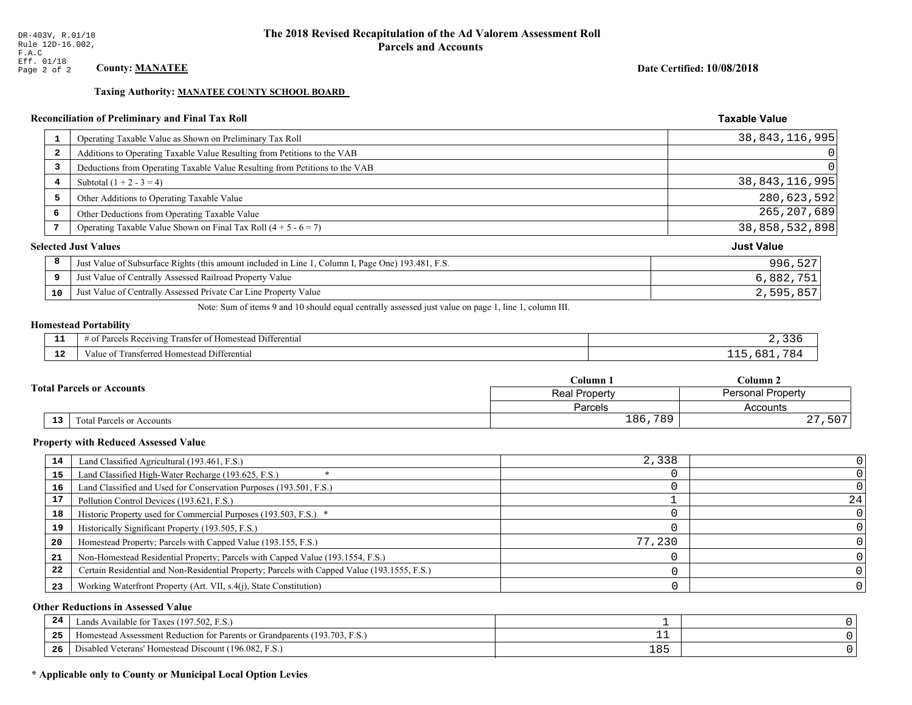DR-403V, R.01/18
Rule 12D-16.002, F.A.C
Eff. 01/18

# The 2018 Revised Recapitulation of the Ad Valorem Assessment Roll
## Parcels and Accounts

**County: MANATEE**

**Date Certified: 10/08/2018**

**Taxing Authority: MANATEE COUNTY SCHOOL BOARD**

### Reconciliation of Preliminary and Final Tax Roll

| | | Taxable Value |
|---|---|---|
| 1 | Operating Taxable Value as Shown on Preliminary Tax Roll | 38,843,116,995 |
| 2 | Additions to Operating Taxable Value Resulting from Petitions to the VAB | 0 |
| 3 | Deductions from Operating Taxable Value Resulting from Petitions to the VAB | 0 |
| 4 | Subtotal (1 + 2 - 3 = 4) | 38,843,116,995 |
| 5 | Other Additions to Operating Taxable Value | 280,623,592 |
| 6 | Other Deductions from Operating Taxable Value | 265,207,689 |
| 7 | Operating Taxable Value Shown on Final Tax Roll (4 + 5 - 6 = 7) | 38,858,532,898 |

### Selected Just Values

| | | Just Value |
|---|---|---|
| 8 | Just Value of Subsurface Rights (this amount included in Line 1, Column I, Page One) 193.481, F.S. | 996,527 |
| 9 | Just Value of Centrally Assessed Railroad Property Value | 6,882,751 |
| 10 | Just Value of Centrally Assessed Private Car Line Property Value | 2,595,857 |

Note: Sum of items 9 and 10 should equal centrally assessed just value on page 1, line 1, column III.

### Homestead Portability

| | | |
|---|---|---|
| 11 | # of Parcels Receiving Transfer of Homestead Differential | 2,336 |
| 12 | Value of Transferred Homestead Differential | 115,681,784 |

### Total Parcels or Accounts

| | | Column 1 Real Property Parcels | Column 2 Personal Property Accounts |
|---|---|---|---|
| 13 | Total Parcels or Accounts | 186,789 | 27,507 |

### Property with Reduced Assessed Value

| | | Column 1 | Column 2 |
|---|---|---|---|
| 14 | Land Classified Agricultural (193.461, F.S.) | 2,338 | 0 |
| 15 | Land Classified High-Water Recharge (193.625, F.S.) * | 0 | 0 |
| 16 | Land Classified and Used for Conservation Purposes (193.501, F.S.) | 0 | 0 |
| 17 | Pollution Control Devices (193.621, F.S.) | 1 | 24 |
| 18 | Historic Property used for Commercial Purposes (193.503, F.S.) * | 0 | 0 |
| 19 | Historically Significant Property (193.505, F.S.) | 0 | 0 |
| 20 | Homestead Property; Parcels with Capped Value (193.155, F.S.) | 77,230 | 0 |
| 21 | Non-Homestead Residential Property; Parcels with Capped Value (193.1554, F.S.) | 0 | 0 |
| 22 | Certain Residential and Non-Residential Property; Parcels with Capped Value (193.1555, F.S.) | 0 | 0 |
| 23 | Working Waterfront Property (Art. VII, s.4(j), State Constitution) | 0 | 0 |

### Other Reductions in Assessed Value

| | | Column 1 | Column 2 |
|---|---|---|---|
| 24 | Lands Available for Taxes (197.502, F.S.) | 1 | 0 |
| 25 | Homestead Assessment Reduction for Parents or Grandparents (193.703, F.S.) | 11 | 0 |
| 26 | Disabled Veterans' Homestead Discount (196.082, F.S.) | 185 | 0 |

**\* Applicable only to County or Municipal Local Option Levies**